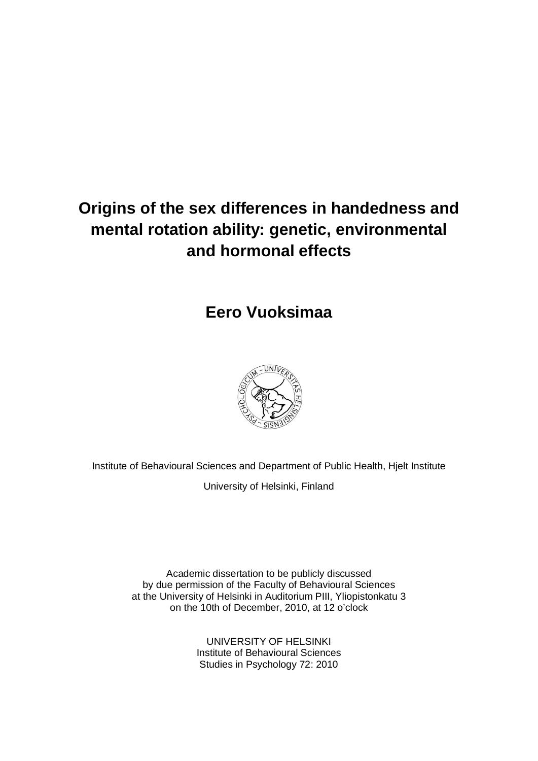# Origins of the sex differences in handedness and mental rotation ability: genetic, environmental and hormonal effects

## Eero Vuoksimaa

Institute of Behavioural Sciences and Department of Public Health, Hjelt Institute

University of Helsinki, Finland

Academic dissertation to be publicly discussed
by due permission of the Faculty of Behavioural Sciences
at the University of Helsinki in Auditorium PIII, Yliopistonkatu 3
on the 10th of December, 2010, at 12 o'clock

UNIVERSITY OF HELSINKI
Institute of Behavioural Sciences
Studies in Psychology 72: 2010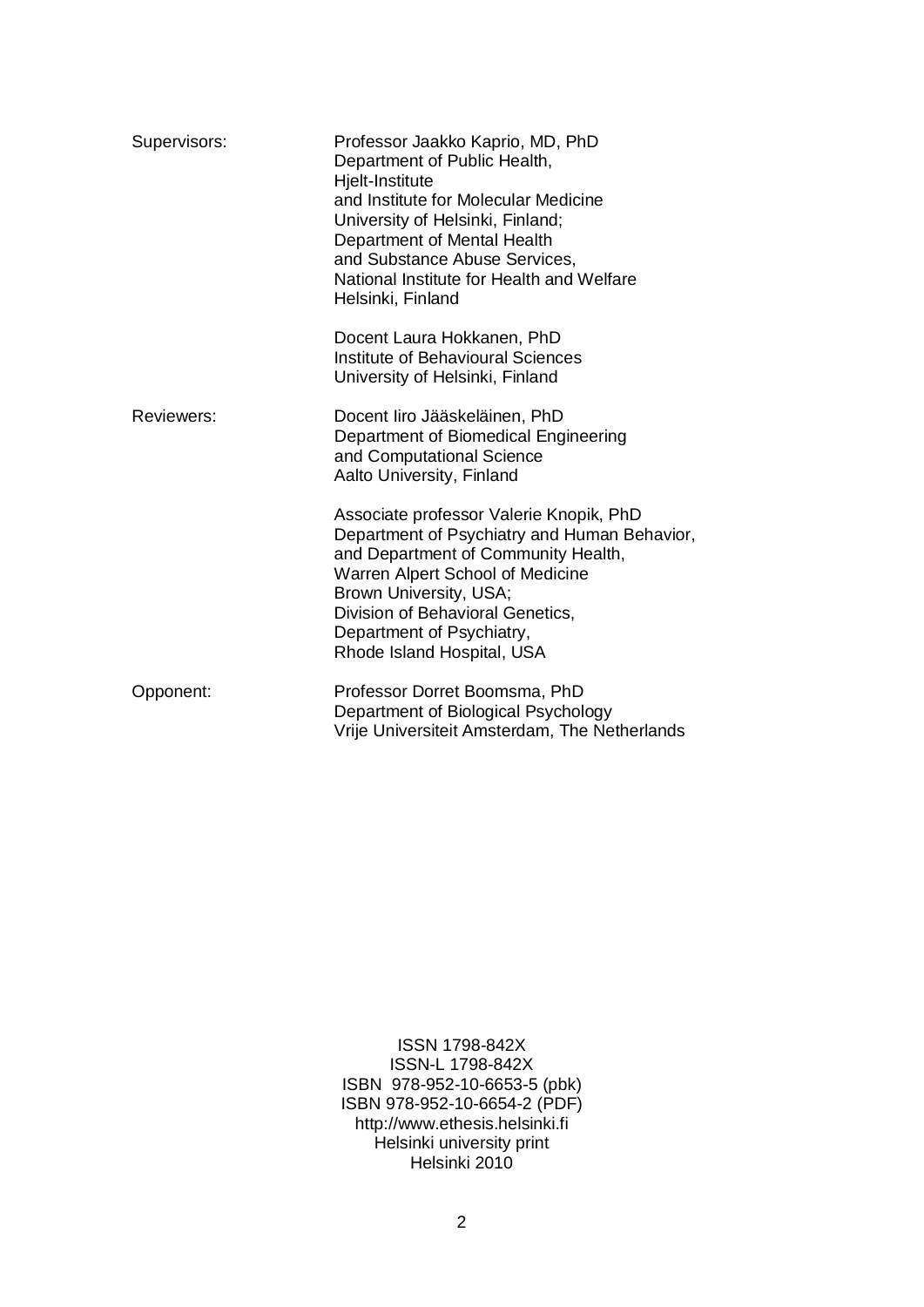| | |
|---|---|
| Supervisors: | Professor Jaakko Kaprio, MD, PhD<br>Department of Public Health,<br>Hjelt-Institute<br>and Institute for Molecular Medicine<br>University of Helsinki, Finland;<br>Department of Mental Health<br>and Substance Abuse Services,<br>National Institute for Health and Welfare<br>Helsinki, Finland |
| | Docent Laura Hokkanen, PhD<br>Institute of Behavioural Sciences<br>University of Helsinki, Finland |
| Reviewers: | Docent Iiro Jääskeläinen, PhD<br>Department of Biomedical Engineering<br>and Computational Science<br>Aalto University, Finland |
| | Associate professor Valerie Knopik, PhD<br>Department of Psychiatry and Human Behavior,<br>and Department of Community Health,<br>Warren Alpert School of Medicine<br>Brown University, USA;<br>Division of Behavioral Genetics,<br>Department of Psychiatry,<br>Rhode Island Hospital, USA |
| Opponent: | Professor Dorret Boomsma, PhD<br>Department of Biological Psychology<br>Vrije Universiteit Amsterdam, The Netherlands |

ISSN 1798-842X
ISSN-L 1798-842X
ISBN 978-952-10-6653-5 (pbk)
ISBN 978-952-10-6654-2 (PDF)
http://www.ethesis.helsinki.fi
Helsinki university print
Helsinki 2010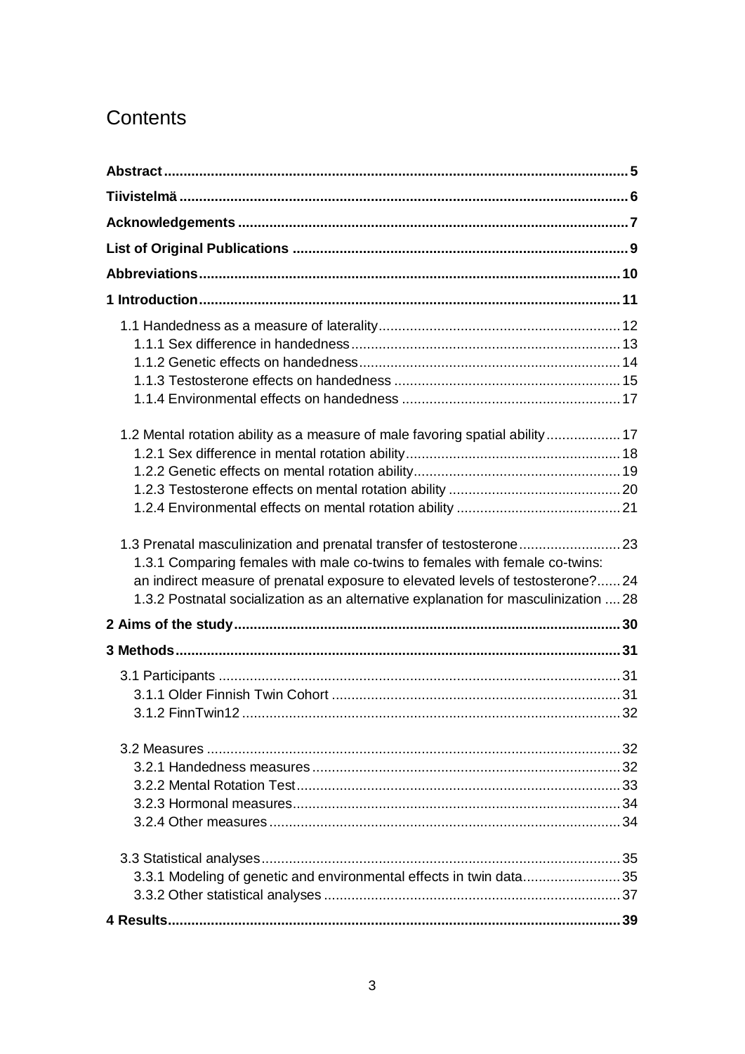# Contents

**Abstract** 5

**Tiivistelmä** 6

**Acknowledgements** 7

**List of Original Publications** 9

**Abbreviations** 10

**1 Introduction** 11

- 1.1 Handedness as a measure of laterality 12
  - 1.1.1 Sex difference in handedness 13
  - 1.1.2 Genetic effects on handedness 14
  - 1.1.3 Testosterone effects on handedness 15
  - 1.1.4 Environmental effects on handedness 17
- 1.2 Mental rotation ability as a measure of male favoring spatial ability 17
  - 1.2.1 Sex difference in mental rotation ability 18
  - 1.2.2 Genetic effects on mental rotation ability 19
  - 1.2.3 Testosterone effects on mental rotation ability 20
  - 1.2.4 Environmental effects on mental rotation ability 21
- 1.3 Prenatal masculinization and prenatal transfer of testosterone 23
  - 1.3.1 Comparing females with male co-twins to females with female co-twins: an indirect measure of prenatal exposure to elevated levels of testosterone? 24
  - 1.3.2 Postnatal socialization as an alternative explanation for masculinization 28

**2 Aims of the study** 30

**3 Methods** 31

- 3.1 Participants 31
  - 3.1.1 Older Finnish Twin Cohort 31
  - 3.1.2 FinnTwin12 32
- 3.2 Measures 32
  - 3.2.1 Handedness measures 32
  - 3.2.2 Mental Rotation Test 33
  - 3.2.3 Hormonal measures 34
  - 3.2.4 Other measures 34
- 3.3 Statistical analyses 35
  - 3.3.1 Modeling of genetic and environmental effects in twin data 35
  - 3.3.2 Other statistical analyses 37

**4 Results** 39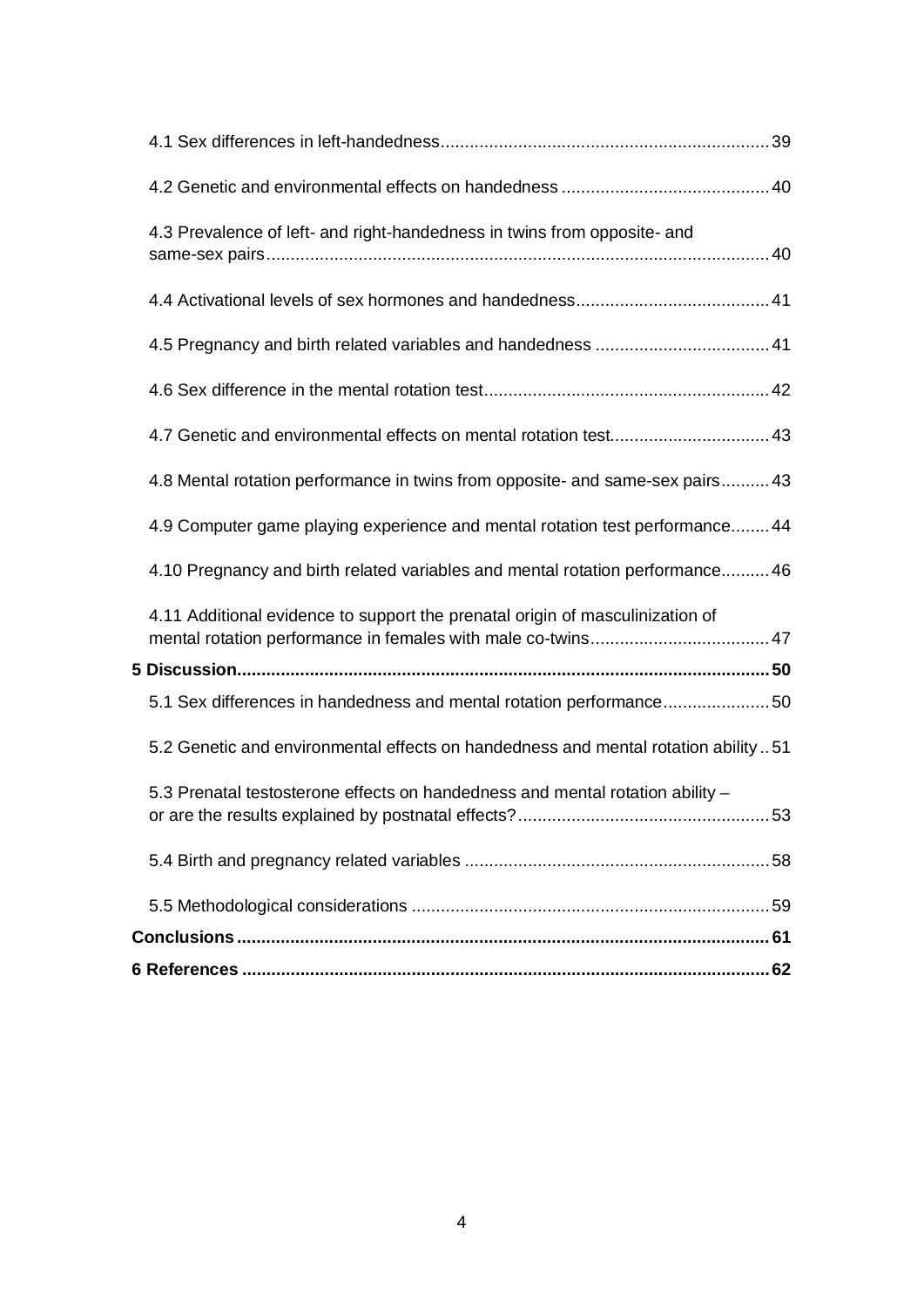4.1 Sex differences in left-handedness ........ 39

4.2 Genetic and environmental effects on handedness ........ 40

4.3 Prevalence of left- and right-handedness in twins from opposite- and same-sex pairs ........ 40

4.4 Activational levels of sex hormones and handedness ........ 41

4.5 Pregnancy and birth related variables and handedness ........ 41

4.6 Sex difference in the mental rotation test ........ 42

4.7 Genetic and environmental effects on mental rotation test ........ 43

4.8 Mental rotation performance in twins from opposite- and same-sex pairs ........ 43

4.9 Computer game playing experience and mental rotation test performance ........ 44

4.10 Pregnancy and birth related variables and mental rotation performance ........ 46

4.11 Additional evidence to support the prenatal origin of masculinization of mental rotation performance in females with male co-twins ........ 47

**5 Discussion ........ 50**

5.1 Sex differences in handedness and mental rotation performance ........ 50

5.2 Genetic and environmental effects on handedness and mental rotation ability ........ 51

5.3 Prenatal testosterone effects on handedness and mental rotation ability – or are the results explained by postnatal effects? ........ 53

5.4 Birth and pregnancy related variables ........ 58

5.5 Methodological considerations ........ 59

**Conclusions ........ 61**

**6 References ........ 62**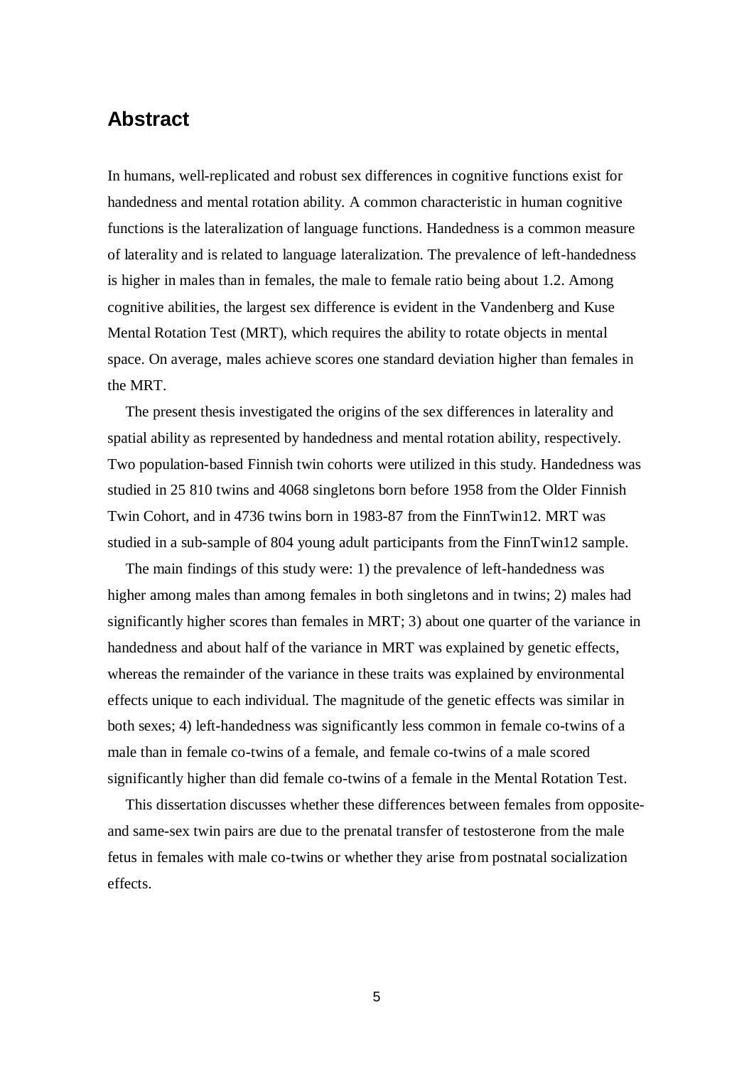## Abstract

In humans, well-replicated and robust sex differences in cognitive functions exist for handedness and mental rotation ability. A common characteristic in human cognitive functions is the lateralization of language functions. Handedness is a common measure of laterality and is related to language lateralization. The prevalence of left-handedness is higher in males than in females, the male to female ratio being about 1.2. Among cognitive abilities, the largest sex difference is evident in the Vandenberg and Kuse Mental Rotation Test (MRT), which requires the ability to rotate objects in mental space. On average, males achieve scores one standard deviation higher than females in the MRT.

The present thesis investigated the origins of the sex differences in laterality and spatial ability as represented by handedness and mental rotation ability, respectively. Two population-based Finnish twin cohorts were utilized in this study. Handedness was studied in 25 810 twins and 4068 singletons born before 1958 from the Older Finnish Twin Cohort, and in 4736 twins born in 1983-87 from the FinnTwin12. MRT was studied in a sub-sample of 804 young adult participants from the FinnTwin12 sample.

The main findings of this study were: 1) the prevalence of left-handedness was higher among males than among females in both singletons and in twins; 2) males had significantly higher scores than females in MRT; 3) about one quarter of the variance in handedness and about half of the variance in MRT was explained by genetic effects, whereas the remainder of the variance in these traits was explained by environmental effects unique to each individual. The magnitude of the genetic effects was similar in both sexes; 4) left-handedness was significantly less common in female co-twins of a male than in female co-twins of a female, and female co-twins of a male scored significantly higher than did female co-twins of a female in the Mental Rotation Test.

This dissertation discusses whether these differences between females from opposite- and same-sex twin pairs are due to the prenatal transfer of testosterone from the male fetus in females with male co-twins or whether they arise from postnatal socialization effects.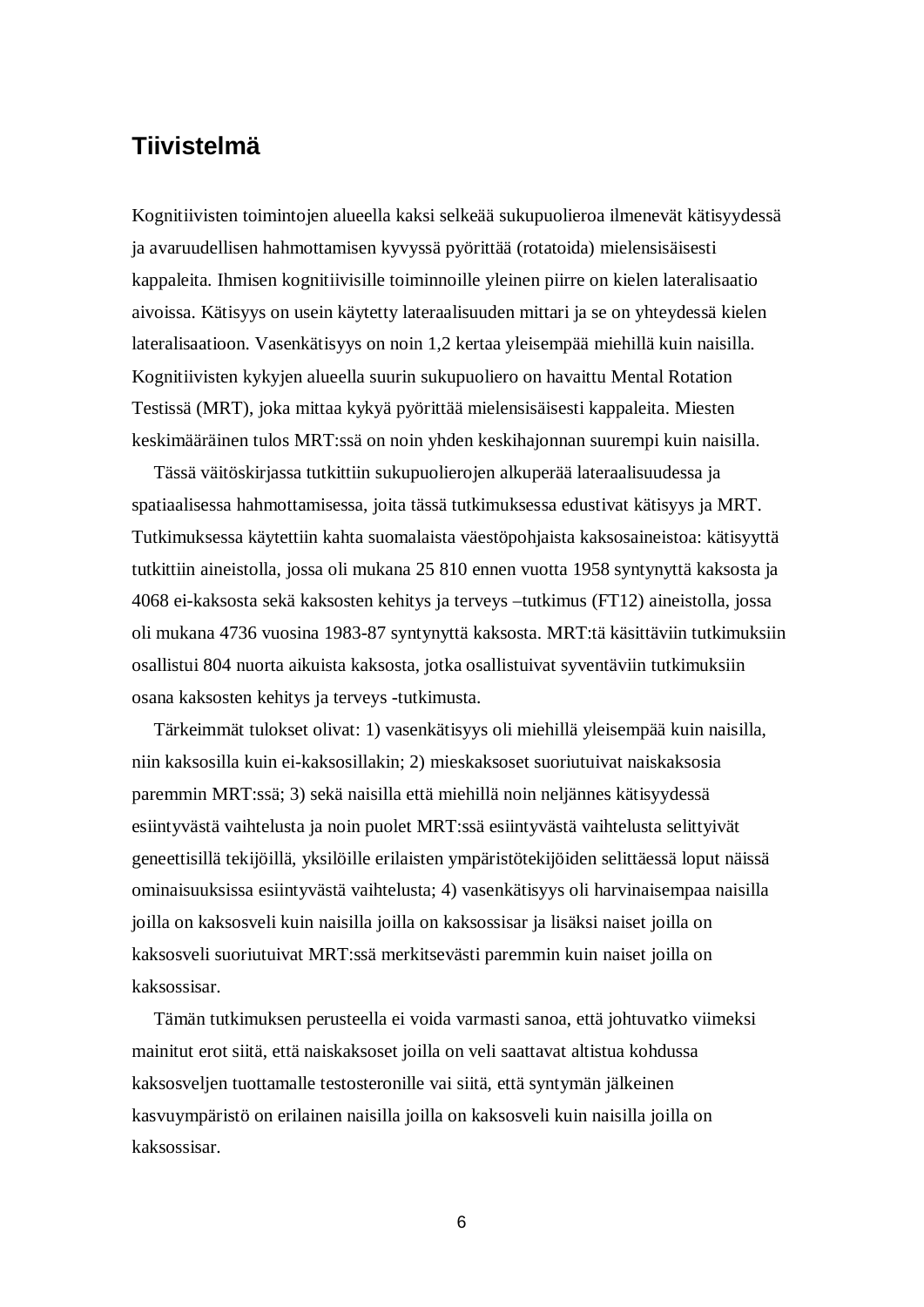## Tiivistelmä

Kognitiivisten toimintojen alueella kaksi selkeää sukupuolieroa ilmenevät kätisyydessä ja avaruudellisen hahmottamisen kyvyssä pyörittää (rotatoida) mielensisäisesti kappaleita. Ihmisen kognitiivisille toiminnoille yleinen piirre on kielen lateralisaatio aivoissa. Kätisyys on usein käytetty lateraalisuuden mittari ja se on yhteydessä kielen lateralisaatioon. Vasenkätisyys on noin 1,2 kertaa yleisempää miehillä kuin naisilla. Kognitiivisten kykyjen alueella suurin sukupuoliero on havaittu Mental Rotation Testissä (MRT), joka mittaa kykyä pyörittää mielensisäisesti kappaleita. Miesten keskimääräinen tulos MRT:ssä on noin yhden keskihajonnan suurempi kuin naisilla.

Tässä väitöskirjassa tutkittiin sukupuolierojen alkuperää lateraalisuudessa ja spatiaalisessa hahmottamisessa, joita tässä tutkimuksessa edustivat kätisyys ja MRT. Tutkimuksessa käytettiin kahta suomalaista väestöpohjaista kaksosaineistoa: kätisyyttä tutkittiin aineistolla, jossa oli mukana 25 810 ennen vuotta 1958 syntynyttä kaksosta ja 4068 ei-kaksosta sekä kaksosten kehitys ja terveys –tutkimus (FT12) aineistolla, jossa oli mukana 4736 vuosina 1983-87 syntynyttä kaksosta. MRT:tä käsittäviin tutkimuksiin osallistui 804 nuorta aikuista kaksosta, jotka osallistuivat syventäviin tutkimuksiin osana kaksosten kehitys ja terveys -tutkimusta.

Tärkeimmät tulokset olivat: 1) vasenkätisyys oli miehillä yleisempää kuin naisilla, niin kaksosilla kuin ei-kaksosillakin; 2) mieskaksoset suoriutuivat naiskaksosia paremmin MRT:ssä; 3) sekä naisilla että miehillä noin neljännes kätisyydessä esiintyvästä vaihtelusta ja noin puolet MRT:ssä esiintyvästä vaihtelusta selittyivät geneettisillä tekijöillä, yksilöille erilaisten ympäristötekijöiden selittäessä loput näissä ominaisuuksissa esiintyvästä vaihtelusta; 4) vasenkätisyys oli harvinaisempaa naisilla joilla on kaksosveli kuin naisilla joilla on kaksossisar ja lisäksi naiset joilla on kaksosveli suoriutuivat MRT:ssä merkitsevästi paremmin kuin naiset joilla on kaksossisar.

Tämän tutkimuksen perusteella ei voida varmasti sanoa, että johtuvatko viimeksi mainitut erot siitä, että naiskaksoset joilla on veli saattavat altistua kohdussa kaksosveljen tuottamalle testosteronille vai siitä, että syntymän jälkeinen kasvuympäristö on erilainen naisilla joilla on kaksosveli kuin naisilla joilla on kaksossisar.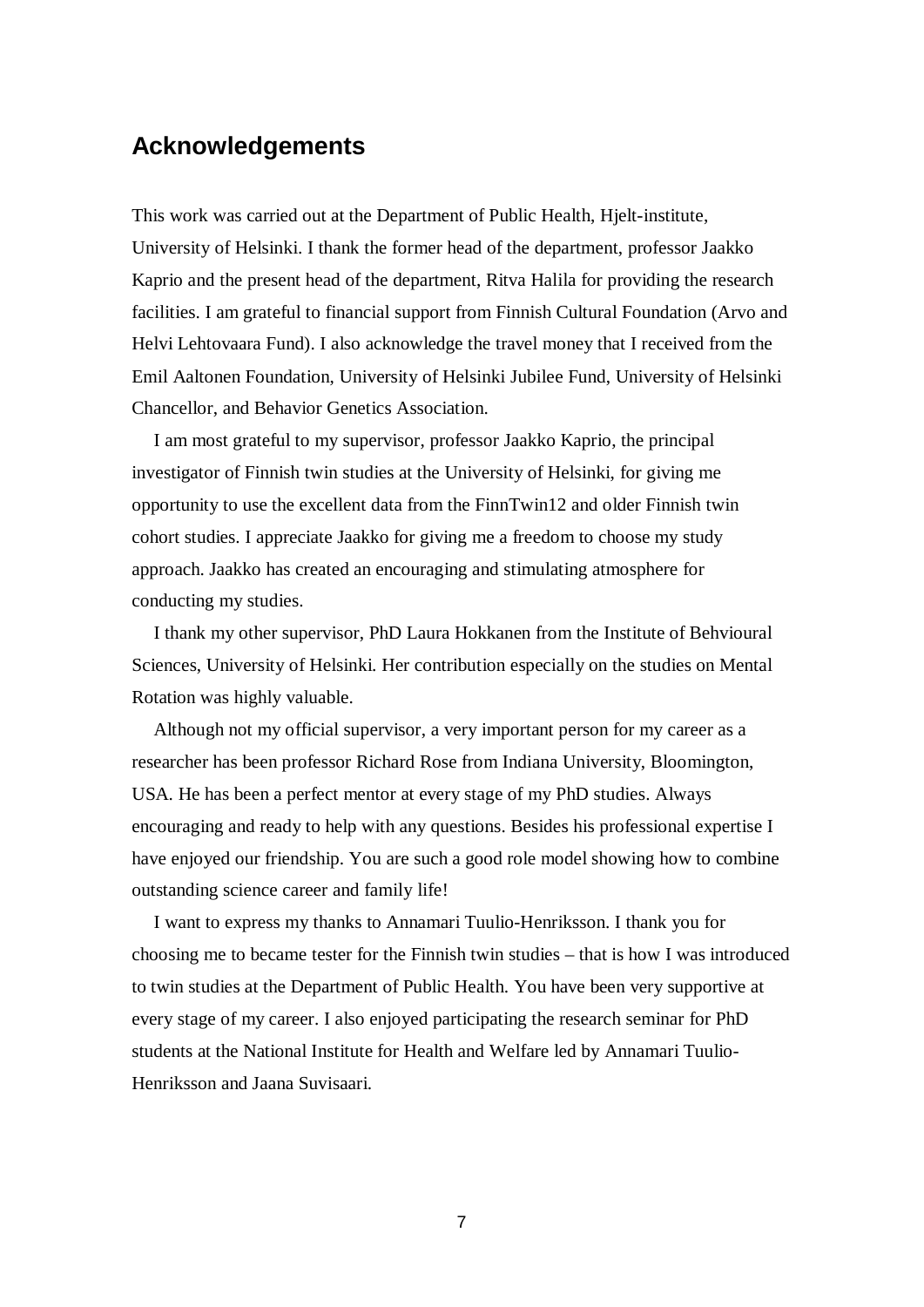## Acknowledgements

This work was carried out at the Department of Public Health, Hjelt-institute, University of Helsinki. I thank the former head of the department, professor Jaakko Kaprio and the present head of the department, Ritva Halila for providing the research facilities. I am grateful to financial support from Finnish Cultural Foundation (Arvo and Helvi Lehtovaara Fund). I also acknowledge the travel money that I received from the Emil Aaltonen Foundation, University of Helsinki Jubilee Fund, University of Helsinki Chancellor, and Behavior Genetics Association.

I am most grateful to my supervisor, professor Jaakko Kaprio, the principal investigator of Finnish twin studies at the University of Helsinki, for giving me opportunity to use the excellent data from the FinnTwin12 and older Finnish twin cohort studies. I appreciate Jaakko for giving me a freedom to choose my study approach. Jaakko has created an encouraging and stimulating atmosphere for conducting my studies.

I thank my other supervisor, PhD Laura Hokkanen from the Institute of Behvioural Sciences, University of Helsinki. Her contribution especially on the studies on Mental Rotation was highly valuable.

Although not my official supervisor, a very important person for my career as a researcher has been professor Richard Rose from Indiana University, Bloomington, USA. He has been a perfect mentor at every stage of my PhD studies. Always encouraging and ready to help with any questions. Besides his professional expertise I have enjoyed our friendship. You are such a good role model showing how to combine outstanding science career and family life!

I want to express my thanks to Annamari Tuulio-Henriksson. I thank you for choosing me to became tester for the Finnish twin studies – that is how I was introduced to twin studies at the Department of Public Health. You have been very supportive at every stage of my career. I also enjoyed participating the research seminar for PhD students at the National Institute for Health and Welfare led by Annamari Tuulio-Henriksson and Jaana Suvisaari.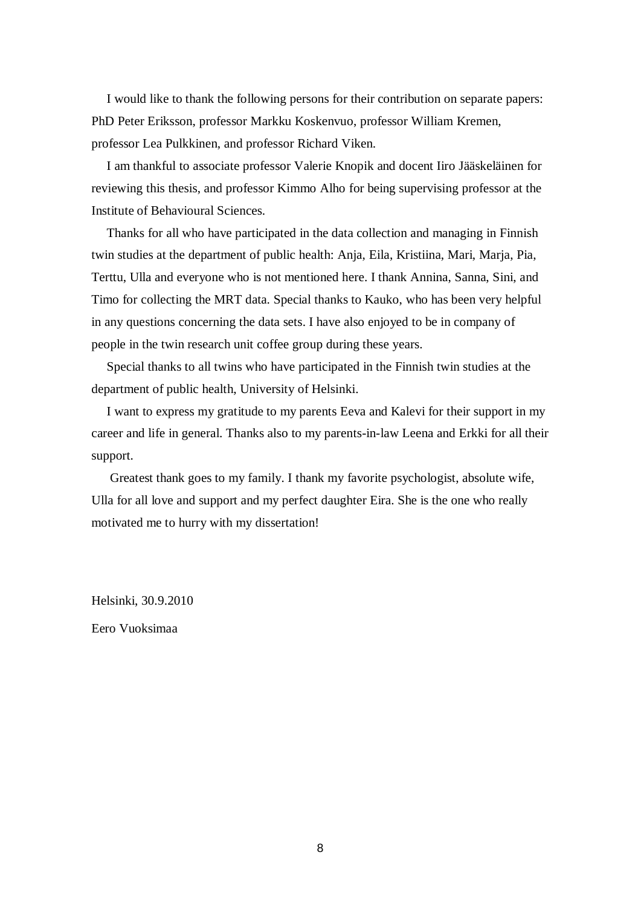I would like to thank the following persons for their contribution on separate papers: PhD Peter Eriksson, professor Markku Koskenvuo, professor William Kremen, professor Lea Pulkkinen, and professor Richard Viken.

I am thankful to associate professor Valerie Knopik and docent Iiro Jääskeläinen for reviewing this thesis, and professor Kimmo Alho for being supervising professor at the Institute of Behavioural Sciences.

Thanks for all who have participated in the data collection and managing in Finnish twin studies at the department of public health: Anja, Eila, Kristiina, Mari, Marja, Pia, Terttu, Ulla and everyone who is not mentioned here. I thank Annina, Sanna, Sini, and Timo for collecting the MRT data. Special thanks to Kauko, who has been very helpful in any questions concerning the data sets. I have also enjoyed to be in company of people in the twin research unit coffee group during these years.

Special thanks to all twins who have participated in the Finnish twin studies at the department of public health, University of Helsinki.

I want to express my gratitude to my parents Eeva and Kalevi for their support in my career and life in general. Thanks also to my parents-in-law Leena and Erkki for all their support.

Greatest thank goes to my family. I thank my favorite psychologist, absolute wife, Ulla for all love and support and my perfect daughter Eira. She is the one who really motivated me to hurry with my dissertation!

Helsinki, 30.9.2010

Eero Vuoksimaa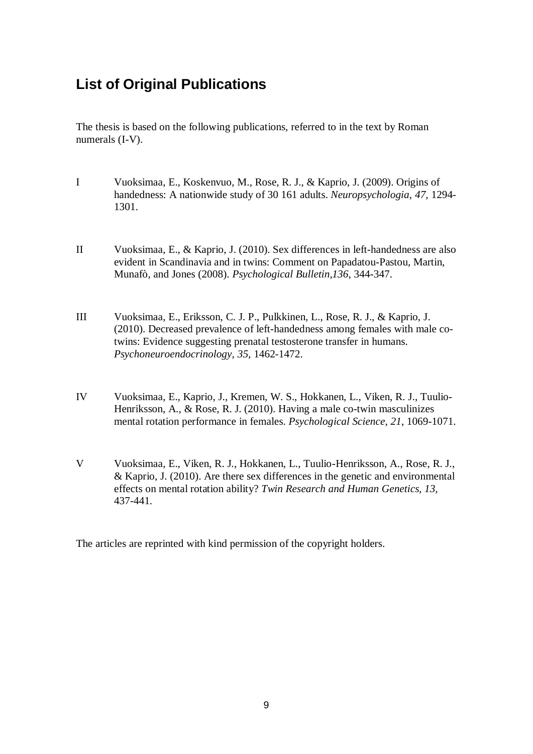## List of Original Publications

The thesis is based on the following publications, referred to in the text by Roman numerals (I-V).

I Vuoksimaa, E., Koskenvuo, M., Rose, R. J., & Kaprio, J. (2009). Origins of handedness: A nationwide study of 30 161 adults. *Neuropsychologia, 47,* 1294-1301.

II Vuoksimaa, E., & Kaprio, J. (2010). Sex differences in left-handedness are also evident in Scandinavia and in twins: Comment on Papadatou-Pastou, Martin, Munafò, and Jones (2008). *Psychological Bulletin,136*, 344-347.

III Vuoksimaa, E., Eriksson, C. J. P., Pulkkinen, L., Rose, R. J., & Kaprio, J. (2010). Decreased prevalence of left-handedness among females with male co-twins: Evidence suggesting prenatal testosterone transfer in humans. *Psychoneuroendocrinology, 35,* 1462-1472.

IV Vuoksimaa, E., Kaprio, J., Kremen, W. S., Hokkanen, L., Viken, R. J., Tuulio-Henriksson, A., & Rose, R. J. (2010). Having a male co-twin masculinizes mental rotation performance in females. *Psychological Science, 21*, 1069-1071.

V Vuoksimaa, E., Viken, R. J., Hokkanen, L., Tuulio-Henriksson, A., Rose, R. J., & Kaprio, J. (2010). Are there sex differences in the genetic and environmental effects on mental rotation ability? *Twin Research and Human Genetics, 13*, 437-441.

The articles are reprinted with kind permission of the copyright holders.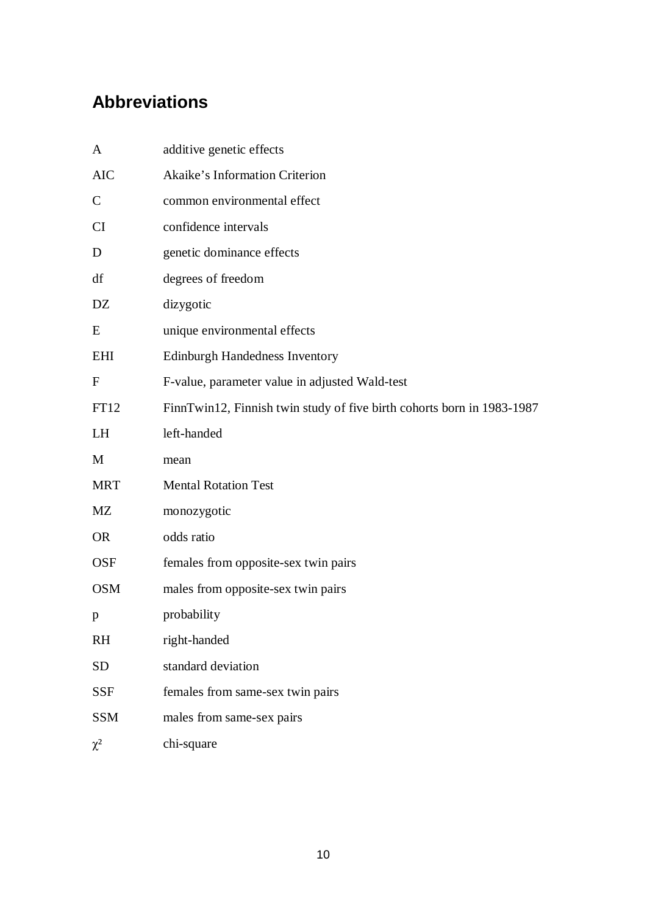# Abbreviations

| | |
|---|---|
| A | additive genetic effects |
| AIC | Akaike's Information Criterion |
| C | common environmental effect |
| CI | confidence intervals |
| D | genetic dominance effects |
| df | degrees of freedom |
| DZ | dizygotic |
| E | unique environmental effects |
| EHI | Edinburgh Handedness Inventory |
| F | F-value, parameter value in adjusted Wald-test |
| FT12 | FinnTwin12, Finnish twin study of five birth cohorts born in 1983-1987 |
| LH | left-handed |
| M | mean |
| MRT | Mental Rotation Test |
| MZ | monozygotic |
| OR | odds ratio |
| OSF | females from opposite-sex twin pairs |
| OSM | males from opposite-sex twin pairs |
| p | probability |
| RH | right-handed |
| SD | standard deviation |
| SSF | females from same-sex twin pairs |
| SSM | males from same-sex pairs |
| $\chi^2$ | chi-square |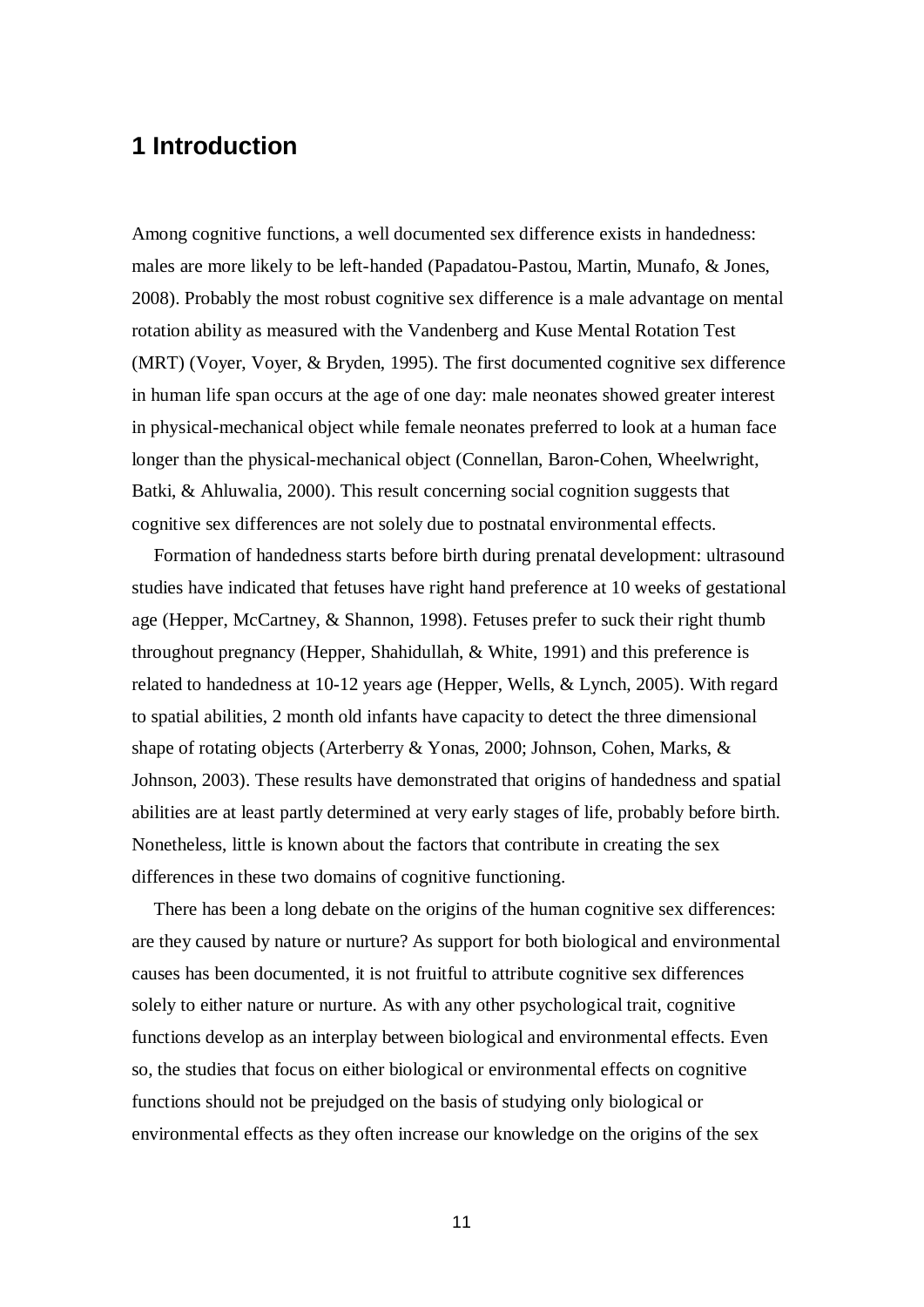# 1 Introduction

Among cognitive functions, a well documented sex difference exists in handedness: males are more likely to be left-handed (Papadatou-Pastou, Martin, Munafo, & Jones, 2008). Probably the most robust cognitive sex difference is a male advantage on mental rotation ability as measured with the Vandenberg and Kuse Mental Rotation Test (MRT) (Voyer, Voyer, & Bryden, 1995). The first documented cognitive sex difference in human life span occurs at the age of one day: male neonates showed greater interest in physical-mechanical object while female neonates preferred to look at a human face longer than the physical-mechanical object (Connellan, Baron-Cohen, Wheelwright, Batki, & Ahluwalia, 2000). This result concerning social cognition suggests that cognitive sex differences are not solely due to postnatal environmental effects.

Formation of handedness starts before birth during prenatal development: ultrasound studies have indicated that fetuses have right hand preference at 10 weeks of gestational age (Hepper, McCartney, & Shannon, 1998). Fetuses prefer to suck their right thumb throughout pregnancy (Hepper, Shahidullah, & White, 1991) and this preference is related to handedness at 10-12 years age (Hepper, Wells, & Lynch, 2005). With regard to spatial abilities, 2 month old infants have capacity to detect the three dimensional shape of rotating objects (Arterberry & Yonas, 2000; Johnson, Cohen, Marks, & Johnson, 2003). These results have demonstrated that origins of handedness and spatial abilities are at least partly determined at very early stages of life, probably before birth. Nonetheless, little is known about the factors that contribute in creating the sex differences in these two domains of cognitive functioning.

There has been a long debate on the origins of the human cognitive sex differences: are they caused by nature or nurture? As support for both biological and environmental causes has been documented, it is not fruitful to attribute cognitive sex differences solely to either nature or nurture. As with any other psychological trait, cognitive functions develop as an interplay between biological and environmental effects. Even so, the studies that focus on either biological or environmental effects on cognitive functions should not be prejudged on the basis of studying only biological or environmental effects as they often increase our knowledge on the origins of the sex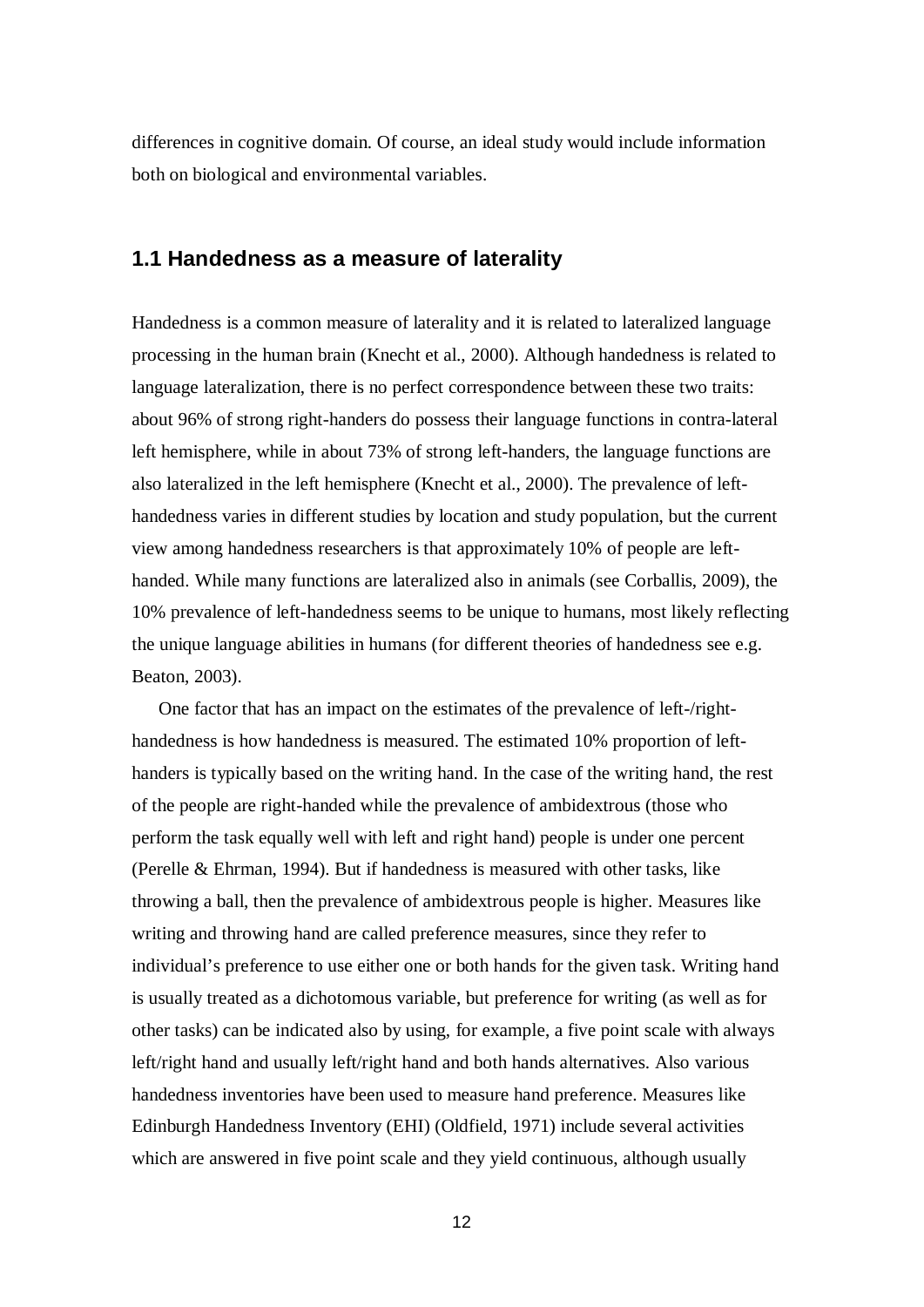differences in cognitive domain. Of course, an ideal study would include information both on biological and environmental variables.

## 1.1 Handedness as a measure of laterality

Handedness is a common measure of laterality and it is related to lateralized language processing in the human brain (Knecht et al., 2000). Although handedness is related to language lateralization, there is no perfect correspondence between these two traits: about 96% of strong right-handers do possess their language functions in contra-lateral left hemisphere, while in about 73% of strong left-handers, the language functions are also lateralized in the left hemisphere (Knecht et al., 2000). The prevalence of left-handedness varies in different studies by location and study population, but the current view among handedness researchers is that approximately 10% of people are left-handed. While many functions are lateralized also in animals (see Corballis, 2009), the 10% prevalence of left-handedness seems to be unique to humans, most likely reflecting the unique language abilities in humans (for different theories of handedness see e.g. Beaton, 2003).

One factor that has an impact on the estimates of the prevalence of left-/right-handedness is how handedness is measured. The estimated 10% proportion of left-handers is typically based on the writing hand. In the case of the writing hand, the rest of the people are right-handed while the prevalence of ambidextrous (those who perform the task equally well with left and right hand) people is under one percent (Perelle & Ehrman, 1994). But if handedness is measured with other tasks, like throwing a ball, then the prevalence of ambidextrous people is higher. Measures like writing and throwing hand are called preference measures, since they refer to individual's preference to use either one or both hands for the given task. Writing hand is usually treated as a dichotomous variable, but preference for writing (as well as for other tasks) can be indicated also by using, for example, a five point scale with always left/right hand and usually left/right hand and both hands alternatives. Also various handedness inventories have been used to measure hand preference. Measures like Edinburgh Handedness Inventory (EHI) (Oldfield, 1971) include several activities which are answered in five point scale and they yield continuous, although usually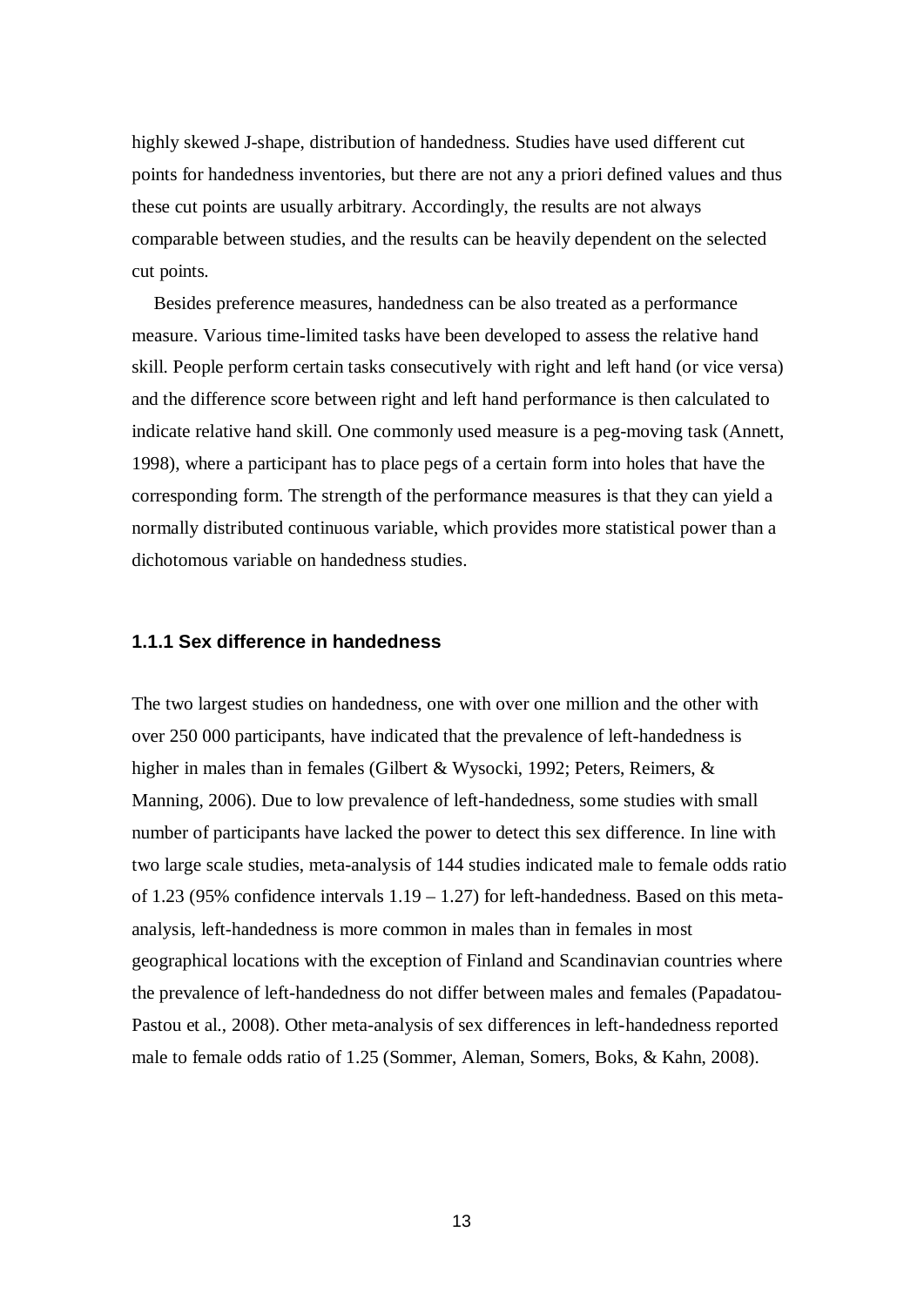highly skewed J-shape, distribution of handedness. Studies have used different cut points for handedness inventories, but there are not any a priori defined values and thus these cut points are usually arbitrary. Accordingly, the results are not always comparable between studies, and the results can be heavily dependent on the selected cut points.

Besides preference measures, handedness can be also treated as a performance measure. Various time-limited tasks have been developed to assess the relative hand skill. People perform certain tasks consecutively with right and left hand (or vice versa) and the difference score between right and left hand performance is then calculated to indicate relative hand skill. One commonly used measure is a peg-moving task (Annett, 1998), where a participant has to place pegs of a certain form into holes that have the corresponding form. The strength of the performance measures is that they can yield a normally distributed continuous variable, which provides more statistical power than a dichotomous variable on handedness studies.

### 1.1.1 Sex difference in handedness

The two largest studies on handedness, one with over one million and the other with over 250 000 participants, have indicated that the prevalence of left-handedness is higher in males than in females (Gilbert & Wysocki, 1992; Peters, Reimers, & Manning, 2006). Due to low prevalence of left-handedness, some studies with small number of participants have lacked the power to detect this sex difference. In line with two large scale studies, meta-analysis of 144 studies indicated male to female odds ratio of 1.23 (95% confidence intervals 1.19 – 1.27) for left-handedness. Based on this meta-analysis, left-handedness is more common in males than in females in most geographical locations with the exception of Finland and Scandinavian countries where the prevalence of left-handedness do not differ between males and females (Papadatou-Pastou et al., 2008). Other meta-analysis of sex differences in left-handedness reported male to female odds ratio of 1.25 (Sommer, Aleman, Somers, Boks, & Kahn, 2008).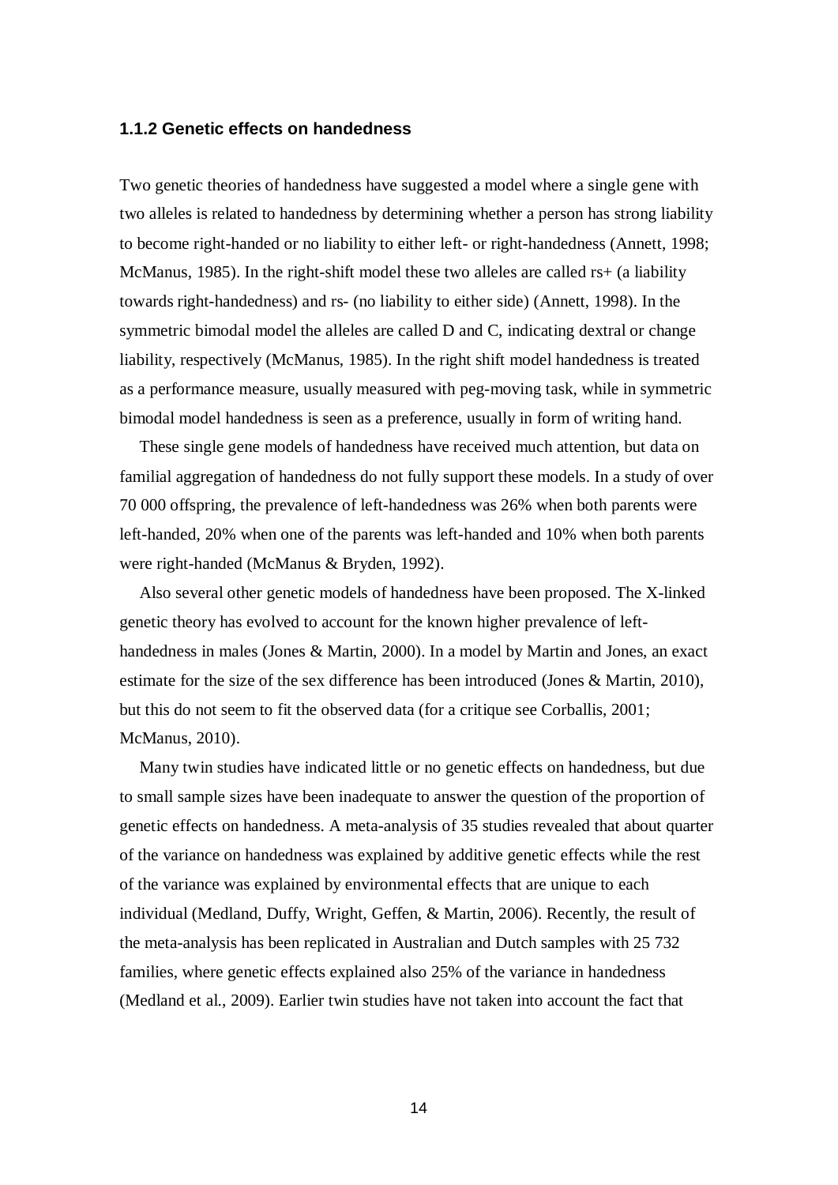### 1.1.2 Genetic effects on handedness

Two genetic theories of handedness have suggested a model where a single gene with two alleles is related to handedness by determining whether a person has strong liability to become right-handed or no liability to either left- or right-handedness (Annett, 1998; McManus, 1985). In the right-shift model these two alleles are called rs+ (a liability towards right-handedness) and rs- (no liability to either side) (Annett, 1998). In the symmetric bimodal model the alleles are called D and C, indicating dextral or change liability, respectively (McManus, 1985). In the right shift model handedness is treated as a performance measure, usually measured with peg-moving task, while in symmetric bimodal model handedness is seen as a preference, usually in form of writing hand.

These single gene models of handedness have received much attention, but data on familial aggregation of handedness do not fully support these models. In a study of over 70 000 offspring, the prevalence of left-handedness was 26% when both parents were left-handed, 20% when one of the parents was left-handed and 10% when both parents were right-handed (McManus & Bryden, 1992).

Also several other genetic models of handedness have been proposed. The X-linked genetic theory has evolved to account for the known higher prevalence of left-handedness in males (Jones & Martin, 2000). In a model by Martin and Jones, an exact estimate for the size of the sex difference has been introduced (Jones & Martin, 2010), but this do not seem to fit the observed data (for a critique see Corballis, 2001; McManus, 2010).

Many twin studies have indicated little or no genetic effects on handedness, but due to small sample sizes have been inadequate to answer the question of the proportion of genetic effects on handedness. A meta-analysis of 35 studies revealed that about quarter of the variance on handedness was explained by additive genetic effects while the rest of the variance was explained by environmental effects that are unique to each individual (Medland, Duffy, Wright, Geffen, & Martin, 2006). Recently, the result of the meta-analysis has been replicated in Australian and Dutch samples with 25 732 families, where genetic effects explained also 25% of the variance in handedness (Medland et al., 2009). Earlier twin studies have not taken into account the fact that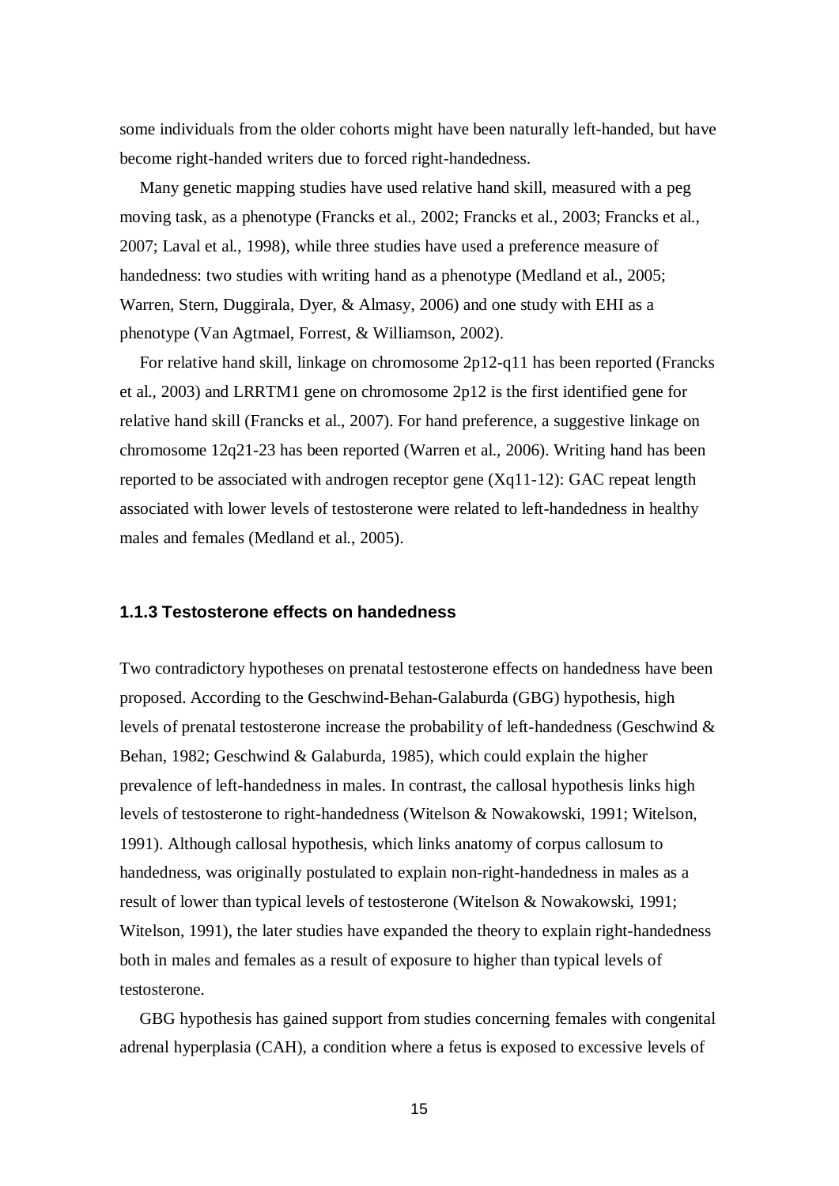some individuals from the older cohorts might have been naturally left-handed, but have become right-handed writers due to forced right-handedness.

Many genetic mapping studies have used relative hand skill, measured with a peg moving task, as a phenotype (Francks et al., 2002; Francks et al., 2003; Francks et al., 2007; Laval et al., 1998), while three studies have used a preference measure of handedness: two studies with writing hand as a phenotype (Medland et al., 2005; Warren, Stern, Duggirala, Dyer, & Almasy, 2006) and one study with EHI as a phenotype (Van Agtmael, Forrest, & Williamson, 2002).

For relative hand skill, linkage on chromosome 2p12-q11 has been reported (Francks et al., 2003) and LRRTM1 gene on chromosome 2p12 is the first identified gene for relative hand skill (Francks et al., 2007). For hand preference, a suggestive linkage on chromosome 12q21-23 has been reported (Warren et al., 2006). Writing hand has been reported to be associated with androgen receptor gene (Xq11-12): GAC repeat length associated with lower levels of testosterone were related to left-handedness in healthy males and females (Medland et al., 2005).

### 1.1.3 Testosterone effects on handedness

Two contradictory hypotheses on prenatal testosterone effects on handedness have been proposed. According to the Geschwind-Behan-Galaburda (GBG) hypothesis, high levels of prenatal testosterone increase the probability of left-handedness (Geschwind & Behan, 1982; Geschwind & Galaburda, 1985), which could explain the higher prevalence of left-handedness in males. In contrast, the callosal hypothesis links high levels of testosterone to right-handedness (Witelson & Nowakowski, 1991; Witelson, 1991). Although callosal hypothesis, which links anatomy of corpus callosum to handedness, was originally postulated to explain non-right-handedness in males as a result of lower than typical levels of testosterone (Witelson & Nowakowski, 1991; Witelson, 1991), the later studies have expanded the theory to explain right-handedness both in males and females as a result of exposure to higher than typical levels of testosterone.

GBG hypothesis has gained support from studies concerning females with congenital adrenal hyperplasia (CAH), a condition where a fetus is exposed to excessive levels of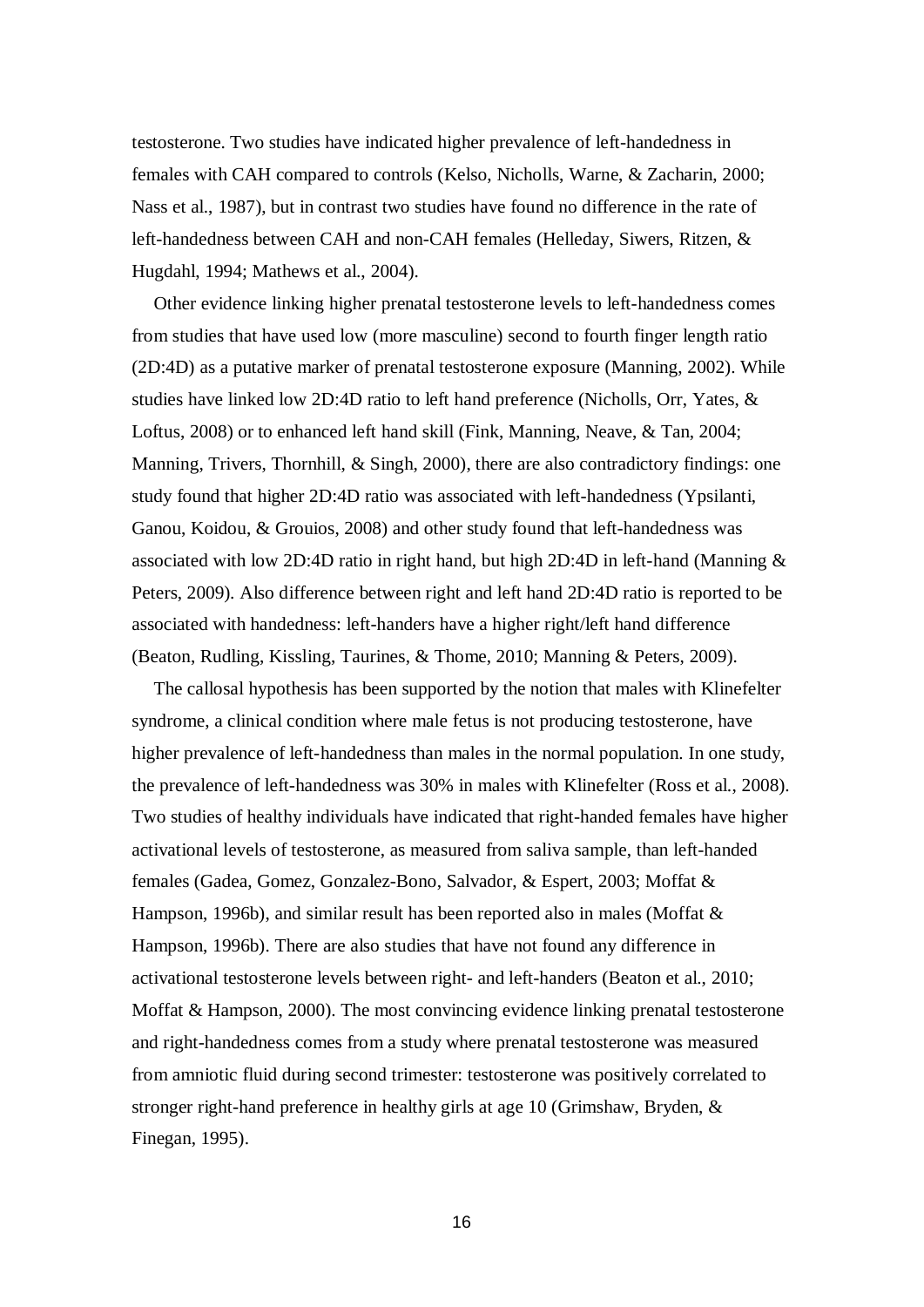testosterone. Two studies have indicated higher prevalence of left-handedness in females with CAH compared to controls (Kelso, Nicholls, Warne, & Zacharin, 2000; Nass et al., 1987), but in contrast two studies have found no difference in the rate of left-handedness between CAH and non-CAH females (Helleday, Siwers, Ritzen, & Hugdahl, 1994; Mathews et al., 2004).

Other evidence linking higher prenatal testosterone levels to left-handedness comes from studies that have used low (more masculine) second to fourth finger length ratio (2D:4D) as a putative marker of prenatal testosterone exposure (Manning, 2002). While studies have linked low 2D:4D ratio to left hand preference (Nicholls, Orr, Yates, & Loftus, 2008) or to enhanced left hand skill (Fink, Manning, Neave, & Tan, 2004; Manning, Trivers, Thornhill, & Singh, 2000), there are also contradictory findings: one study found that higher 2D:4D ratio was associated with left-handedness (Ypsilanti, Ganou, Koidou, & Grouios, 2008) and other study found that left-handedness was associated with low 2D:4D ratio in right hand, but high 2D:4D in left-hand (Manning & Peters, 2009). Also difference between right and left hand 2D:4D ratio is reported to be associated with handedness: left-handers have a higher right/left hand difference (Beaton, Rudling, Kissling, Taurines, & Thome, 2010; Manning & Peters, 2009).

The callosal hypothesis has been supported by the notion that males with Klinefelter syndrome, a clinical condition where male fetus is not producing testosterone, have higher prevalence of left-handedness than males in the normal population. In one study, the prevalence of left-handedness was 30% in males with Klinefelter (Ross et al., 2008). Two studies of healthy individuals have indicated that right-handed females have higher activational levels of testosterone, as measured from saliva sample, than left-handed females (Gadea, Gomez, Gonzalez-Bono, Salvador, & Espert, 2003; Moffat & Hampson, 1996b), and similar result has been reported also in males (Moffat & Hampson, 1996b). There are also studies that have not found any difference in activational testosterone levels between right- and left-handers (Beaton et al., 2010; Moffat & Hampson, 2000). The most convincing evidence linking prenatal testosterone and right-handedness comes from a study where prenatal testosterone was measured from amniotic fluid during second trimester: testosterone was positively correlated to stronger right-hand preference in healthy girls at age 10 (Grimshaw, Bryden, & Finegan, 1995).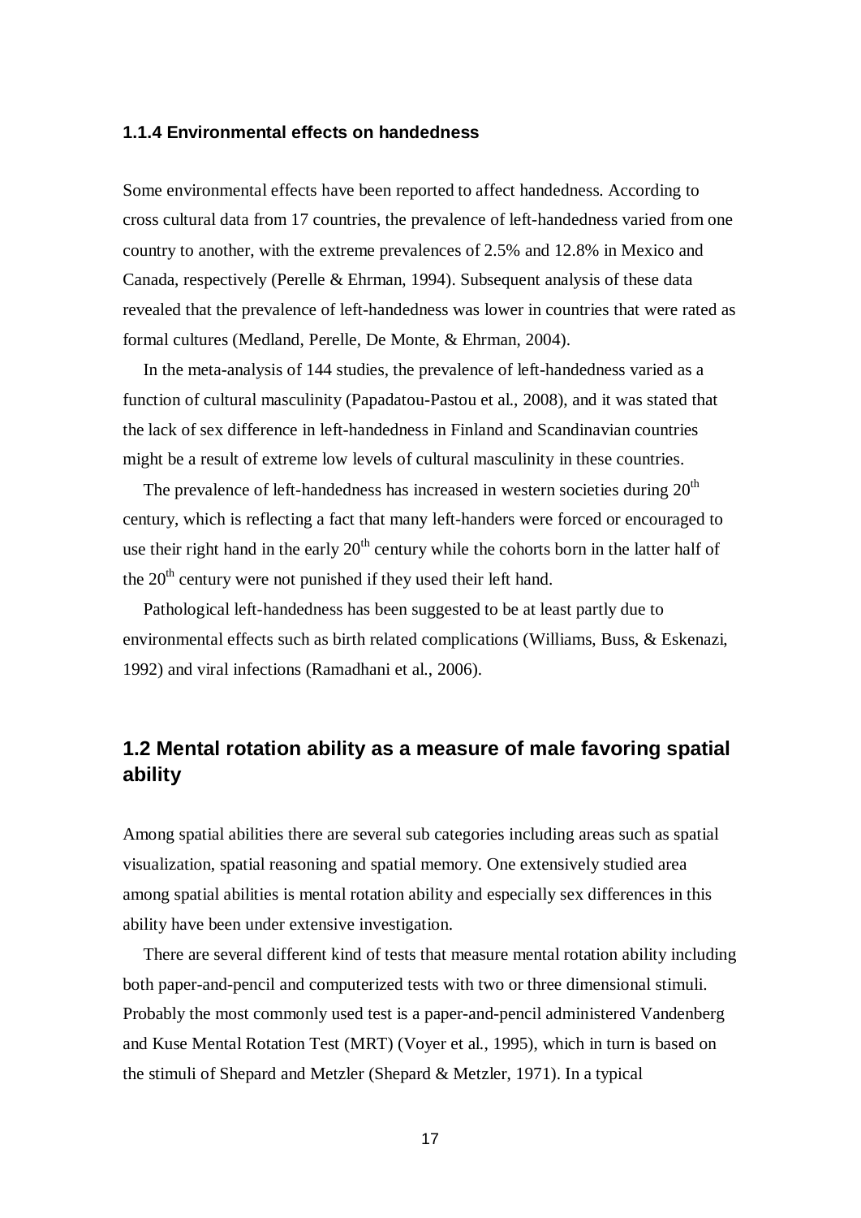### 1.1.4 Environmental effects on handedness

Some environmental effects have been reported to affect handedness. According to cross cultural data from 17 countries, the prevalence of left-handedness varied from one country to another, with the extreme prevalences of 2.5% and 12.8% in Mexico and Canada, respectively (Perelle & Ehrman, 1994). Subsequent analysis of these data revealed that the prevalence of left-handedness was lower in countries that were rated as formal cultures (Medland, Perelle, De Monte, & Ehrman, 2004).

In the meta-analysis of 144 studies, the prevalence of left-handedness varied as a function of cultural masculinity (Papadatou-Pastou et al., 2008), and it was stated that the lack of sex difference in left-handedness in Finland and Scandinavian countries might be a result of extreme low levels of cultural masculinity in these countries.

The prevalence of left-handedness has increased in western societies during $20^{th}$ century, which is reflecting a fact that many left-handers were forced or encouraged to use their right hand in the early $20^{th}$ century while the cohorts born in the latter half of the $20^{th}$ century were not punished if they used their left hand.

Pathological left-handedness has been suggested to be at least partly due to environmental effects such as birth related complications (Williams, Buss, & Eskenazi, 1992) and viral infections (Ramadhani et al., 2006).

## 1.2 Mental rotation ability as a measure of male favoring spatial ability

Among spatial abilities there are several sub categories including areas such as spatial visualization, spatial reasoning and spatial memory. One extensively studied area among spatial abilities is mental rotation ability and especially sex differences in this ability have been under extensive investigation.

There are several different kind of tests that measure mental rotation ability including both paper-and-pencil and computerized tests with two or three dimensional stimuli. Probably the most commonly used test is a paper-and-pencil administered Vandenberg and Kuse Mental Rotation Test (MRT) (Voyer et al., 1995), which in turn is based on the stimuli of Shepard and Metzler (Shepard & Metzler, 1971). In a typical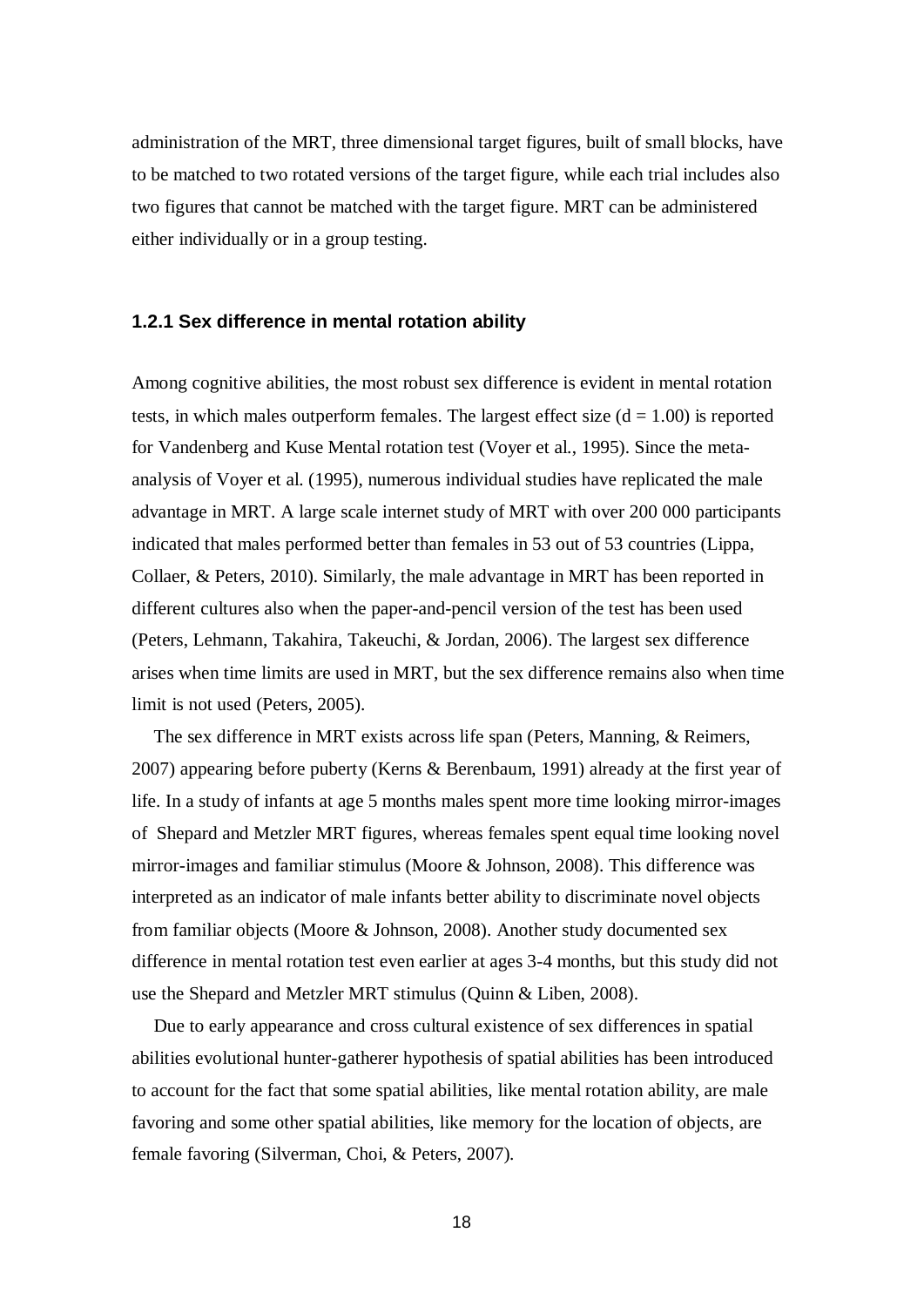administration of the MRT, three dimensional target figures, built of small blocks, have to be matched to two rotated versions of the target figure, while each trial includes also two figures that cannot be matched with the target figure. MRT can be administered either individually or in a group testing.

### 1.2.1 Sex difference in mental rotation ability

Among cognitive abilities, the most robust sex difference is evident in mental rotation tests, in which males outperform females. The largest effect size ($d = 1.00$) is reported for Vandenberg and Kuse Mental rotation test (Voyer et al., 1995). Since the meta-analysis of Voyer et al. (1995), numerous individual studies have replicated the male advantage in MRT. A large scale internet study of MRT with over 200 000 participants indicated that males performed better than females in 53 out of 53 countries (Lippa, Collaer, & Peters, 2010). Similarly, the male advantage in MRT has been reported in different cultures also when the paper-and-pencil version of the test has been used (Peters, Lehmann, Takahira, Takeuchi, & Jordan, 2006). The largest sex difference arises when time limits are used in MRT, but the sex difference remains also when time limit is not used (Peters, 2005).

The sex difference in MRT exists across life span (Peters, Manning, & Reimers, 2007) appearing before puberty (Kerns & Berenbaum, 1991) already at the first year of life. In a study of infants at age 5 months males spent more time looking mirror-images of Shepard and Metzler MRT figures, whereas females spent equal time looking novel mirror-images and familiar stimulus (Moore & Johnson, 2008). This difference was interpreted as an indicator of male infants better ability to discriminate novel objects from familiar objects (Moore & Johnson, 2008). Another study documented sex difference in mental rotation test even earlier at ages 3-4 months, but this study did not use the Shepard and Metzler MRT stimulus (Quinn & Liben, 2008).

Due to early appearance and cross cultural existence of sex differences in spatial abilities evolutional hunter-gatherer hypothesis of spatial abilities has been introduced to account for the fact that some spatial abilities, like mental rotation ability, are male favoring and some other spatial abilities, like memory for the location of objects, are female favoring (Silverman, Choi, & Peters, 2007).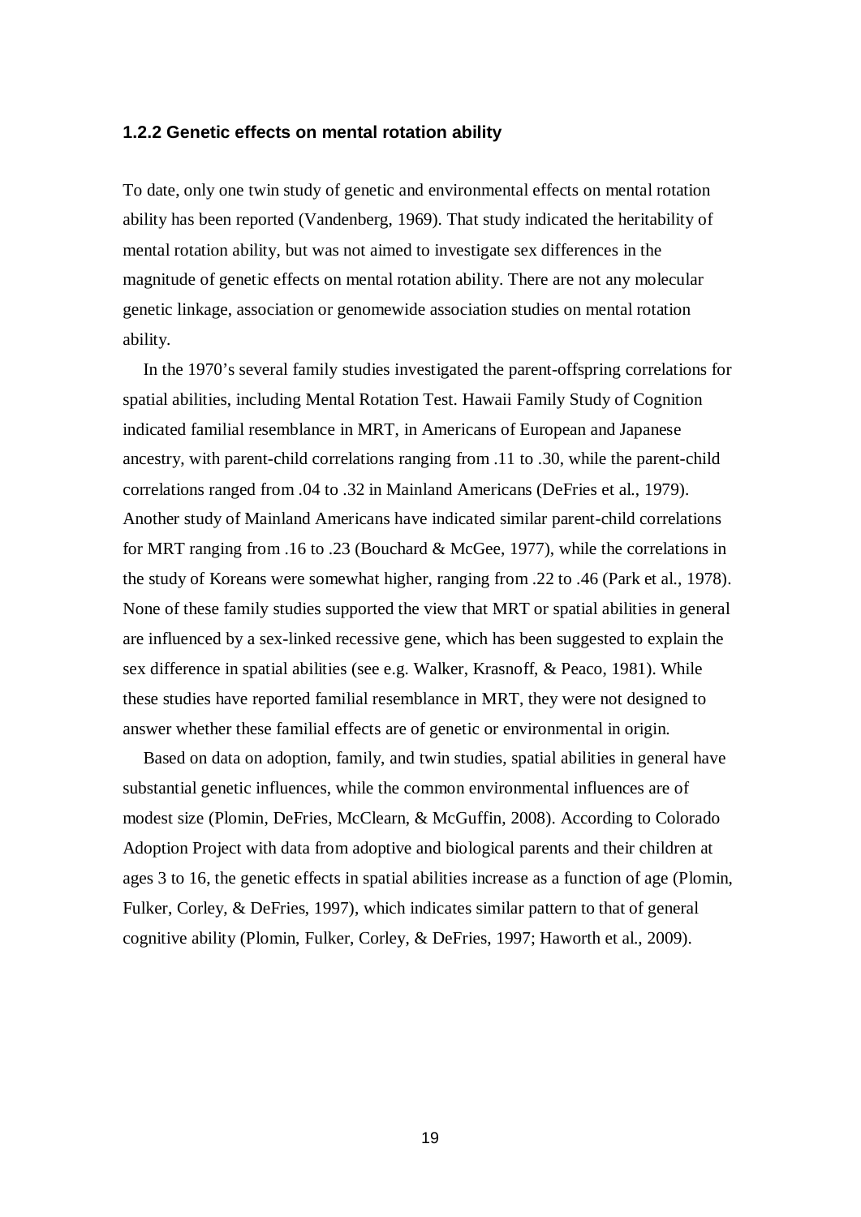### 1.2.2 Genetic effects on mental rotation ability

To date, only one twin study of genetic and environmental effects on mental rotation ability has been reported (Vandenberg, 1969). That study indicated the heritability of mental rotation ability, but was not aimed to investigate sex differences in the magnitude of genetic effects on mental rotation ability. There are not any molecular genetic linkage, association or genomewide association studies on mental rotation ability.

In the 1970's several family studies investigated the parent-offspring correlations for spatial abilities, including Mental Rotation Test. Hawaii Family Study of Cognition indicated familial resemblance in MRT, in Americans of European and Japanese ancestry, with parent-child correlations ranging from .11 to .30, while the parent-child correlations ranged from .04 to .32 in Mainland Americans (DeFries et al., 1979). Another study of Mainland Americans have indicated similar parent-child correlations for MRT ranging from .16 to .23 (Bouchard & McGee, 1977), while the correlations in the study of Koreans were somewhat higher, ranging from .22 to .46 (Park et al., 1978). None of these family studies supported the view that MRT or spatial abilities in general are influenced by a sex-linked recessive gene, which has been suggested to explain the sex difference in spatial abilities (see e.g. Walker, Krasnoff, & Peaco, 1981). While these studies have reported familial resemblance in MRT, they were not designed to answer whether these familial effects are of genetic or environmental in origin.

Based on data on adoption, family, and twin studies, spatial abilities in general have substantial genetic influences, while the common environmental influences are of modest size (Plomin, DeFries, McClearn, & McGuffin, 2008). According to Colorado Adoption Project with data from adoptive and biological parents and their children at ages 3 to 16, the genetic effects in spatial abilities increase as a function of age (Plomin, Fulker, Corley, & DeFries, 1997), which indicates similar pattern to that of general cognitive ability (Plomin, Fulker, Corley, & DeFries, 1997; Haworth et al., 2009).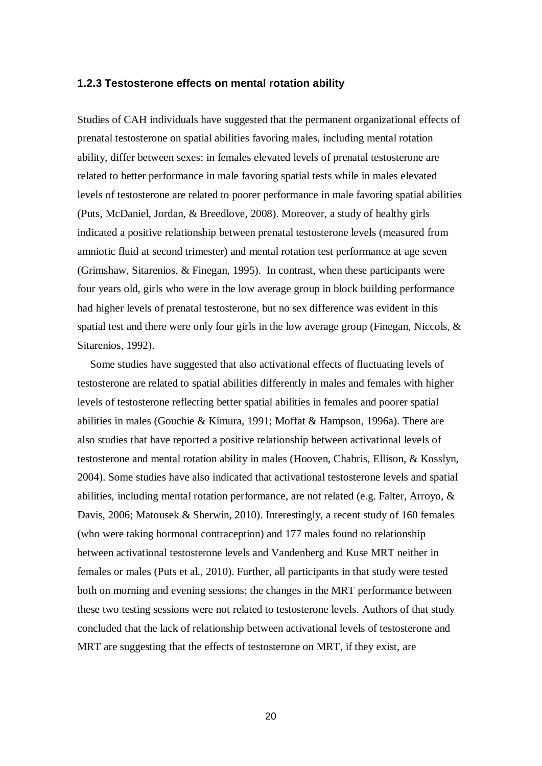### 1.2.3 Testosterone effects on mental rotation ability

Studies of CAH individuals have suggested that the permanent organizational effects of prenatal testosterone on spatial abilities favoring males, including mental rotation ability, differ between sexes: in females elevated levels of prenatal testosterone are related to better performance in male favoring spatial tests while in males elevated levels of testosterone are related to poorer performance in male favoring spatial abilities (Puts, McDaniel, Jordan, & Breedlove, 2008). Moreover, a study of healthy girls indicated a positive relationship between prenatal testosterone levels (measured from amniotic fluid at second trimester) and mental rotation test performance at age seven (Grimshaw, Sitarenios, & Finegan, 1995). In contrast, when these participants were four years old, girls who were in the low average group in block building performance had higher levels of prenatal testosterone, but no sex difference was evident in this spatial test and there were only four girls in the low average group (Finegan, Niccols, & Sitarenios, 1992).

Some studies have suggested that also activational effects of fluctuating levels of testosterone are related to spatial abilities differently in males and females with higher levels of testosterone reflecting better spatial abilities in females and poorer spatial abilities in males (Gouchie & Kimura, 1991; Moffat & Hampson, 1996a). There are also studies that have reported a positive relationship between activational levels of testosterone and mental rotation ability in males (Hooven, Chabris, Ellison, & Kosslyn, 2004). Some studies have also indicated that activational testosterone levels and spatial abilities, including mental rotation performance, are not related (e.g. Falter, Arroyo, & Davis, 2006; Matousek & Sherwin, 2010). Interestingly, a recent study of 160 females (who were taking hormonal contraception) and 177 males found no relationship between activational testosterone levels and Vandenberg and Kuse MRT neither in females or males (Puts et al., 2010). Further, all participants in that study were tested both on morning and evening sessions; the changes in the MRT performance between these two testing sessions were not related to testosterone levels. Authors of that study concluded that the lack of relationship between activational levels of testosterone and MRT are suggesting that the effects of testosterone on MRT, if they exist, are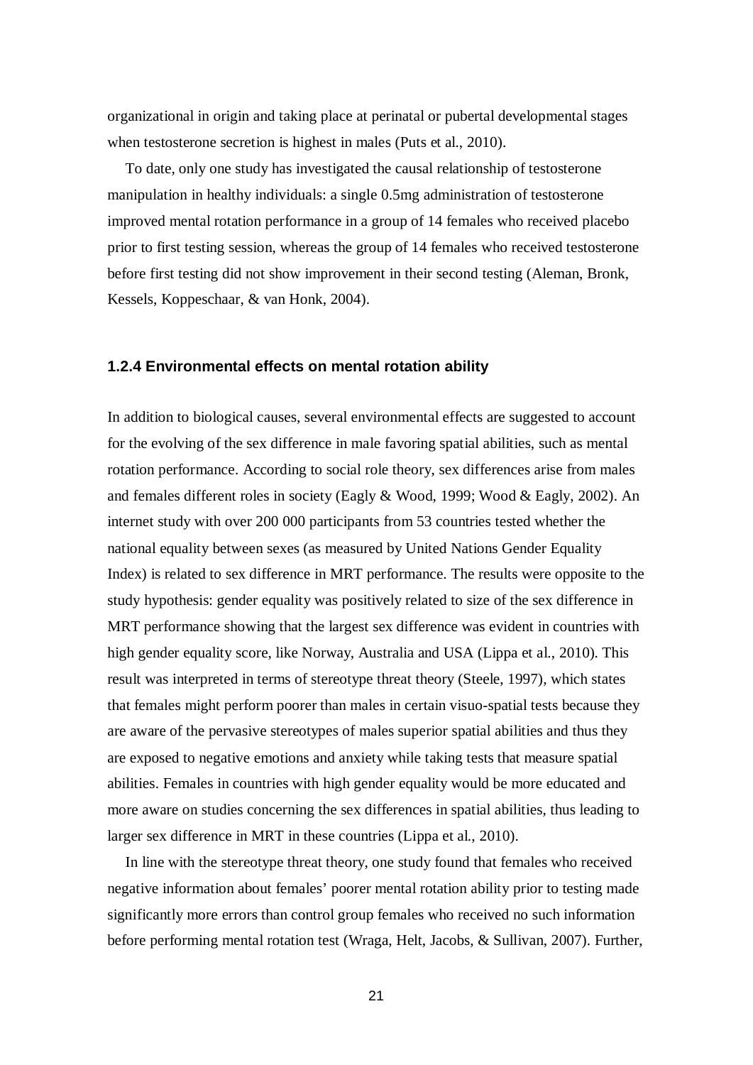organizational in origin and taking place at perinatal or pubertal developmental stages when testosterone secretion is highest in males (Puts et al., 2010).

To date, only one study has investigated the causal relationship of testosterone manipulation in healthy individuals: a single 0.5mg administration of testosterone improved mental rotation performance in a group of 14 females who received placebo prior to first testing session, whereas the group of 14 females who received testosterone before first testing did not show improvement in their second testing (Aleman, Bronk, Kessels, Koppeschaar, & van Honk, 2004).

### 1.2.4 Environmental effects on mental rotation ability

In addition to biological causes, several environmental effects are suggested to account for the evolving of the sex difference in male favoring spatial abilities, such as mental rotation performance. According to social role theory, sex differences arise from males and females different roles in society (Eagly & Wood, 1999; Wood & Eagly, 2002). An internet study with over 200 000 participants from 53 countries tested whether the national equality between sexes (as measured by United Nations Gender Equality Index) is related to sex difference in MRT performance. The results were opposite to the study hypothesis: gender equality was positively related to size of the sex difference in MRT performance showing that the largest sex difference was evident in countries with high gender equality score, like Norway, Australia and USA (Lippa et al., 2010). This result was interpreted in terms of stereotype threat theory (Steele, 1997), which states that females might perform poorer than males in certain visuo-spatial tests because they are aware of the pervasive stereotypes of males superior spatial abilities and thus they are exposed to negative emotions and anxiety while taking tests that measure spatial abilities. Females in countries with high gender equality would be more educated and more aware on studies concerning the sex differences in spatial abilities, thus leading to larger sex difference in MRT in these countries (Lippa et al., 2010).

In line with the stereotype threat theory, one study found that females who received negative information about females' poorer mental rotation ability prior to testing made significantly more errors than control group females who received no such information before performing mental rotation test (Wraga, Helt, Jacobs, & Sullivan, 2007). Further,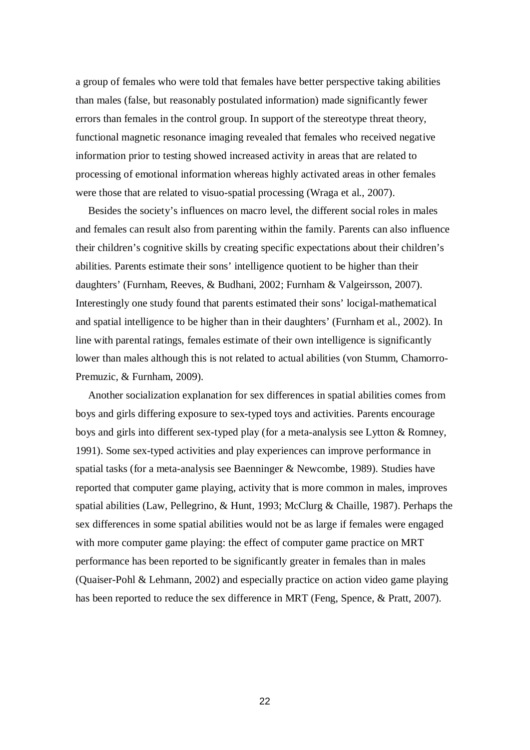a group of females who were told that females have better perspective taking abilities than males (false, but reasonably postulated information) made significantly fewer errors than females in the control group. In support of the stereotype threat theory, functional magnetic resonance imaging revealed that females who received negative information prior to testing showed increased activity in areas that are related to processing of emotional information whereas highly activated areas in other females were those that are related to visuo-spatial processing (Wraga et al., 2007).

Besides the society's influences on macro level, the different social roles in males and females can result also from parenting within the family. Parents can also influence their children's cognitive skills by creating specific expectations about their children's abilities. Parents estimate their sons' intelligence quotient to be higher than their daughters' (Furnham, Reeves, & Budhani, 2002; Furnham & Valgeirsson, 2007). Interestingly one study found that parents estimated their sons' locigal-mathematical and spatial intelligence to be higher than in their daughters' (Furnham et al., 2002). In line with parental ratings, females estimate of their own intelligence is significantly lower than males although this is not related to actual abilities (von Stumm, Chamorro-Premuzic, & Furnham, 2009).

Another socialization explanation for sex differences in spatial abilities comes from boys and girls differing exposure to sex-typed toys and activities. Parents encourage boys and girls into different sex-typed play (for a meta-analysis see Lytton & Romney, 1991). Some sex-typed activities and play experiences can improve performance in spatial tasks (for a meta-analysis see Baenninger & Newcombe, 1989). Studies have reported that computer game playing, activity that is more common in males, improves spatial abilities (Law, Pellegrino, & Hunt, 1993; McClurg & Chaille, 1987). Perhaps the sex differences in some spatial abilities would not be as large if females were engaged with more computer game playing: the effect of computer game practice on MRT performance has been reported to be significantly greater in females than in males (Quaiser-Pohl & Lehmann, 2002) and especially practice on action video game playing has been reported to reduce the sex difference in MRT (Feng, Spence, & Pratt, 2007).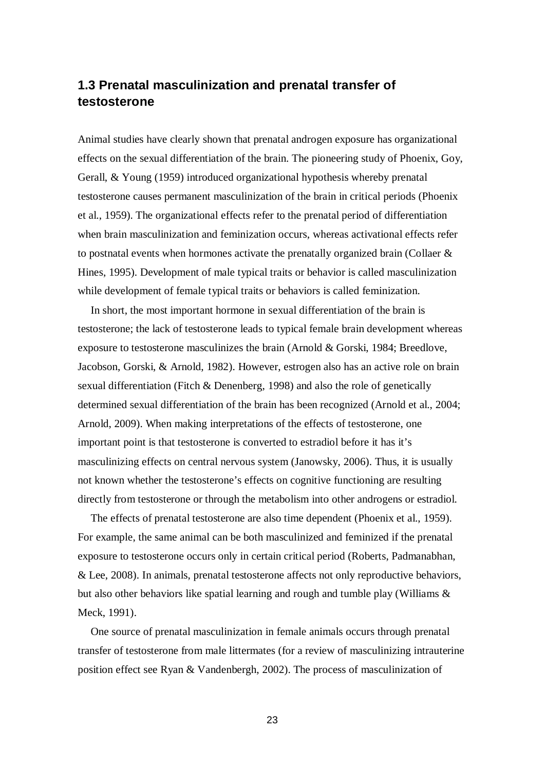## 1.3 Prenatal masculinization and prenatal transfer of testosterone

Animal studies have clearly shown that prenatal androgen exposure has organizational effects on the sexual differentiation of the brain. The pioneering study of Phoenix, Goy, Gerall, & Young (1959) introduced organizational hypothesis whereby prenatal testosterone causes permanent masculinization of the brain in critical periods (Phoenix et al., 1959). The organizational effects refer to the prenatal period of differentiation when brain masculinization and feminization occurs, whereas activational effects refer to postnatal events when hormones activate the prenatally organized brain (Collaer & Hines, 1995). Development of male typical traits or behavior is called masculinization while development of female typical traits or behaviors is called feminization.

In short, the most important hormone in sexual differentiation of the brain is testosterone; the lack of testosterone leads to typical female brain development whereas exposure to testosterone masculinizes the brain (Arnold & Gorski, 1984; Breedlove, Jacobson, Gorski, & Arnold, 1982). However, estrogen also has an active role on brain sexual differentiation (Fitch & Denenberg, 1998) and also the role of genetically determined sexual differentiation of the brain has been recognized (Arnold et al., 2004; Arnold, 2009). When making interpretations of the effects of testosterone, one important point is that testosterone is converted to estradiol before it has it's masculinizing effects on central nervous system (Janowsky, 2006). Thus, it is usually not known whether the testosterone's effects on cognitive functioning are resulting directly from testosterone or through the metabolism into other androgens or estradiol.

The effects of prenatal testosterone are also time dependent (Phoenix et al., 1959). For example, the same animal can be both masculinized and feminized if the prenatal exposure to testosterone occurs only in certain critical period (Roberts, Padmanabhan, & Lee, 2008). In animals, prenatal testosterone affects not only reproductive behaviors, but also other behaviors like spatial learning and rough and tumble play (Williams & Meck, 1991).

One source of prenatal masculinization in female animals occurs through prenatal transfer of testosterone from male littermates (for a review of masculinizing intrauterine position effect see Ryan & Vandenbergh, 2002). The process of masculinization of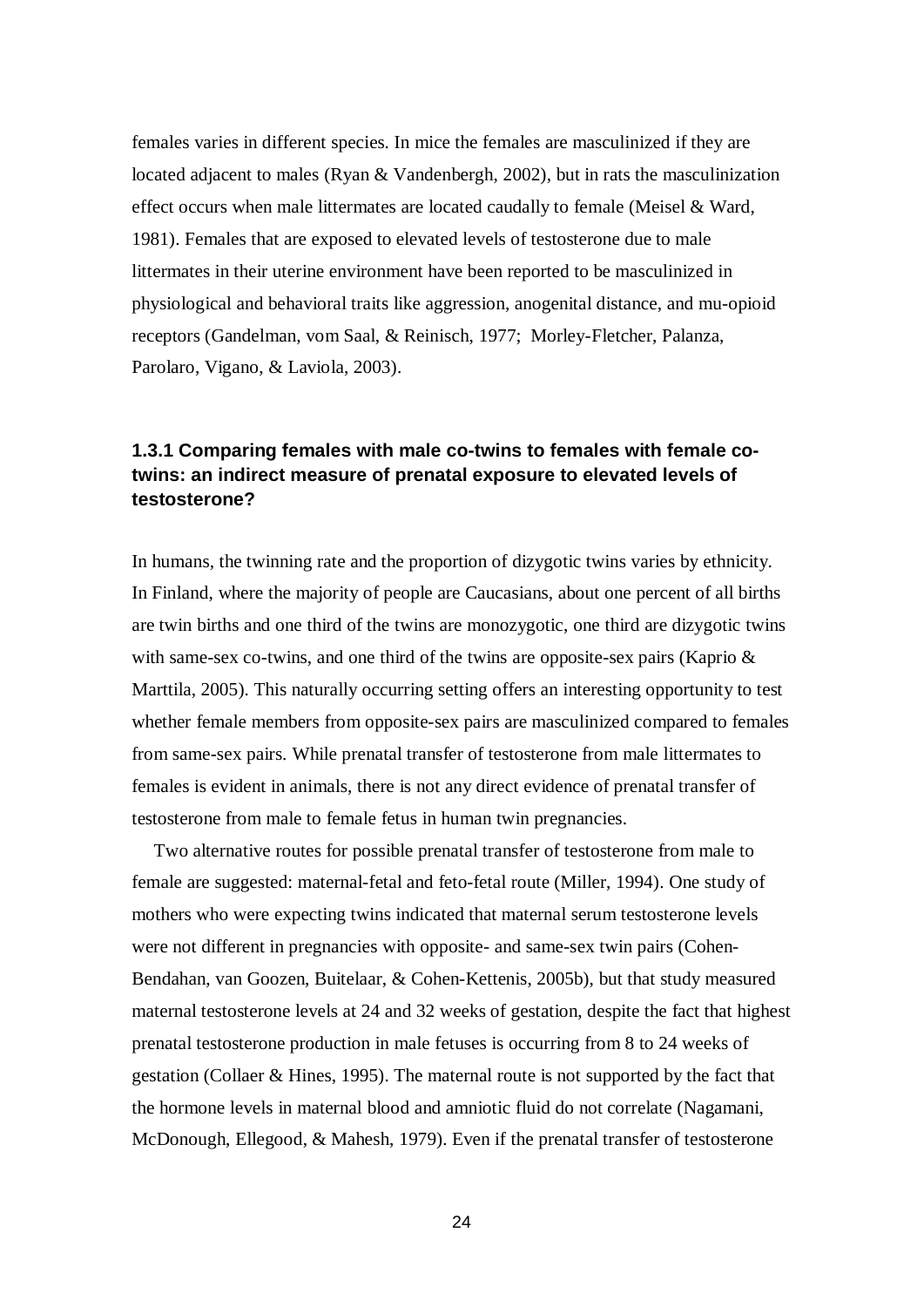females varies in different species. In mice the females are masculinized if they are located adjacent to males (Ryan & Vandenbergh, 2002), but in rats the masculinization effect occurs when male littermates are located caudally to female (Meisel & Ward, 1981). Females that are exposed to elevated levels of testosterone due to male littermates in their uterine environment have been reported to be masculinized in physiological and behavioral traits like aggression, anogenital distance, and mu-opioid receptors (Gandelman, vom Saal, & Reinisch, 1977; Morley-Fletcher, Palanza, Parolaro, Vigano, & Laviola, 2003).

### 1.3.1 Comparing females with male co-twins to females with female co-twins: an indirect measure of prenatal exposure to elevated levels of testosterone?

In humans, the twinning rate and the proportion of dizygotic twins varies by ethnicity. In Finland, where the majority of people are Caucasians, about one percent of all births are twin births and one third of the twins are monozygotic, one third are dizygotic twins with same-sex co-twins, and one third of the twins are opposite-sex pairs (Kaprio & Marttila, 2005). This naturally occurring setting offers an interesting opportunity to test whether female members from opposite-sex pairs are masculinized compared to females from same-sex pairs. While prenatal transfer of testosterone from male littermates to females is evident in animals, there is not any direct evidence of prenatal transfer of testosterone from male to female fetus in human twin pregnancies.

Two alternative routes for possible prenatal transfer of testosterone from male to female are suggested: maternal-fetal and feto-fetal route (Miller, 1994). One study of mothers who were expecting twins indicated that maternal serum testosterone levels were not different in pregnancies with opposite- and same-sex twin pairs (Cohen-Bendahan, van Goozen, Buitelaar, & Cohen-Kettenis, 2005b), but that study measured maternal testosterone levels at 24 and 32 weeks of gestation, despite the fact that highest prenatal testosterone production in male fetuses is occurring from 8 to 24 weeks of gestation (Collaer & Hines, 1995). The maternal route is not supported by the fact that the hormone levels in maternal blood and amniotic fluid do not correlate (Nagamani, McDonough, Ellegood, & Mahesh, 1979). Even if the prenatal transfer of testosterone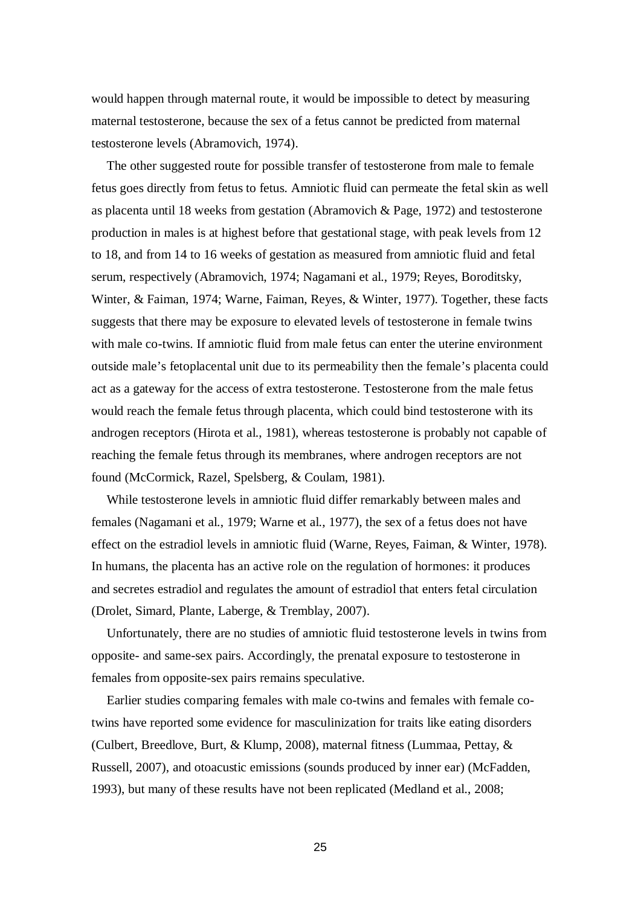would happen through maternal route, it would be impossible to detect by measuring maternal testosterone, because the sex of a fetus cannot be predicted from maternal testosterone levels (Abramovich, 1974).

The other suggested route for possible transfer of testosterone from male to female fetus goes directly from fetus to fetus. Amniotic fluid can permeate the fetal skin as well as placenta until 18 weeks from gestation (Abramovich & Page, 1972) and testosterone production in males is at highest before that gestational stage, with peak levels from 12 to 18, and from 14 to 16 weeks of gestation as measured from amniotic fluid and fetal serum, respectively (Abramovich, 1974; Nagamani et al., 1979; Reyes, Boroditsky, Winter, & Faiman, 1974; Warne, Faiman, Reyes, & Winter, 1977). Together, these facts suggests that there may be exposure to elevated levels of testosterone in female twins with male co-twins. If amniotic fluid from male fetus can enter the uterine environment outside male's fetoplacental unit due to its permeability then the female's placenta could act as a gateway for the access of extra testosterone. Testosterone from the male fetus would reach the female fetus through placenta, which could bind testosterone with its androgen receptors (Hirota et al., 1981), whereas testosterone is probably not capable of reaching the female fetus through its membranes, where androgen receptors are not found (McCormick, Razel, Spelsberg, & Coulam, 1981).

While testosterone levels in amniotic fluid differ remarkably between males and females (Nagamani et al., 1979; Warne et al., 1977), the sex of a fetus does not have effect on the estradiol levels in amniotic fluid (Warne, Reyes, Faiman, & Winter, 1978). In humans, the placenta has an active role on the regulation of hormones: it produces and secretes estradiol and regulates the amount of estradiol that enters fetal circulation (Drolet, Simard, Plante, Laberge, & Tremblay, 2007).

Unfortunately, there are no studies of amniotic fluid testosterone levels in twins from opposite- and same-sex pairs. Accordingly, the prenatal exposure to testosterone in females from opposite-sex pairs remains speculative.

Earlier studies comparing females with male co-twins and females with female co-twins have reported some evidence for masculinization for traits like eating disorders (Culbert, Breedlove, Burt, & Klump, 2008), maternal fitness (Lummaa, Pettay, & Russell, 2007), and otoacustic emissions (sounds produced by inner ear) (McFadden, 1993), but many of these results have not been replicated (Medland et al., 2008;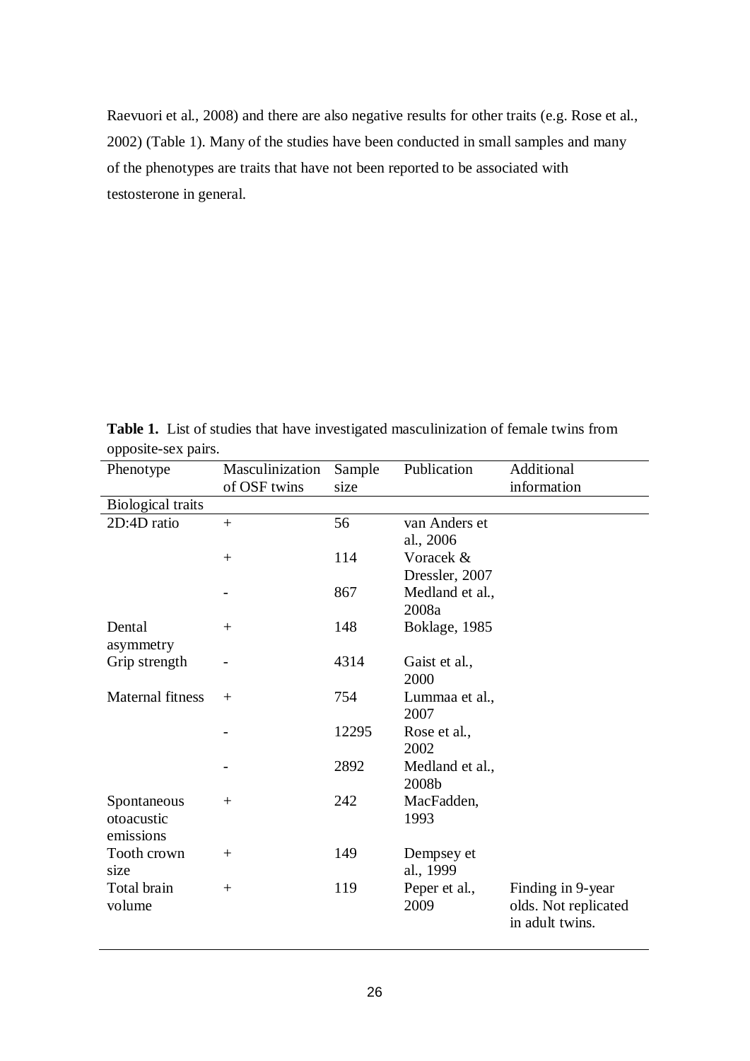Raevuori et al., 2008) and there are also negative results for other traits (e.g. Rose et al., 2002) (Table 1). Many of the studies have been conducted in small samples and many of the phenotypes are traits that have not been reported to be associated with testosterone in general.

**Table 1.** List of studies that have investigated masculinization of female twins from opposite-sex pairs.

| Phenotype | Masculinization of OSF twins | Sample size | Publication | Additional information |
|---|---|---|---|---|
| Biological traits | | | | |
| 2D:4D ratio | + | 56 | van Anders et al., 2006 | |
| | + | 114 | Voracek & Dressler, 2007 | |
| | - | 867 | Medland et al., 2008a | |
| Dental asymmetry | + | 148 | Boklage, 1985 | |
| Grip strength | - | 4314 | Gaist et al., 2000 | |
| Maternal fitness | + | 754 | Lummaa et al., 2007 | |
| | - | 12295 | Rose et al., 2002 | |
| | - | 2892 | Medland et al., 2008b | |
| Spontaneous otoacustic emissions | + | 242 | MacFadden, 1993 | |
| Tooth crown size | + | 149 | Dempsey et al., 1999 | |
| Total brain volume | + | 119 | Peper et al., 2009 | Finding in 9-year olds. Not replicated in adult twins. |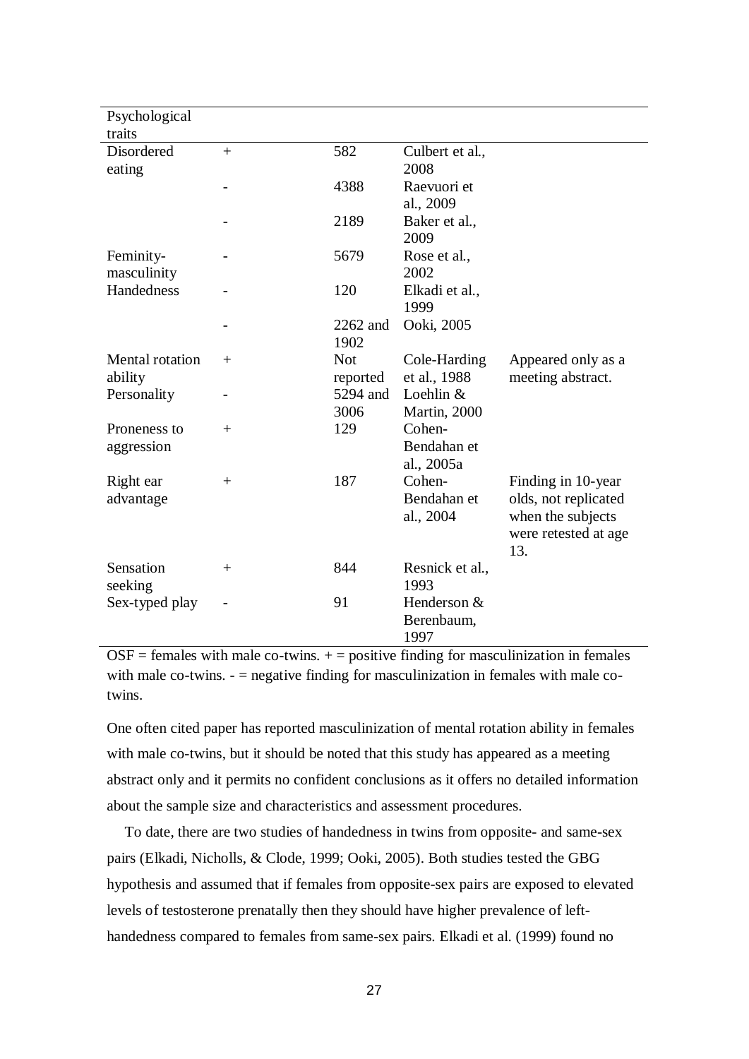| Psychological traits | | | | |
|---|---|---|---|---|
| Disordered eating | + | 582 | Culbert et al., 2008 | |
| | - | 4388 | Raevuori et al., 2009 | |
| | - | 2189 | Baker et al., 2009 | |
| Feminity-masculinity | - | 5679 | Rose et al., 2002 | |
| Handedness | - | 120 | Elkadi et al., 1999 | |
| | - | 2262 and 1902 | Ooki, 2005 | |
| Mental rotation ability | + | Not reported | Cole-Harding et al., 1988 | Appeared only as a meeting abstract. |
| Personality | - | 5294 and 3006 | Loehlin & Martin, 2000 | |
| Proneness to aggression | + | 129 | Cohen-Bendahan et al., 2005a | |
| Right ear advantage | + | 187 | Cohen-Bendahan et al., 2004 | Finding in 10-year olds, not replicated when the subjects were retested at age 13. |
| Sensation seeking | + | 844 | Resnick et al., 1993 | |
| Sex-typed play | - | 91 | Henderson & Berenbaum, 1997 | |

OSF = females with male co-twins. + = positive finding for masculinization in females with male co-twins. - = negative finding for masculinization in females with male co-twins.

One often cited paper has reported masculinization of mental rotation ability in females with male co-twins, but it should be noted that this study has appeared as a meeting abstract only and it permits no confident conclusions as it offers no detailed information about the sample size and characteristics and assessment procedures.

To date, there are two studies of handedness in twins from opposite- and same-sex pairs (Elkadi, Nicholls, & Clode, 1999; Ooki, 2005). Both studies tested the GBG hypothesis and assumed that if females from opposite-sex pairs are exposed to elevated levels of testosterone prenatally then they should have higher prevalence of left-handedness compared to females from same-sex pairs. Elkadi et al. (1999) found no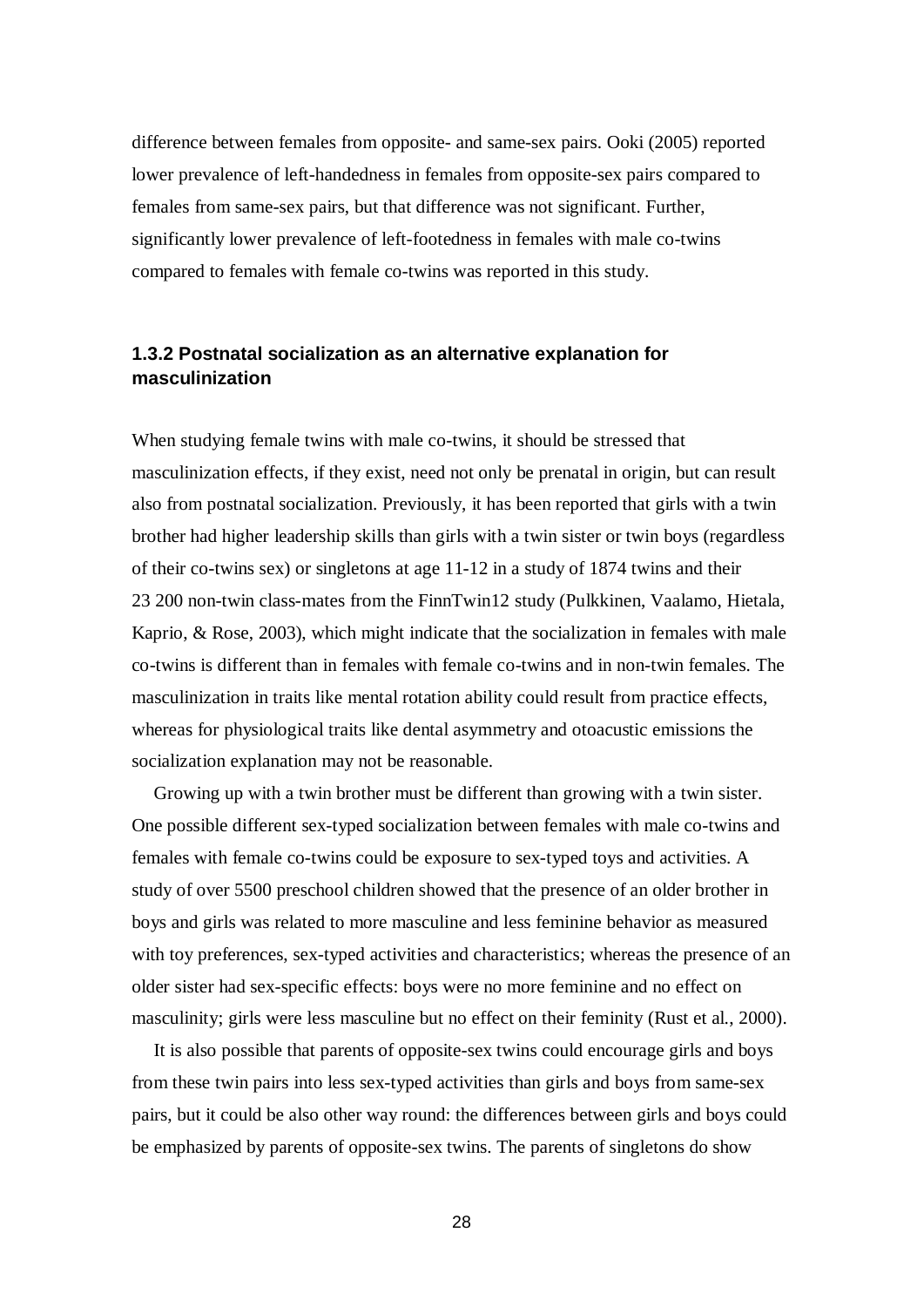difference between females from opposite- and same-sex pairs. Ooki (2005) reported lower prevalence of left-handedness in females from opposite-sex pairs compared to females from same-sex pairs, but that difference was not significant. Further, significantly lower prevalence of left-footedness in females with male co-twins compared to females with female co-twins was reported in this study.

### 1.3.2 Postnatal socialization as an alternative explanation for masculinization

When studying female twins with male co-twins, it should be stressed that masculinization effects, if they exist, need not only be prenatal in origin, but can result also from postnatal socialization. Previously, it has been reported that girls with a twin brother had higher leadership skills than girls with a twin sister or twin boys (regardless of their co-twins sex) or singletons at age 11-12 in a study of 1874 twins and their 23 200 non-twin class-mates from the FinnTwin12 study (Pulkkinen, Vaalamo, Hietala, Kaprio, & Rose, 2003), which might indicate that the socialization in females with male co-twins is different than in females with female co-twins and in non-twin females. The masculinization in traits like mental rotation ability could result from practice effects, whereas for physiological traits like dental asymmetry and otoacustic emissions the socialization explanation may not be reasonable.

Growing up with a twin brother must be different than growing with a twin sister. One possible different sex-typed socialization between females with male co-twins and females with female co-twins could be exposure to sex-typed toys and activities. A study of over 5500 preschool children showed that the presence of an older brother in boys and girls was related to more masculine and less feminine behavior as measured with toy preferences, sex-typed activities and characteristics; whereas the presence of an older sister had sex-specific effects: boys were no more feminine and no effect on masculinity; girls were less masculine but no effect on their feminity (Rust et al., 2000).

It is also possible that parents of opposite-sex twins could encourage girls and boys from these twin pairs into less sex-typed activities than girls and boys from same-sex pairs, but it could be also other way round: the differences between girls and boys could be emphasized by parents of opposite-sex twins. The parents of singletons do show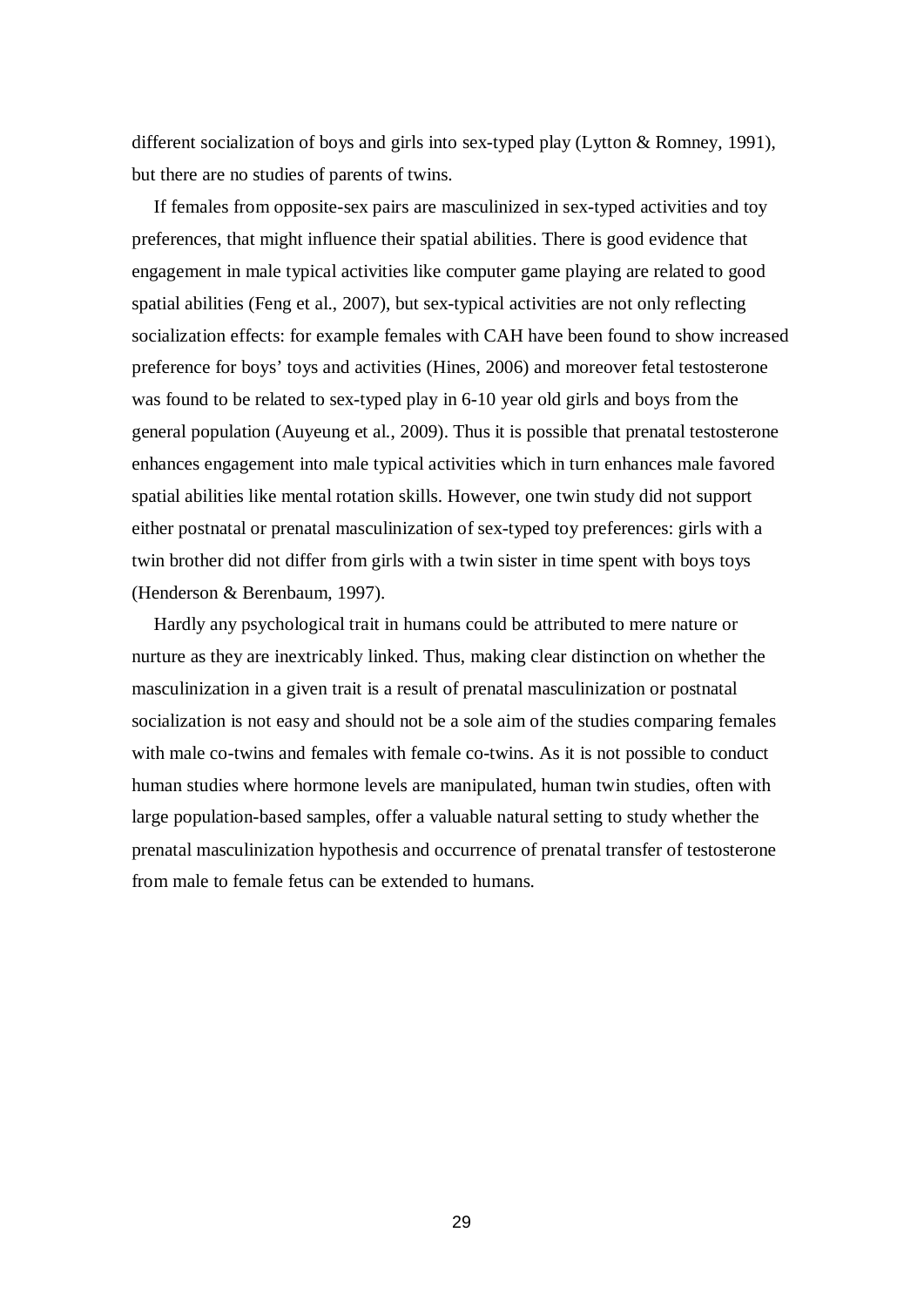different socialization of boys and girls into sex-typed play (Lytton & Romney, 1991), but there are no studies of parents of twins.

If females from opposite-sex pairs are masculinized in sex-typed activities and toy preferences, that might influence their spatial abilities. There is good evidence that engagement in male typical activities like computer game playing are related to good spatial abilities (Feng et al., 2007), but sex-typical activities are not only reflecting socialization effects: for example females with CAH have been found to show increased preference for boys' toys and activities (Hines, 2006) and moreover fetal testosterone was found to be related to sex-typed play in 6-10 year old girls and boys from the general population (Auyeung et al., 2009). Thus it is possible that prenatal testosterone enhances engagement into male typical activities which in turn enhances male favored spatial abilities like mental rotation skills. However, one twin study did not support either postnatal or prenatal masculinization of sex-typed toy preferences: girls with a twin brother did not differ from girls with a twin sister in time spent with boys toys (Henderson & Berenbaum, 1997).

Hardly any psychological trait in humans could be attributed to mere nature or nurture as they are inextricably linked. Thus, making clear distinction on whether the masculinization in a given trait is a result of prenatal masculinization or postnatal socialization is not easy and should not be a sole aim of the studies comparing females with male co-twins and females with female co-twins. As it is not possible to conduct human studies where hormone levels are manipulated, human twin studies, often with large population-based samples, offer a valuable natural setting to study whether the prenatal masculinization hypothesis and occurrence of prenatal transfer of testosterone from male to female fetus can be extended to humans.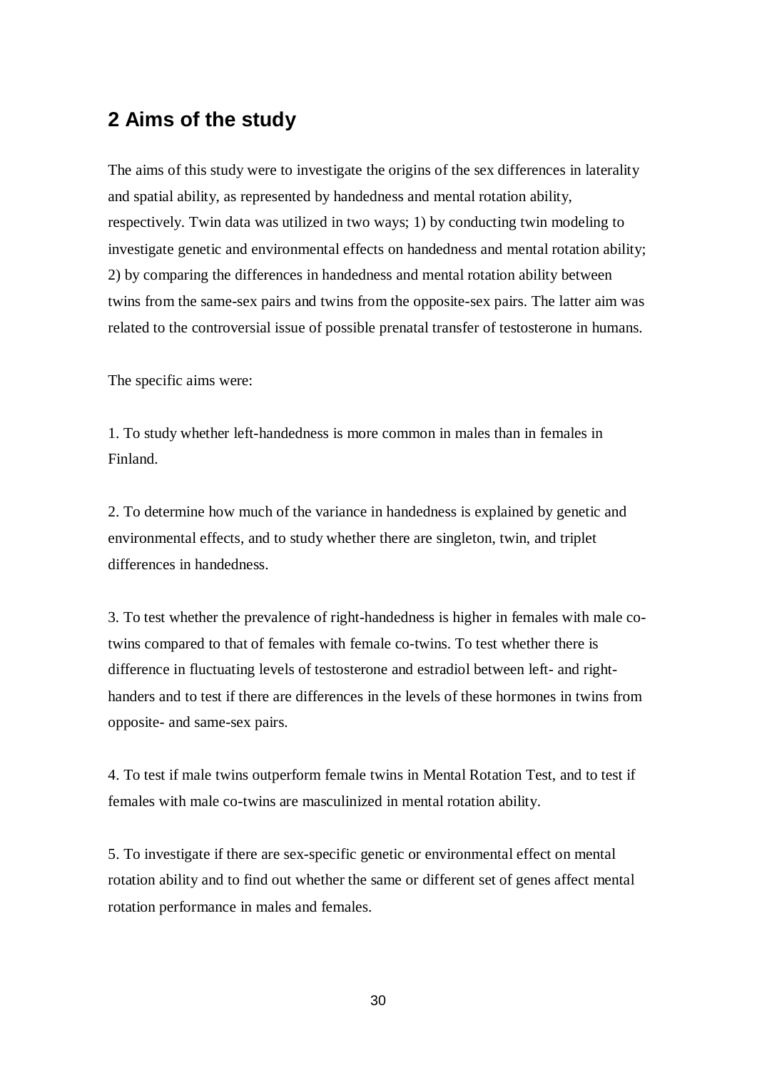## 2 Aims of the study

The aims of this study were to investigate the origins of the sex differences in laterality and spatial ability, as represented by handedness and mental rotation ability, respectively. Twin data was utilized in two ways; 1) by conducting twin modeling to investigate genetic and environmental effects on handedness and mental rotation ability; 2) by comparing the differences in handedness and mental rotation ability between twins from the same-sex pairs and twins from the opposite-sex pairs. The latter aim was related to the controversial issue of possible prenatal transfer of testosterone in humans.

The specific aims were:

1. To study whether left-handedness is more common in males than in females in Finland.

2. To determine how much of the variance in handedness is explained by genetic and environmental effects, and to study whether there are singleton, twin, and triplet differences in handedness.

3. To test whether the prevalence of right-handedness is higher in females with male co-twins compared to that of females with female co-twins. To test whether there is difference in fluctuating levels of testosterone and estradiol between left- and right-handers and to test if there are differences in the levels of these hormones in twins from opposite- and same-sex pairs.

4. To test if male twins outperform female twins in Mental Rotation Test, and to test if females with male co-twins are masculinized in mental rotation ability.

5. To investigate if there are sex-specific genetic or environmental effect on mental rotation ability and to find out whether the same or different set of genes affect mental rotation performance in males and females.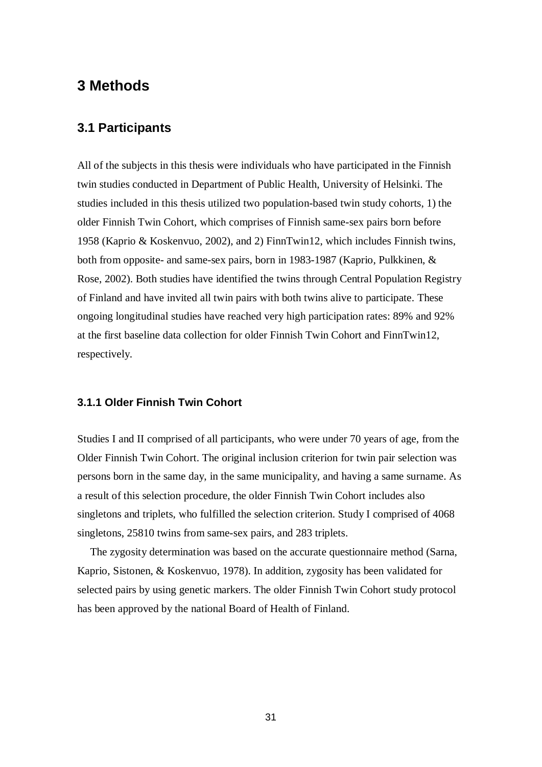# 3 Methods

## 3.1 Participants

All of the subjects in this thesis were individuals who have participated in the Finnish twin studies conducted in Department of Public Health, University of Helsinki. The studies included in this thesis utilized two population-based twin study cohorts, 1) the older Finnish Twin Cohort, which comprises of Finnish same-sex pairs born before 1958 (Kaprio & Koskenvuo, 2002), and 2) FinnTwin12, which includes Finnish twins, both from opposite- and same-sex pairs, born in 1983-1987 (Kaprio, Pulkkinen, & Rose, 2002). Both studies have identified the twins through Central Population Registry of Finland and have invited all twin pairs with both twins alive to participate. These ongoing longitudinal studies have reached very high participation rates: 89% and 92% at the first baseline data collection for older Finnish Twin Cohort and FinnTwin12, respectively.

### 3.1.1 Older Finnish Twin Cohort

Studies I and II comprised of all participants, who were under 70 years of age, from the Older Finnish Twin Cohort. The original inclusion criterion for twin pair selection was persons born in the same day, in the same municipality, and having a same surname. As a result of this selection procedure, the older Finnish Twin Cohort includes also singletons and triplets, who fulfilled the selection criterion. Study I comprised of 4068 singletons, 25810 twins from same-sex pairs, and 283 triplets.

The zygosity determination was based on the accurate questionnaire method (Sarna, Kaprio, Sistonen, & Koskenvuo, 1978). In addition, zygosity has been validated for selected pairs by using genetic markers. The older Finnish Twin Cohort study protocol has been approved by the national Board of Health of Finland.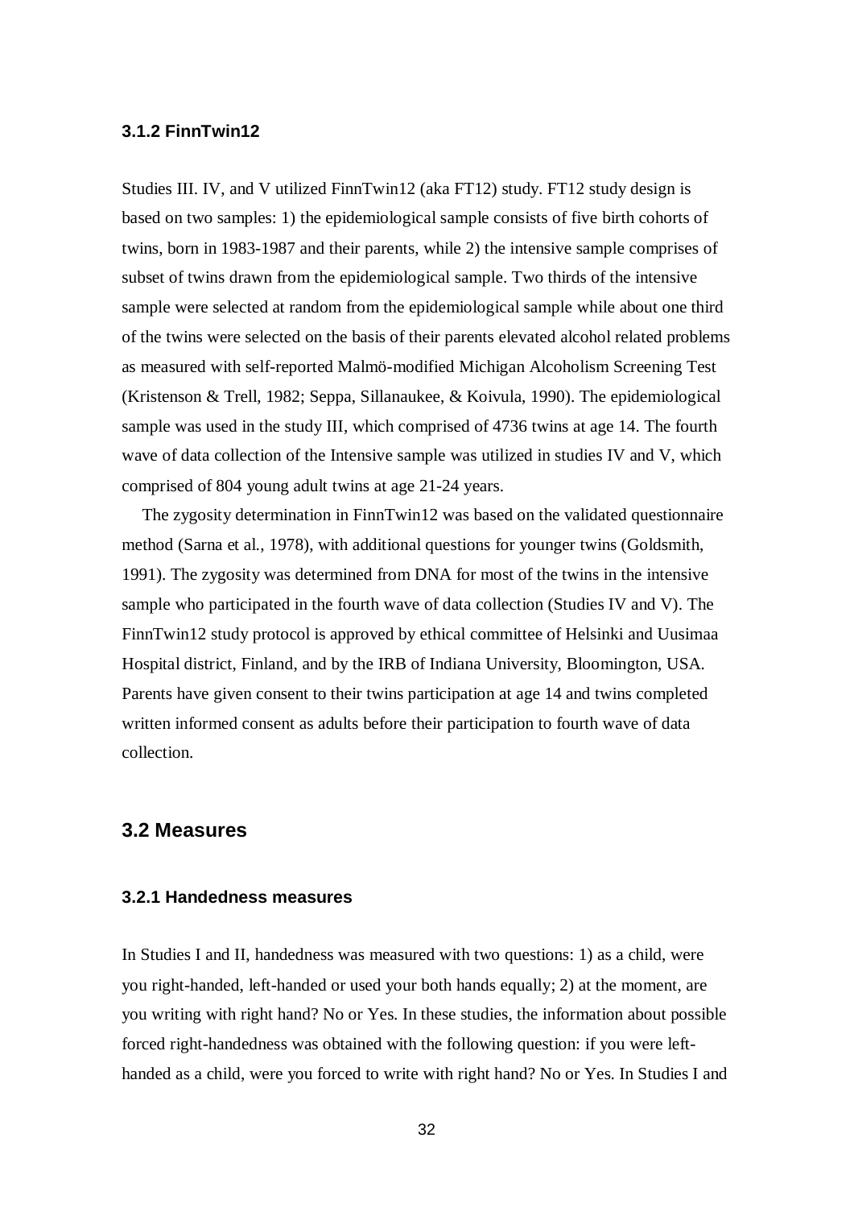### 3.1.2 FinnTwin12

Studies III. IV, and V utilized FinnTwin12 (aka FT12) study. FT12 study design is based on two samples: 1) the epidemiological sample consists of five birth cohorts of twins, born in 1983-1987 and their parents, while 2) the intensive sample comprises of subset of twins drawn from the epidemiological sample. Two thirds of the intensive sample were selected at random from the epidemiological sample while about one third of the twins were selected on the basis of their parents elevated alcohol related problems as measured with self-reported Malmö-modified Michigan Alcoholism Screening Test (Kristenson & Trell, 1982; Seppa, Sillanaukee, & Koivula, 1990). The epidemiological sample was used in the study III, which comprised of 4736 twins at age 14. The fourth wave of data collection of the Intensive sample was utilized in studies IV and V, which comprised of 804 young adult twins at age 21-24 years.

The zygosity determination in FinnTwin12 was based on the validated questionnaire method (Sarna et al., 1978), with additional questions for younger twins (Goldsmith, 1991). The zygosity was determined from DNA for most of the twins in the intensive sample who participated in the fourth wave of data collection (Studies IV and V). The FinnTwin12 study protocol is approved by ethical committee of Helsinki and Uusimaa Hospital district, Finland, and by the IRB of Indiana University, Bloomington, USA. Parents have given consent to their twins participation at age 14 and twins completed written informed consent as adults before their participation to fourth wave of data collection.

## 3.2 Measures

### 3.2.1 Handedness measures

In Studies I and II, handedness was measured with two questions: 1) as a child, were you right-handed, left-handed or used your both hands equally; 2) at the moment, are you writing with right hand? No or Yes. In these studies, the information about possible forced right-handedness was obtained with the following question: if you were left-handed as a child, were you forced to write with right hand? No or Yes. In Studies I and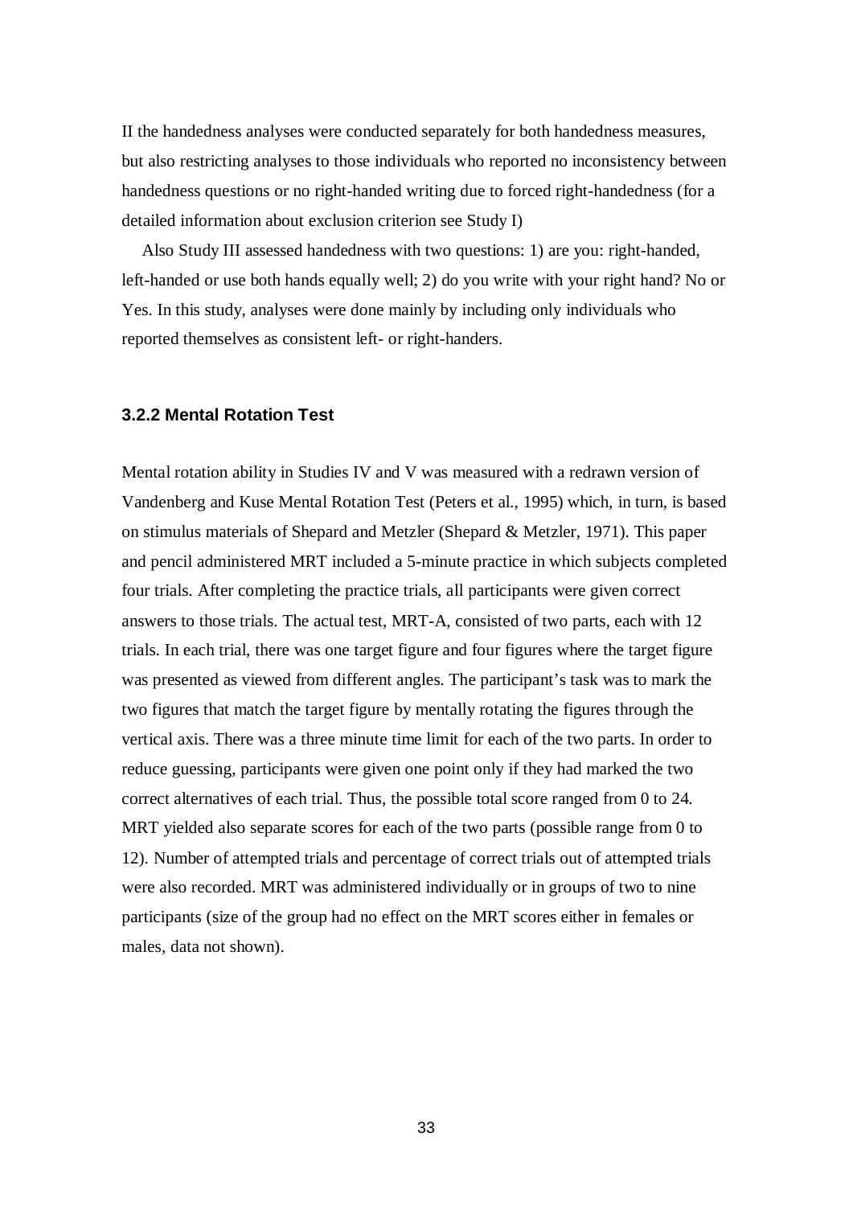II the handedness analyses were conducted separately for both handedness measures, but also restricting analyses to those individuals who reported no inconsistency between handedness questions or no right-handed writing due to forced right-handedness (for a detailed information about exclusion criterion see Study I)

Also Study III assessed handedness with two questions: 1) are you: right-handed, left-handed or use both hands equally well; 2) do you write with your right hand? No or Yes. In this study, analyses were done mainly by including only individuals who reported themselves as consistent left- or right-handers.

### 3.2.2 Mental Rotation Test

Mental rotation ability in Studies IV and V was measured with a redrawn version of Vandenberg and Kuse Mental Rotation Test (Peters et al., 1995) which, in turn, is based on stimulus materials of Shepard and Metzler (Shepard & Metzler, 1971). This paper and pencil administered MRT included a 5-minute practice in which subjects completed four trials. After completing the practice trials, all participants were given correct answers to those trials. The actual test, MRT-A, consisted of two parts, each with 12 trials. In each trial, there was one target figure and four figures where the target figure was presented as viewed from different angles. The participant's task was to mark the two figures that match the target figure by mentally rotating the figures through the vertical axis. There was a three minute time limit for each of the two parts. In order to reduce guessing, participants were given one point only if they had marked the two correct alternatives of each trial. Thus, the possible total score ranged from 0 to 24. MRT yielded also separate scores for each of the two parts (possible range from 0 to 12). Number of attempted trials and percentage of correct trials out of attempted trials were also recorded. MRT was administered individually or in groups of two to nine participants (size of the group had no effect on the MRT scores either in females or males, data not shown).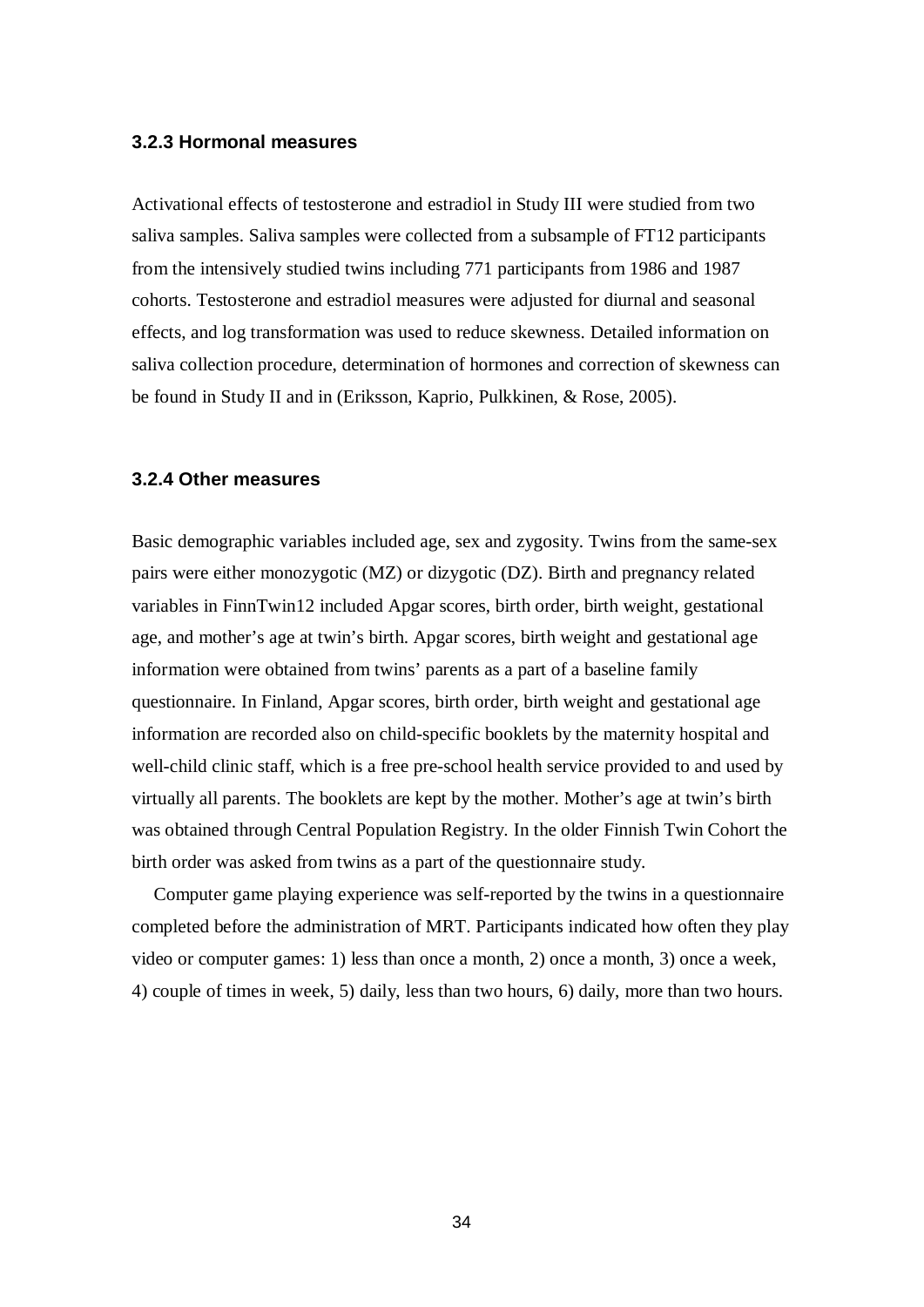### 3.2.3 Hormonal measures

Activational effects of testosterone and estradiol in Study III were studied from two saliva samples. Saliva samples were collected from a subsample of FT12 participants from the intensively studied twins including 771 participants from 1986 and 1987 cohorts. Testosterone and estradiol measures were adjusted for diurnal and seasonal effects, and log transformation was used to reduce skewness. Detailed information on saliva collection procedure, determination of hormones and correction of skewness can be found in Study II and in (Eriksson, Kaprio, Pulkkinen, & Rose, 2005).

### 3.2.4 Other measures

Basic demographic variables included age, sex and zygosity. Twins from the same-sex pairs were either monozygotic (MZ) or dizygotic (DZ). Birth and pregnancy related variables in FinnTwin12 included Apgar scores, birth order, birth weight, gestational age, and mother's age at twin's birth. Apgar scores, birth weight and gestational age information were obtained from twins' parents as a part of a baseline family questionnaire. In Finland, Apgar scores, birth order, birth weight and gestational age information are recorded also on child-specific booklets by the maternity hospital and well-child clinic staff, which is a free pre-school health service provided to and used by virtually all parents. The booklets are kept by the mother. Mother's age at twin's birth was obtained through Central Population Registry. In the older Finnish Twin Cohort the birth order was asked from twins as a part of the questionnaire study.

Computer game playing experience was self-reported by the twins in a questionnaire completed before the administration of MRT. Participants indicated how often they play video or computer games: 1) less than once a month, 2) once a month, 3) once a week, 4) couple of times in week, 5) daily, less than two hours, 6) daily, more than two hours.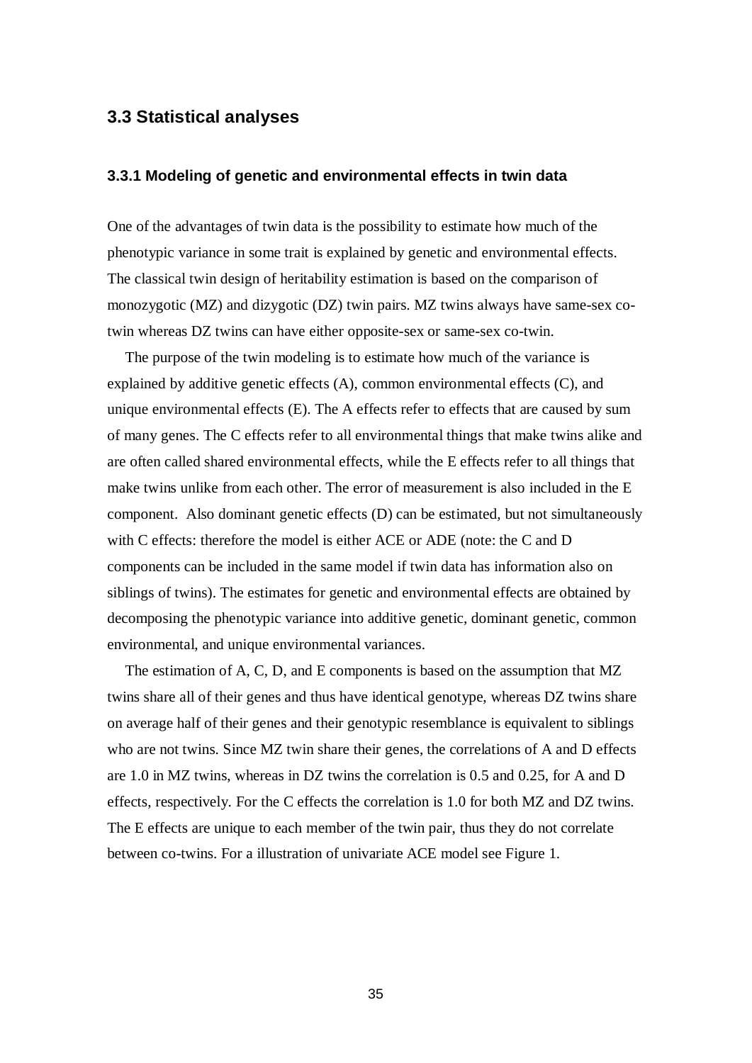## 3.3 Statistical analyses

### 3.3.1 Modeling of genetic and environmental effects in twin data

One of the advantages of twin data is the possibility to estimate how much of the phenotypic variance in some trait is explained by genetic and environmental effects. The classical twin design of heritability estimation is based on the comparison of monozygotic (MZ) and dizygotic (DZ) twin pairs. MZ twins always have same-sex co-twin whereas DZ twins can have either opposite-sex or same-sex co-twin.

The purpose of the twin modeling is to estimate how much of the variance is explained by additive genetic effects (A), common environmental effects (C), and unique environmental effects (E). The A effects refer to effects that are caused by sum of many genes. The C effects refer to all environmental things that make twins alike and are often called shared environmental effects, while the E effects refer to all things that make twins unlike from each other. The error of measurement is also included in the E component. Also dominant genetic effects (D) can be estimated, but not simultaneously with C effects: therefore the model is either ACE or ADE (note: the C and D components can be included in the same model if twin data has information also on siblings of twins). The estimates for genetic and environmental effects are obtained by decomposing the phenotypic variance into additive genetic, dominant genetic, common environmental, and unique environmental variances.

The estimation of A, C, D, and E components is based on the assumption that MZ twins share all of their genes and thus have identical genotype, whereas DZ twins share on average half of their genes and their genotypic resemblance is equivalent to siblings who are not twins. Since MZ twin share their genes, the correlations of A and D effects are 1.0 in MZ twins, whereas in DZ twins the correlation is 0.5 and 0.25, for A and D effects, respectively. For the C effects the correlation is 1.0 for both MZ and DZ twins. The E effects are unique to each member of the twin pair, thus they do not correlate between co-twins. For a illustration of univariate ACE model see Figure 1.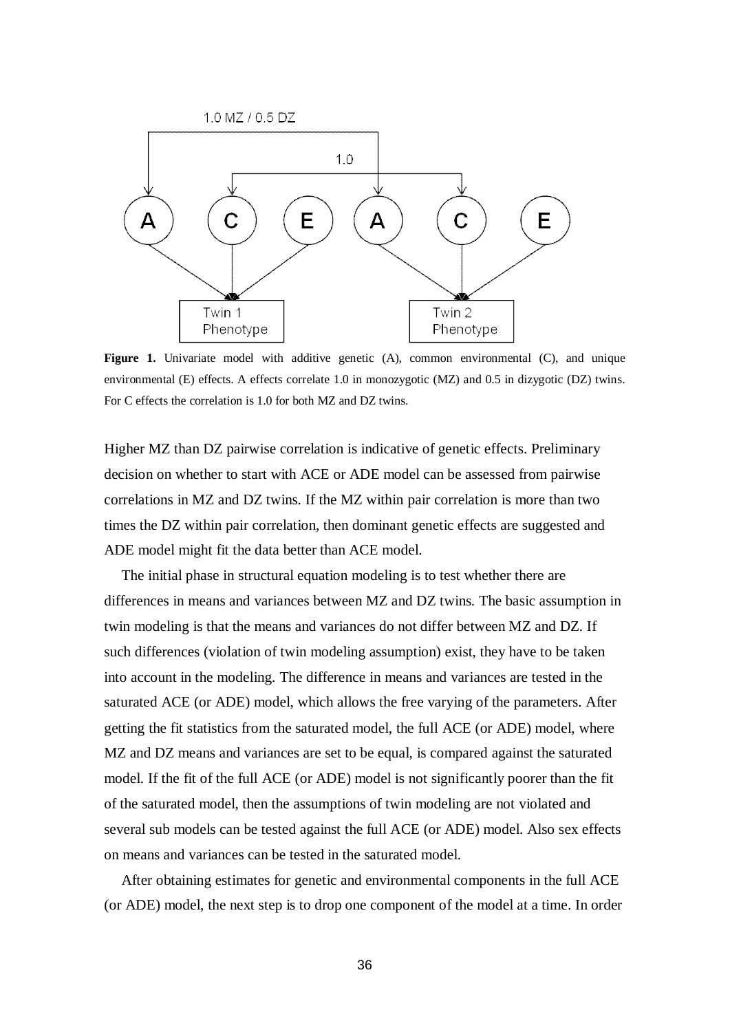**Figure 1.** Univariate model with additive genetic (A), common environmental (C), and unique environmental (E) effects. A effects correlate 1.0 in monozygotic (MZ) and 0.5 in dizygotic (DZ) twins. For C effects the correlation is 1.0 for both MZ and DZ twins.

Higher MZ than DZ pairwise correlation is indicative of genetic effects. Preliminary decision on whether to start with ACE or ADE model can be assessed from pairwise correlations in MZ and DZ twins. If the MZ within pair correlation is more than two times the DZ within pair correlation, then dominant genetic effects are suggested and ADE model might fit the data better than ACE model.

The initial phase in structural equation modeling is to test whether there are differences in means and variances between MZ and DZ twins. The basic assumption in twin modeling is that the means and variances do not differ between MZ and DZ. If such differences (violation of twin modeling assumption) exist, they have to be taken into account in the modeling. The difference in means and variances are tested in the saturated ACE (or ADE) model, which allows the free varying of the parameters. After getting the fit statistics from the saturated model, the full ACE (or ADE) model, where MZ and DZ means and variances are set to be equal, is compared against the saturated model. If the fit of the full ACE (or ADE) model is not significantly poorer than the fit of the saturated model, then the assumptions of twin modeling are not violated and several sub models can be tested against the full ACE (or ADE) model. Also sex effects on means and variances can be tested in the saturated model.

After obtaining estimates for genetic and environmental components in the full ACE (or ADE) model, the next step is to drop one component of the model at a time. In order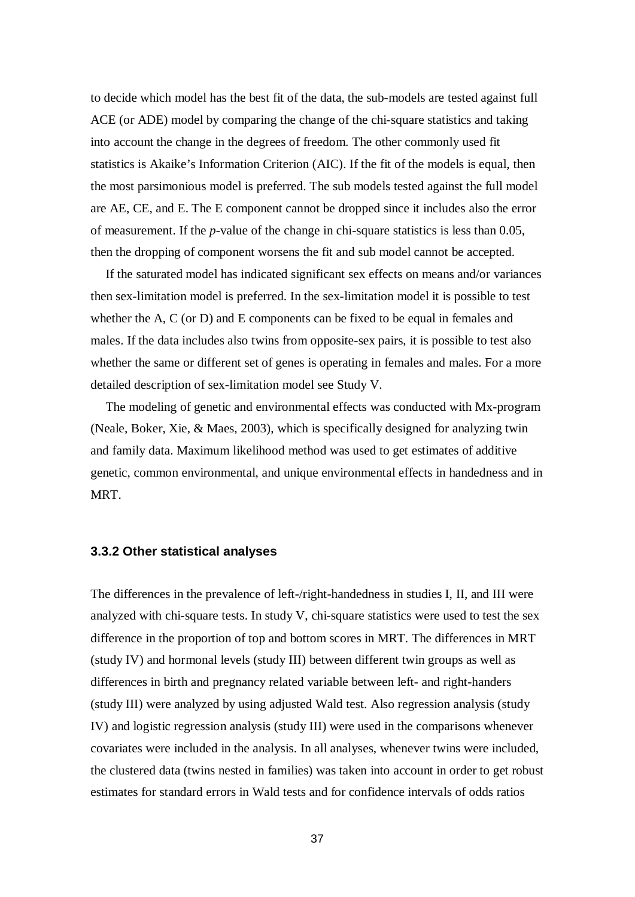to decide which model has the best fit of the data, the sub-models are tested against full ACE (or ADE) model by comparing the change of the chi-square statistics and taking into account the change in the degrees of freedom. The other commonly used fit statistics is Akaike's Information Criterion (AIC). If the fit of the models is equal, then the most parsimonious model is preferred. The sub models tested against the full model are AE, CE, and E. The E component cannot be dropped since it includes also the error of measurement. If the *p*-value of the change in chi-square statistics is less than 0.05, then the dropping of component worsens the fit and sub model cannot be accepted.

If the saturated model has indicated significant sex effects on means and/or variances then sex-limitation model is preferred. In the sex-limitation model it is possible to test whether the A, C (or D) and E components can be fixed to be equal in females and males. If the data includes also twins from opposite-sex pairs, it is possible to test also whether the same or different set of genes is operating in females and males. For a more detailed description of sex-limitation model see Study V.

The modeling of genetic and environmental effects was conducted with Mx-program (Neale, Boker, Xie, & Maes, 2003), which is specifically designed for analyzing twin and family data. Maximum likelihood method was used to get estimates of additive genetic, common environmental, and unique environmental effects in handedness and in MRT.

### 3.3.2 Other statistical analyses

The differences in the prevalence of left-/right-handedness in studies I, II, and III were analyzed with chi-square tests. In study V, chi-square statistics were used to test the sex difference in the proportion of top and bottom scores in MRT. The differences in MRT (study IV) and hormonal levels (study III) between different twin groups as well as differences in birth and pregnancy related variable between left- and right-handers (study III) were analyzed by using adjusted Wald test. Also regression analysis (study IV) and logistic regression analysis (study III) were used in the comparisons whenever covariates were included in the analysis. In all analyses, whenever twins were included, the clustered data (twins nested in families) was taken into account in order to get robust estimates for standard errors in Wald tests and for confidence intervals of odds ratios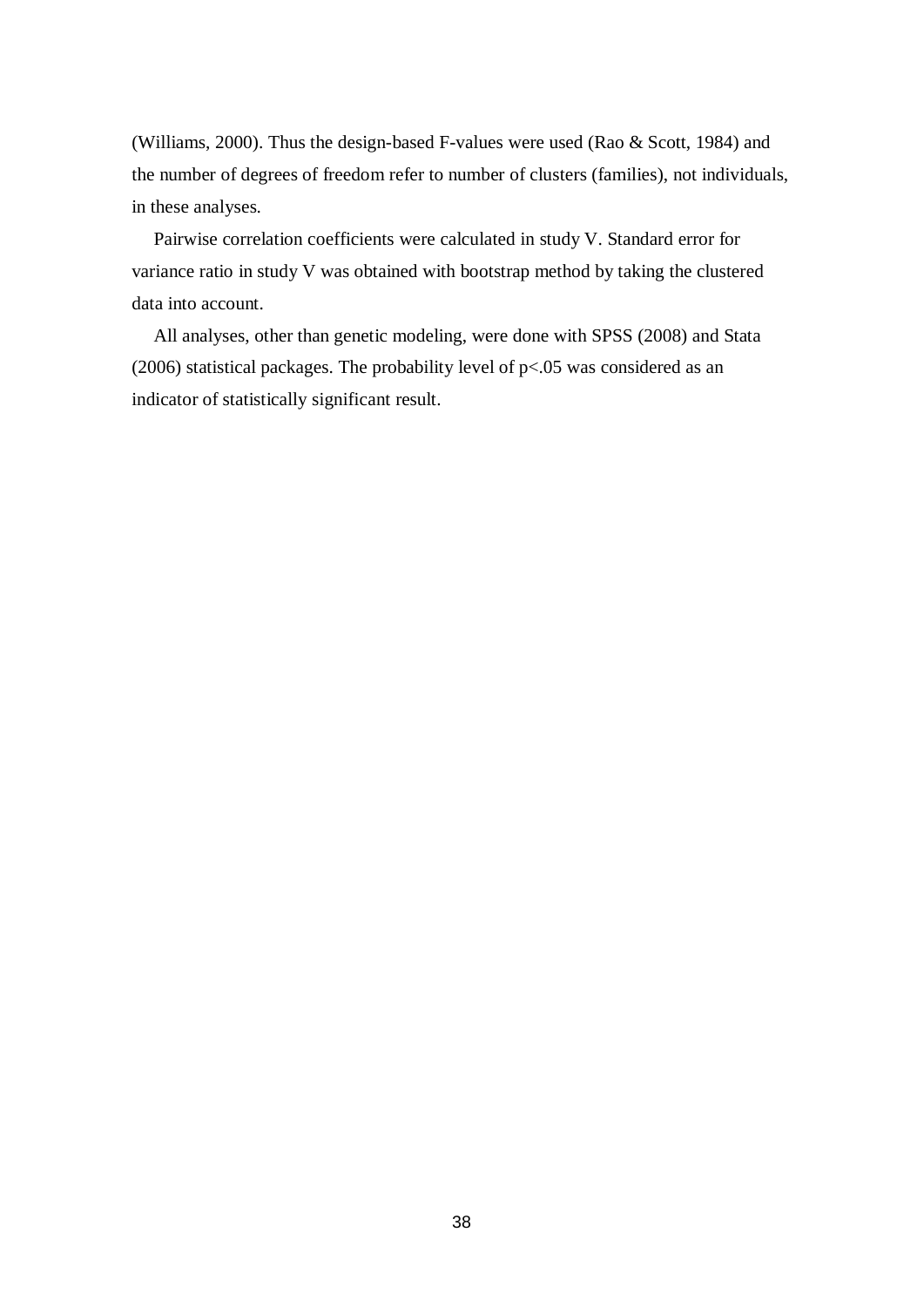(Williams, 2000). Thus the design-based F-values were used (Rao & Scott, 1984) and the number of degrees of freedom refer to number of clusters (families), not individuals, in these analyses.

Pairwise correlation coefficients were calculated in study V. Standard error for variance ratio in study V was obtained with bootstrap method by taking the clustered data into account.

All analyses, other than genetic modeling, were done with SPSS (2008) and Stata (2006) statistical packages. The probability level of $p<.05$ was considered as an indicator of statistically significant result.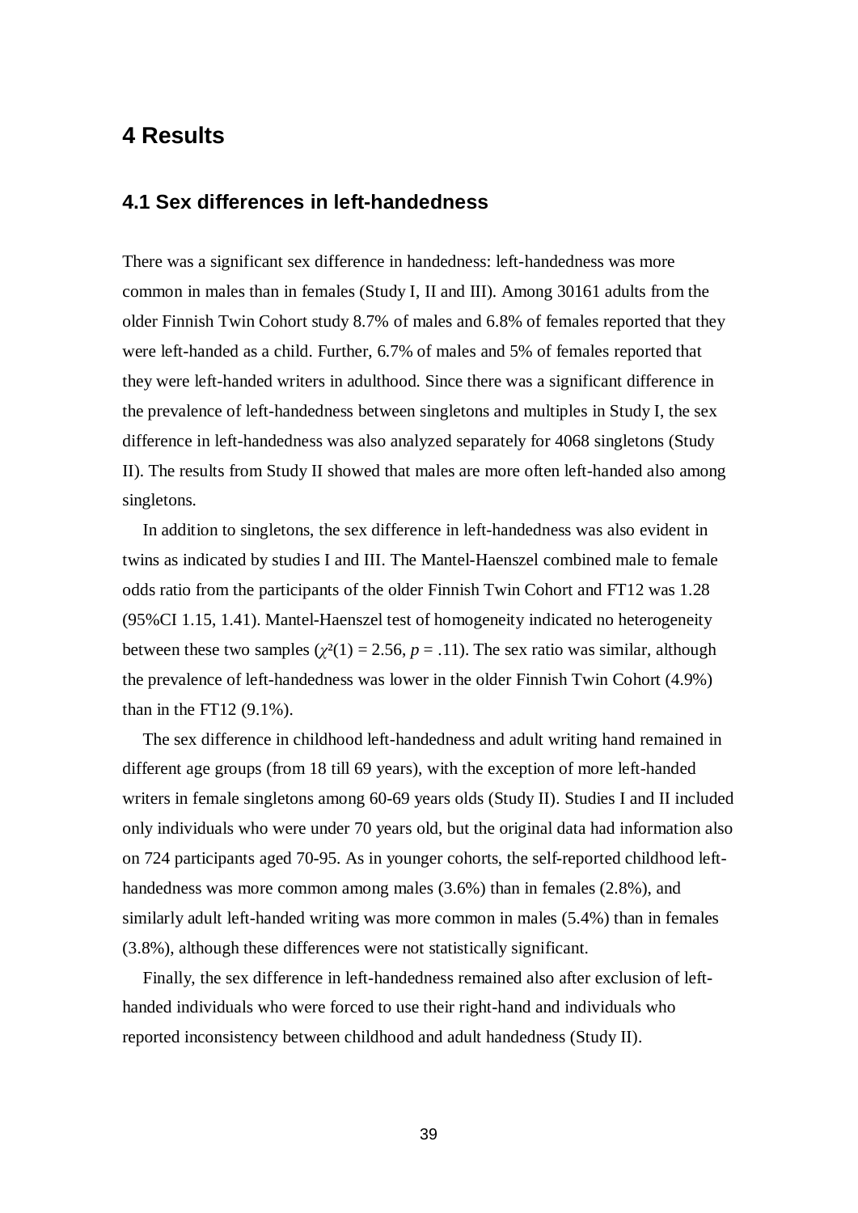# 4 Results

## 4.1 Sex differences in left-handedness

There was a significant sex difference in handedness: left-handedness was more common in males than in females (Study I, II and III). Among 30161 adults from the older Finnish Twin Cohort study 8.7% of males and 6.8% of females reported that they were left-handed as a child. Further, 6.7% of males and 5% of females reported that they were left-handed writers in adulthood. Since there was a significant difference in the prevalence of left-handedness between singletons and multiples in Study I, the sex difference in left-handedness was also analyzed separately for 4068 singletons (Study II). The results from Study II showed that males are more often left-handed also among singletons.

In addition to singletons, the sex difference in left-handedness was also evident in twins as indicated by studies I and III. The Mantel-Haenszel combined male to female odds ratio from the participants of the older Finnish Twin Cohort and FT12 was 1.28 (95%CI 1.15, 1.41). Mantel-Haenszel test of homogeneity indicated no heterogeneity between these two samples ($\chi^2(1) = 2.56$, $p = .11$). The sex ratio was similar, although the prevalence of left-handedness was lower in the older Finnish Twin Cohort (4.9%) than in the FT12 (9.1%).

The sex difference in childhood left-handedness and adult writing hand remained in different age groups (from 18 till 69 years), with the exception of more left-handed writers in female singletons among 60-69 years olds (Study II). Studies I and II included only individuals who were under 70 years old, but the original data had information also on 724 participants aged 70-95. As in younger cohorts, the self-reported childhood left-handedness was more common among males (3.6%) than in females (2.8%), and similarly adult left-handed writing was more common in males (5.4%) than in females (3.8%), although these differences were not statistically significant.

Finally, the sex difference in left-handedness remained also after exclusion of left-handed individuals who were forced to use their right-hand and individuals who reported inconsistency between childhood and adult handedness (Study II).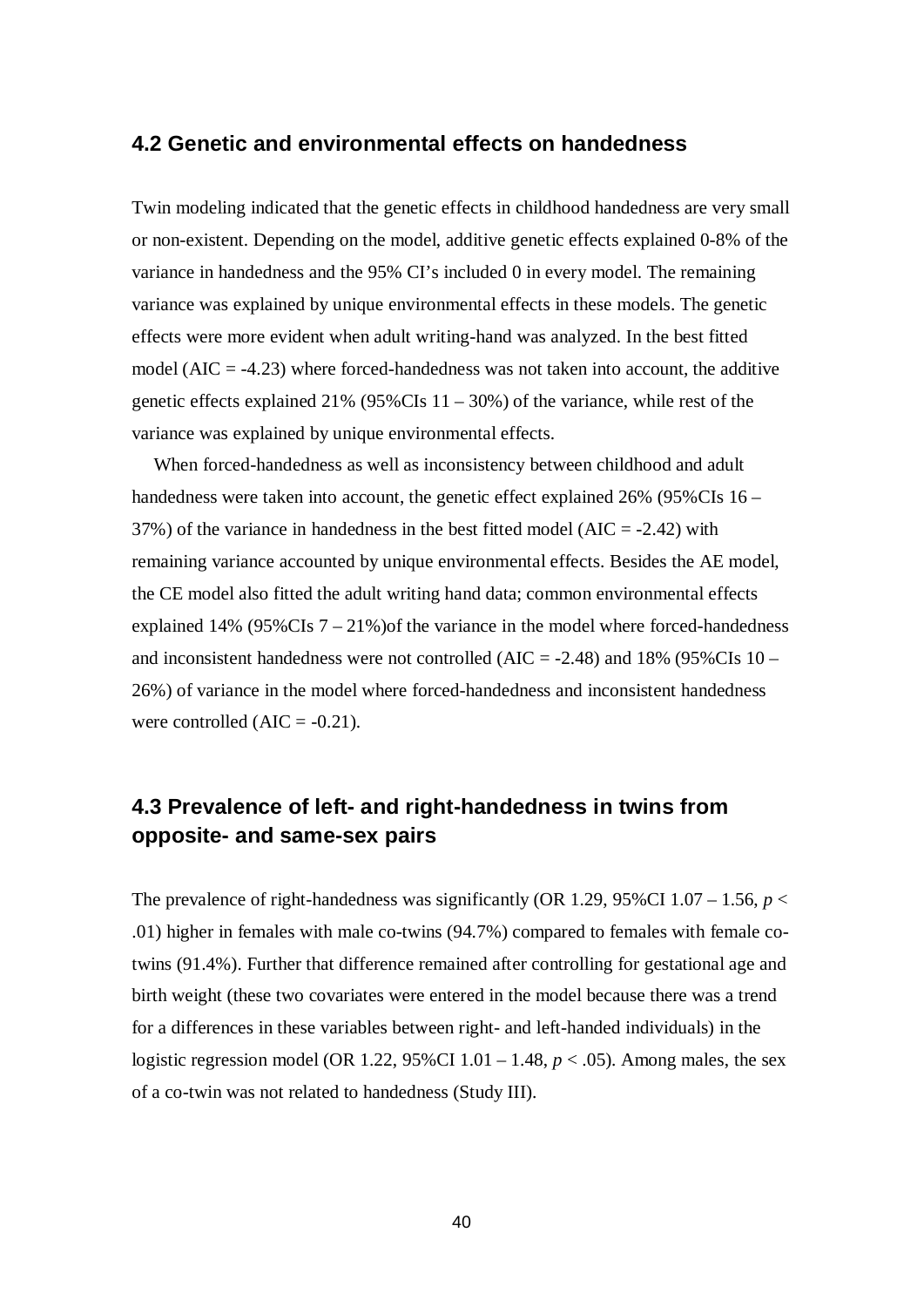## 4.2 Genetic and environmental effects on handedness

Twin modeling indicated that the genetic effects in childhood handedness are very small or non-existent. Depending on the model, additive genetic effects explained 0-8% of the variance in handedness and the 95% CI's included 0 in every model. The remaining variance was explained by unique environmental effects in these models. The genetic effects were more evident when adult writing-hand was analyzed. In the best fitted model (AIC = -4.23) where forced-handedness was not taken into account, the additive genetic effects explained 21% (95%CIs 11 – 30%) of the variance, while rest of the variance was explained by unique environmental effects.

When forced-handedness as well as inconsistency between childhood and adult handedness were taken into account, the genetic effect explained 26% (95%CIs 16 – 37%) of the variance in handedness in the best fitted model (AIC = -2.42) with remaining variance accounted by unique environmental effects. Besides the AE model, the CE model also fitted the adult writing hand data; common environmental effects explained 14% (95%CIs 7 – 21%)of the variance in the model where forced-handedness and inconsistent handedness were not controlled (AIC = -2.48) and 18% (95%CIs 10 – 26%) of variance in the model where forced-handedness and inconsistent handedness were controlled (AIC = -0.21).

## 4.3 Prevalence of left- and right-handedness in twins from opposite- and same-sex pairs

The prevalence of right-handedness was significantly (OR 1.29, 95%CI 1.07 – 1.56, $p < .01$) higher in females with male co-twins (94.7%) compared to females with female co-twins (91.4%). Further that difference remained after controlling for gestational age and birth weight (these two covariates were entered in the model because there was a trend for a differences in these variables between right- and left-handed individuals) in the logistic regression model (OR 1.22, 95%CI 1.01 – 1.48, $p < .05$). Among males, the sex of a co-twin was not related to handedness (Study III).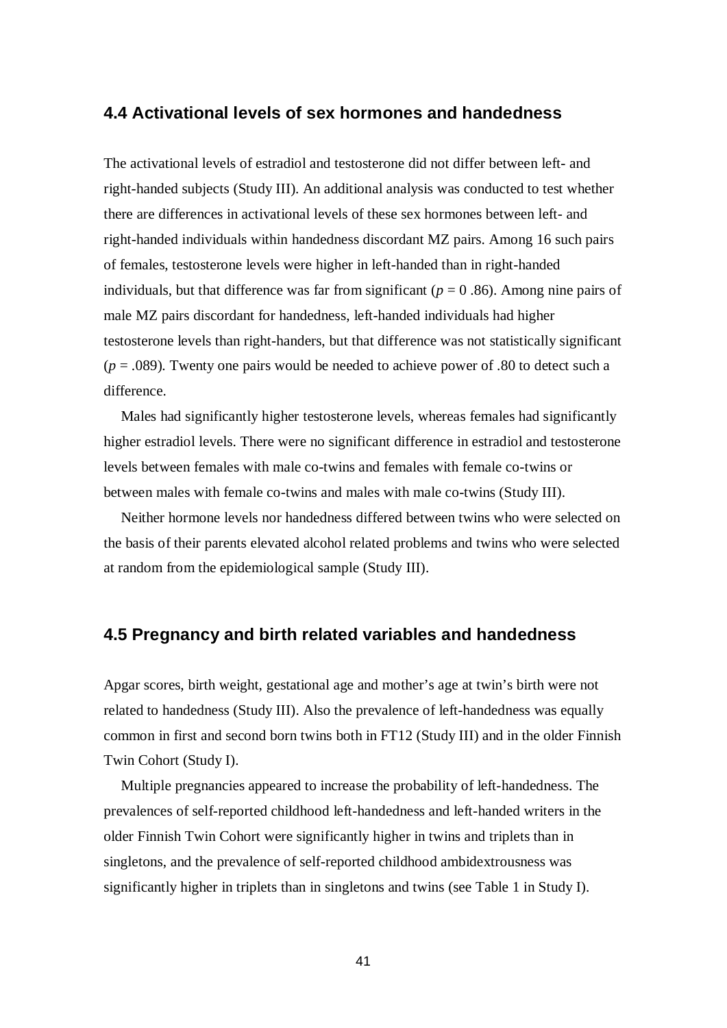## 4.4 Activational levels of sex hormones and handedness

The activational levels of estradiol and testosterone did not differ between left- and right-handed subjects (Study III). An additional analysis was conducted to test whether there are differences in activational levels of these sex hormones between left- and right-handed individuals within handedness discordant MZ pairs. Among 16 such pairs of females, testosterone levels were higher in left-handed than in right-handed individuals, but that difference was far from significant ($p = 0.86$). Among nine pairs of male MZ pairs discordant for handedness, left-handed individuals had higher testosterone levels than right-handers, but that difference was not statistically significant ($p = .089$). Twenty one pairs would be needed to achieve power of .80 to detect such a difference.

Males had significantly higher testosterone levels, whereas females had significantly higher estradiol levels. There were no significant difference in estradiol and testosterone levels between females with male co-twins and females with female co-twins or between males with female co-twins and males with male co-twins (Study III).

Neither hormone levels nor handedness differed between twins who were selected on the basis of their parents elevated alcohol related problems and twins who were selected at random from the epidemiological sample (Study III).

## 4.5 Pregnancy and birth related variables and handedness

Apgar scores, birth weight, gestational age and mother's age at twin's birth were not related to handedness (Study III). Also the prevalence of left-handedness was equally common in first and second born twins both in FT12 (Study III) and in the older Finnish Twin Cohort (Study I).

Multiple pregnancies appeared to increase the probability of left-handedness. The prevalences of self-reported childhood left-handedness and left-handed writers in the older Finnish Twin Cohort were significantly higher in twins and triplets than in singletons, and the prevalence of self-reported childhood ambidextrousness was significantly higher in triplets than in singletons and twins (see Table 1 in Study I).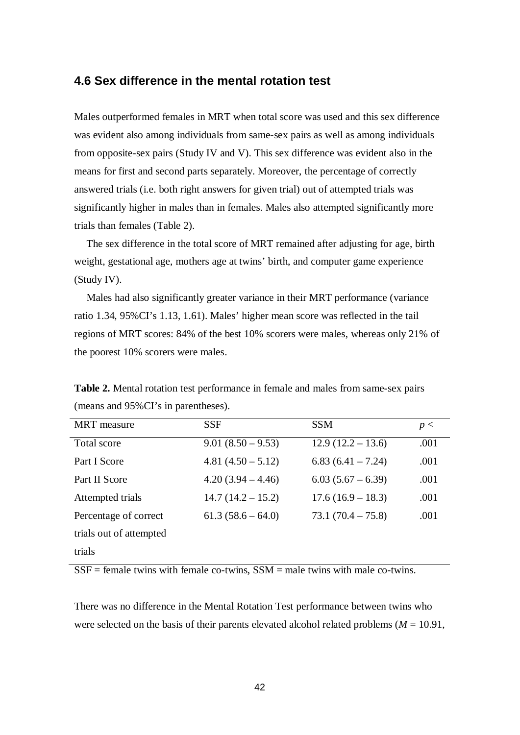### 4.6 Sex difference in the mental rotation test

Males outperformed females in MRT when total score was used and this sex difference was evident also among individuals from same-sex pairs as well as among individuals from opposite-sex pairs (Study IV and V). This sex difference was evident also in the means for first and second parts separately. Moreover, the percentage of correctly answered trials (i.e. both right answers for given trial) out of attempted trials was significantly higher in males than in females. Males also attempted significantly more trials than females (Table 2).

The sex difference in the total score of MRT remained after adjusting for age, birth weight, gestational age, mothers age at twins' birth, and computer game experience (Study IV).

Males had also significantly greater variance in their MRT performance (variance ratio 1.34, 95%CI's 1.13, 1.61). Males' higher mean score was reflected in the tail regions of MRT scores: 84% of the best 10% scorers were males, whereas only 21% of the poorest 10% scorers were males.

**Table 2.** Mental rotation test performance in female and males from same-sex pairs (means and 95%CI's in parentheses).

| MRT measure | SSF | SSM | *p* < |
|---|---|---|---|
| Total score | 9.01 (8.50 – 9.53) | 12.9 (12.2 – 13.6) | .001 |
| Part I Score | 4.81 (4.50 – 5.12) | 6.83 (6.41 – 7.24) | .001 |
| Part II Score | 4.20 (3.94 – 4.46) | 6.03 (5.67 – 6.39) | .001 |
| Attempted trials | 14.7 (14.2 – 15.2) | 17.6 (16.9 – 18.3) | .001 |
| Percentage of correct trials out of attempted trials | 61.3 (58.6 – 64.0) | 73.1 (70.4 – 75.8) | .001 |

SSF = female twins with female co-twins, SSM = male twins with male co-twins.

There was no difference in the Mental Rotation Test performance between twins who were selected on the basis of their parents elevated alcohol related problems ($M = 10.91$,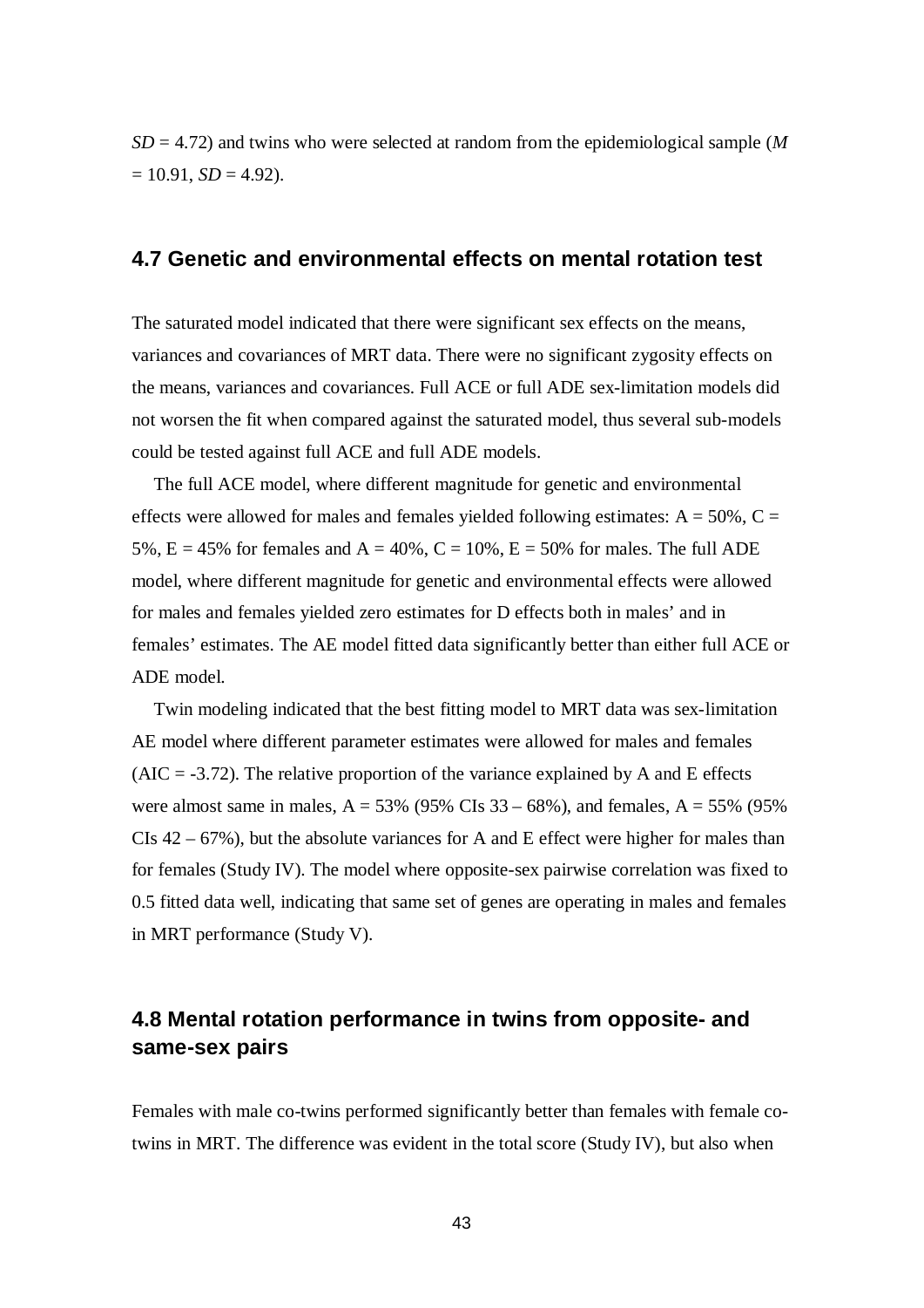*SD* = 4.72) and twins who were selected at random from the epidemiological sample (*M* = 10.91, *SD* = 4.92).

## 4.7 Genetic and environmental effects on mental rotation test

The saturated model indicated that there were significant sex effects on the means, variances and covariances of MRT data. There were no significant zygosity effects on the means, variances and covariances. Full ACE or full ADE sex-limitation models did not worsen the fit when compared against the saturated model, thus several sub-models could be tested against full ACE and full ADE models.

The full ACE model, where different magnitude for genetic and environmental effects were allowed for males and females yielded following estimates: A = 50%, C = 5%, E = 45% for females and A = 40%, C = 10%, E = 50% for males. The full ADE model, where different magnitude for genetic and environmental effects were allowed for males and females yielded zero estimates for D effects both in males' and in females' estimates. The AE model fitted data significantly better than either full ACE or ADE model.

Twin modeling indicated that the best fitting model to MRT data was sex-limitation AE model where different parameter estimates were allowed for males and females (AIC = -3.72). The relative proportion of the variance explained by A and E effects were almost same in males, A = 53% (95% CIs 33 – 68%), and females, A = 55% (95% CIs 42 – 67%), but the absolute variances for A and E effect were higher for males than for females (Study IV). The model where opposite-sex pairwise correlation was fixed to 0.5 fitted data well, indicating that same set of genes are operating in males and females in MRT performance (Study V).

## 4.8 Mental rotation performance in twins from opposite- and same-sex pairs

Females with male co-twins performed significantly better than females with female co-twins in MRT. The difference was evident in the total score (Study IV), but also when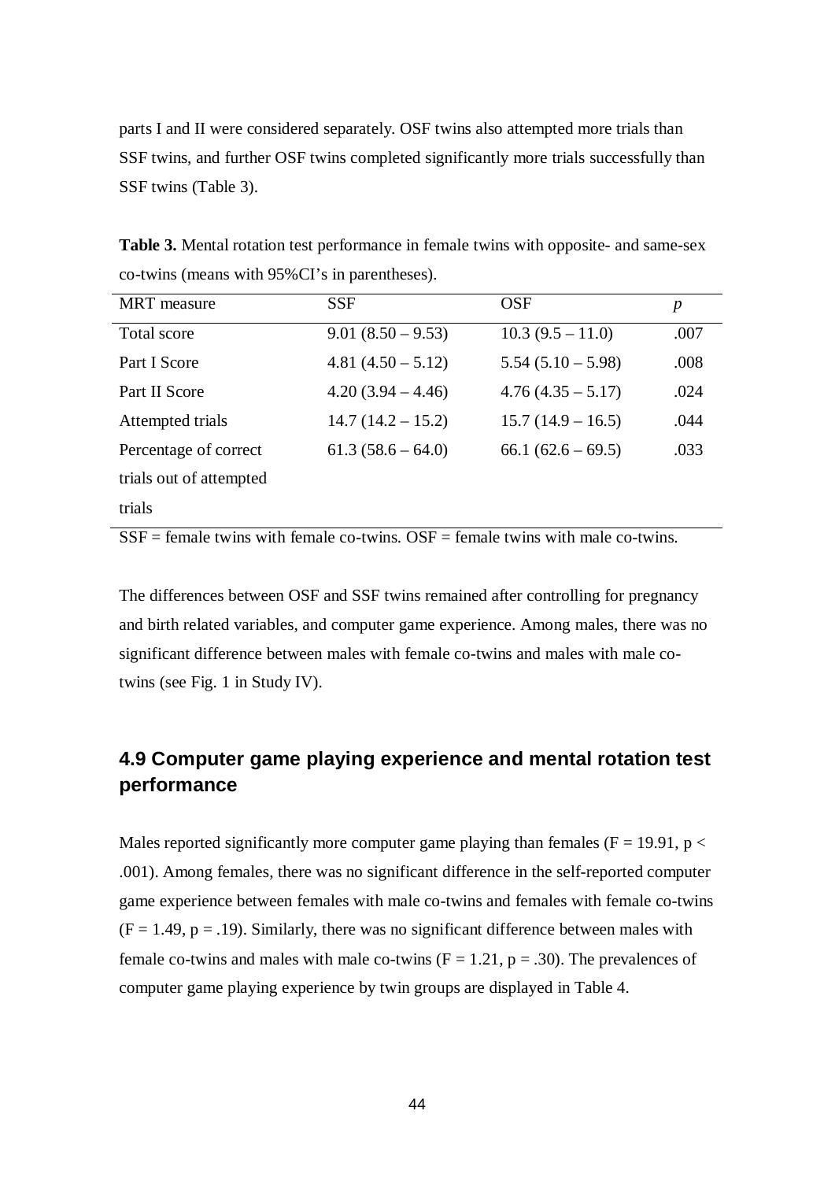parts I and II were considered separately. OSF twins also attempted more trials than SSF twins, and further OSF twins completed significantly more trials successfully than SSF twins (Table 3).

**Table 3.** Mental rotation test performance in female twins with opposite- and same-sex co-twins (means with 95%CI's in parentheses).

| MRT measure | SSF | OSF | *p* |
|---|---|---|---|
| Total score | 9.01 (8.50 – 9.53) | 10.3 (9.5 – 11.0) | .007 |
| Part I Score | 4.81 (4.50 – 5.12) | 5.54 (5.10 – 5.98) | .008 |
| Part II Score | 4.20 (3.94 – 4.46) | 4.76 (4.35 – 5.17) | .024 |
| Attempted trials | 14.7 (14.2 – 15.2) | 15.7 (14.9 – 16.5) | .044 |
| Percentage of correct trials out of attempted trials | 61.3 (58.6 – 64.0) | 66.1 (62.6 – 69.5) | .033 |

SSF = female twins with female co-twins. OSF = female twins with male co-twins.

The differences between OSF and SSF twins remained after controlling for pregnancy and birth related variables, and computer game experience. Among males, there was no significant difference between males with female co-twins and males with male co-twins (see Fig. 1 in Study IV).

## 4.9 Computer game playing experience and mental rotation test performance

Males reported significantly more computer game playing than females ($F = 19.91$, $p < .001$). Among females, there was no significant difference in the self-reported computer game experience between females with male co-twins and females with female co-twins ($F = 1.49$, $p = .19$). Similarly, there was no significant difference between males with female co-twins and males with male co-twins ($F = 1.21$, $p = .30$). The prevalences of computer game playing experience by twin groups are displayed in Table 4.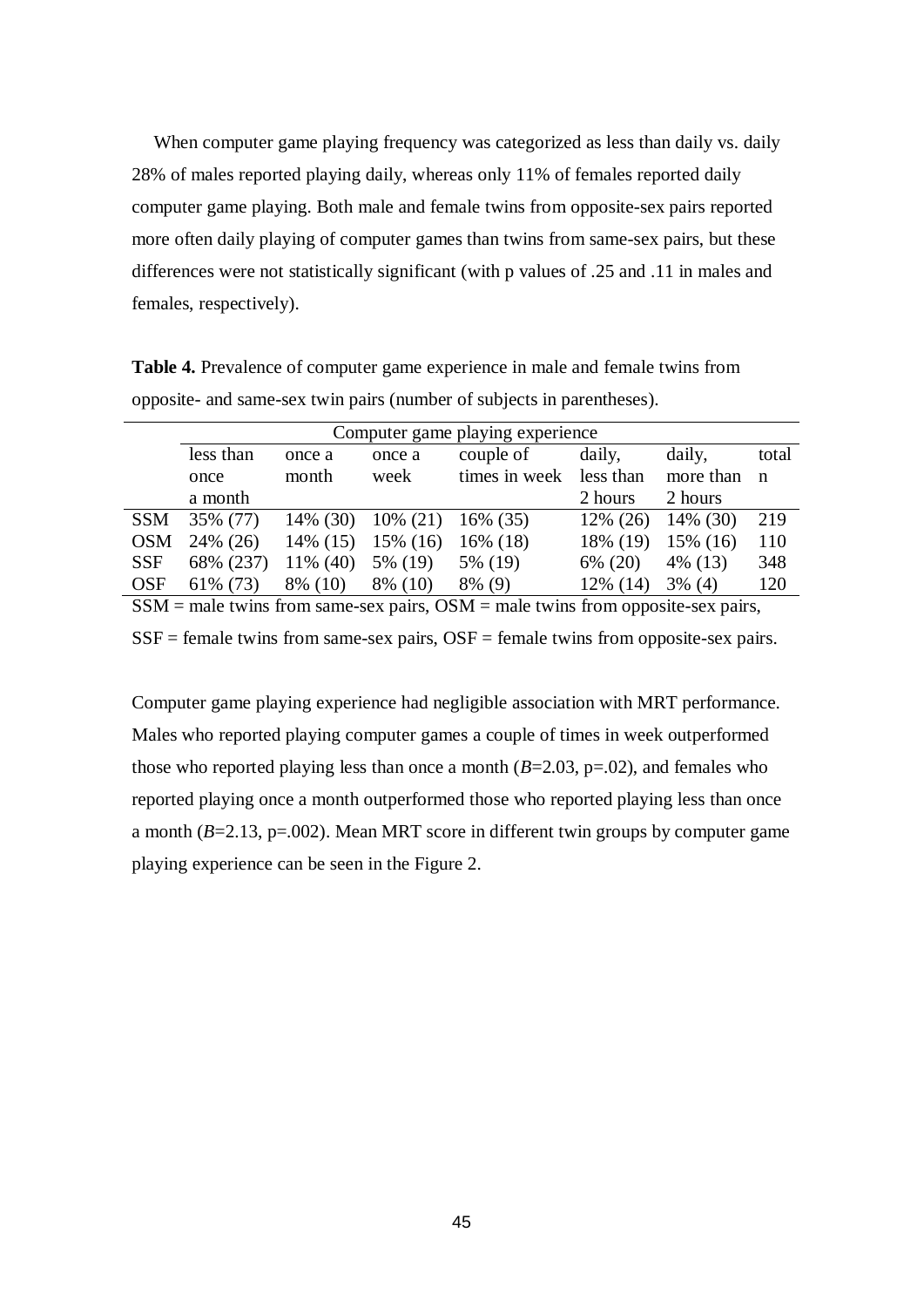When computer game playing frequency was categorized as less than daily vs. daily 28% of males reported playing daily, whereas only 11% of females reported daily computer game playing. Both male and female twins from opposite-sex pairs reported more often daily playing of computer games than twins from same-sex pairs, but these differences were not statistically significant (with p values of .25 and .11 in males and females, respectively).

**Table 4.** Prevalence of computer game experience in male and female twins from opposite- and same-sex twin pairs (number of subjects in parentheses).

| | Computer game playing experience | | | | | | |
|---|---|---|---|---|---|---|---|
| | less than once a month | once a month | once a week | couple of times in week | daily, less than 2 hours | daily, more than 2 hours | total n |
| SSM | 35% (77) | 14% (30) | 10% (21) | 16% (35) | 12% (26) | 14% (30) | 219 |
| OSM | 24% (26) | 14% (15) | 15% (16) | 16% (18) | 18% (19) | 15% (16) | 110 |
| SSF | 68% (237) | 11% (40) | 5% (19) | 5% (19) | 6% (20) | 4% (13) | 348 |
| OSF | 61% (73) | 8% (10) | 8% (10) | 8% (9) | 12% (14) | 3% (4) | 120 |

SSM = male twins from same-sex pairs, OSM = male twins from opposite-sex pairs, SSF = female twins from same-sex pairs, OSF = female twins from opposite-sex pairs.

Computer game playing experience had negligible association with MRT performance. Males who reported playing computer games a couple of times in week outperformed those who reported playing less than once a month ($B$=2.03, p=.02), and females who reported playing once a month outperformed those who reported playing less than once a month ($B$=2.13, p=.002). Mean MRT score in different twin groups by computer game playing experience can be seen in the Figure 2.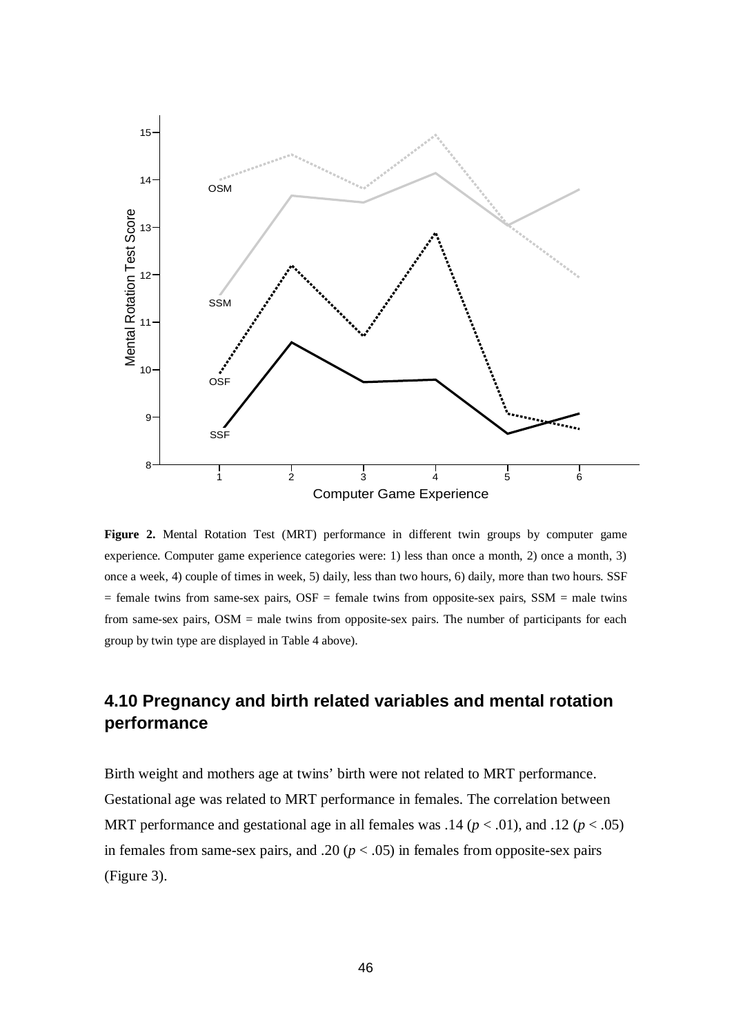**Figure 2.** Mental Rotation Test (MRT) performance in different twin groups by computer game experience. Computer game experience categories were: 1) less than once a month, 2) once a month, 3) once a week, 4) couple of times in week, 5) daily, less than two hours, 6) daily, more than two hours. SSF = female twins from same-sex pairs, OSF = female twins from opposite-sex pairs, SSM = male twins from same-sex pairs, OSM = male twins from opposite-sex pairs. The number of participants for each group by twin type are displayed in Table 4 above).

## 4.10 Pregnancy and birth related variables and mental rotation performance

Birth weight and mothers age at twins' birth were not related to MRT performance. Gestational age was related to MRT performance in females. The correlation between MRT performance and gestational age in all females was .14 ($p < .01$), and .12 ($p < .05$) in females from same-sex pairs, and .20 ($p < .05$) in females from opposite-sex pairs (Figure 3).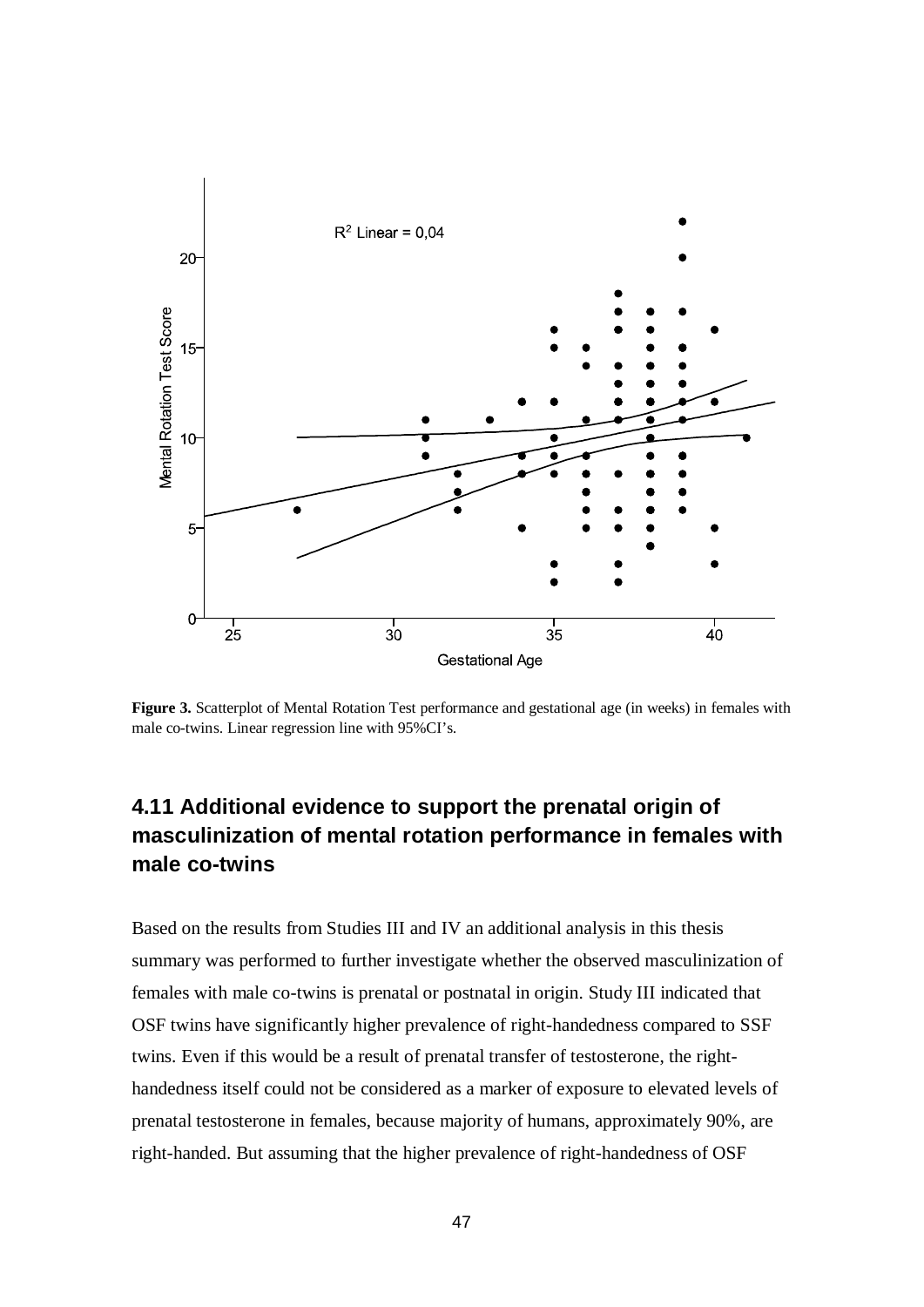**Figure 3.** Scatterplot of Mental Rotation Test performance and gestational age (in weeks) in females with male co-twins. Linear regression line with 95%CI's.

## 4.11 Additional evidence to support the prenatal origin of masculinization of mental rotation performance in females with male co-twins

Based on the results from Studies III and IV an additional analysis in this thesis summary was performed to further investigate whether the observed masculinization of females with male co-twins is prenatal or postnatal in origin. Study III indicated that OSF twins have significantly higher prevalence of right-handedness compared to SSF twins. Even if this would be a result of prenatal transfer of testosterone, the right-handedness itself could not be considered as a marker of exposure to elevated levels of prenatal testosterone in females, because majority of humans, approximately 90%, are right-handed. But assuming that the higher prevalence of right-handedness of OSF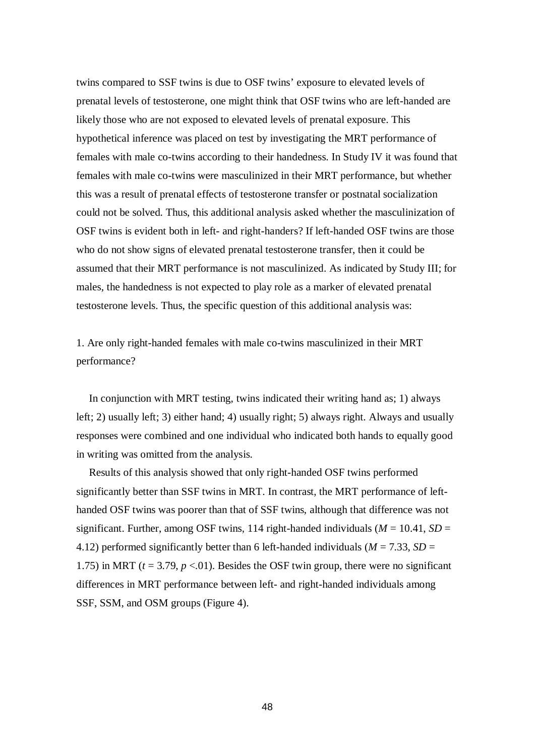twins compared to SSF twins is due to OSF twins' exposure to elevated levels of prenatal levels of testosterone, one might think that OSF twins who are left-handed are likely those who are not exposed to elevated levels of prenatal exposure. This hypothetical inference was placed on test by investigating the MRT performance of females with male co-twins according to their handedness. In Study IV it was found that females with male co-twins were masculinized in their MRT performance, but whether this was a result of prenatal effects of testosterone transfer or postnatal socialization could not be solved. Thus, this additional analysis asked whether the masculinization of OSF twins is evident both in left- and right-handers? If left-handed OSF twins are those who do not show signs of elevated prenatal testosterone transfer, then it could be assumed that their MRT performance is not masculinized. As indicated by Study III; for males, the handedness is not expected to play role as a marker of elevated prenatal testosterone levels. Thus, the specific question of this additional analysis was:

1. Are only right-handed females with male co-twins masculinized in their MRT performance?

In conjunction with MRT testing, twins indicated their writing hand as; 1) always left; 2) usually left; 3) either hand; 4) usually right; 5) always right. Always and usually responses were combined and one individual who indicated both hands to equally good in writing was omitted from the analysis.

Results of this analysis showed that only right-handed OSF twins performed significantly better than SSF twins in MRT. In contrast, the MRT performance of left-handed OSF twins was poorer than that of SSF twins, although that difference was not significant. Further, among OSF twins, 114 right-handed individuals ($M$ = 10.41, $SD$ = 4.12) performed significantly better than 6 left-handed individuals ($M$ = 7.33, $SD$ = 1.75) in MRT ($t$ = 3.79, $p$ <.01). Besides the OSF twin group, there were no significant differences in MRT performance between left- and right-handed individuals among SSF, SSM, and OSM groups (Figure 4).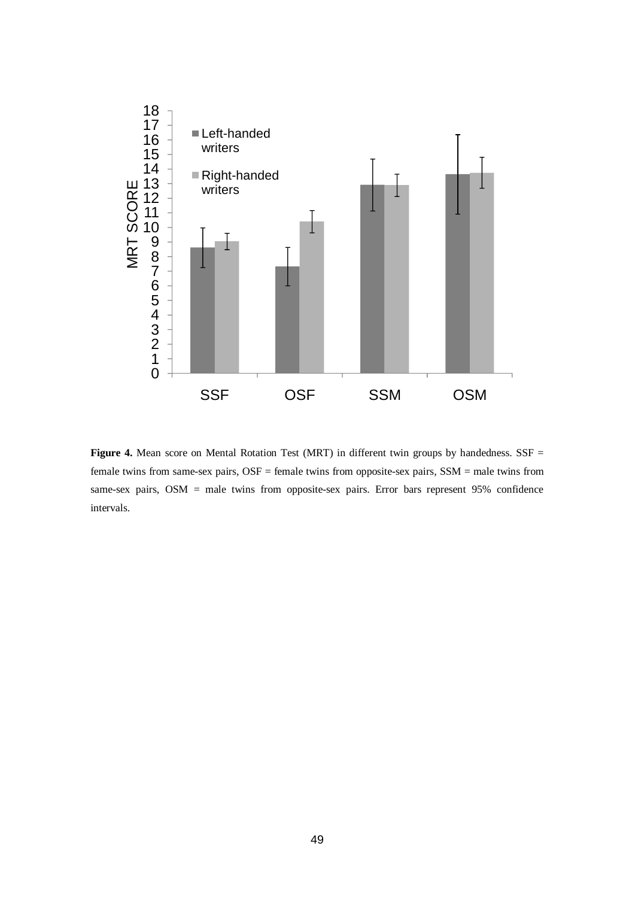**Figure 4.** Mean score on Mental Rotation Test (MRT) in different twin groups by handedness. SSF = female twins from same-sex pairs, OSF = female twins from opposite-sex pairs, SSM = male twins from same-sex pairs, OSM = male twins from opposite-sex pairs. Error bars represent 95% confidence intervals.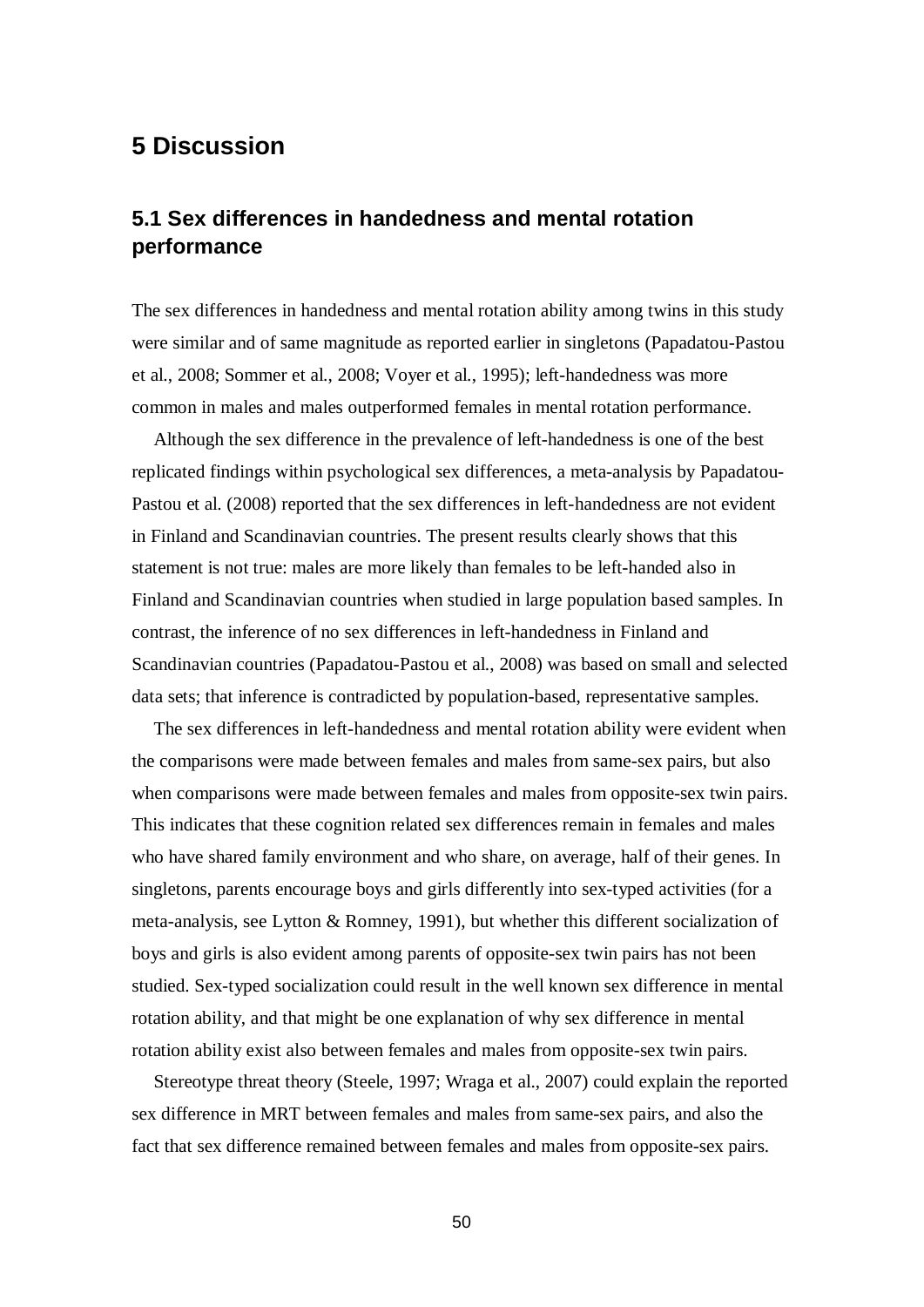# 5 Discussion

## 5.1 Sex differences in handedness and mental rotation performance

The sex differences in handedness and mental rotation ability among twins in this study were similar and of same magnitude as reported earlier in singletons (Papadatou-Pastou et al., 2008; Sommer et al., 2008; Voyer et al., 1995); left-handedness was more common in males and males outperformed females in mental rotation performance.

Although the sex difference in the prevalence of left-handedness is one of the best replicated findings within psychological sex differences, a meta-analysis by Papadatou-Pastou et al. (2008) reported that the sex differences in left-handedness are not evident in Finland and Scandinavian countries. The present results clearly shows that this statement is not true: males are more likely than females to be left-handed also in Finland and Scandinavian countries when studied in large population based samples. In contrast, the inference of no sex differences in left-handedness in Finland and Scandinavian countries (Papadatou-Pastou et al., 2008) was based on small and selected data sets; that inference is contradicted by population-based, representative samples.

The sex differences in left-handedness and mental rotation ability were evident when the comparisons were made between females and males from same-sex pairs, but also when comparisons were made between females and males from opposite-sex twin pairs. This indicates that these cognition related sex differences remain in females and males who have shared family environment and who share, on average, half of their genes. In singletons, parents encourage boys and girls differently into sex-typed activities (for a meta-analysis, see Lytton & Romney, 1991), but whether this different socialization of boys and girls is also evident among parents of opposite-sex twin pairs has not been studied. Sex-typed socialization could result in the well known sex difference in mental rotation ability, and that might be one explanation of why sex difference in mental rotation ability exist also between females and males from opposite-sex twin pairs.

Stereotype threat theory (Steele, 1997; Wraga et al., 2007) could explain the reported sex difference in MRT between females and males from same-sex pairs, and also the fact that sex difference remained between females and males from opposite-sex pairs.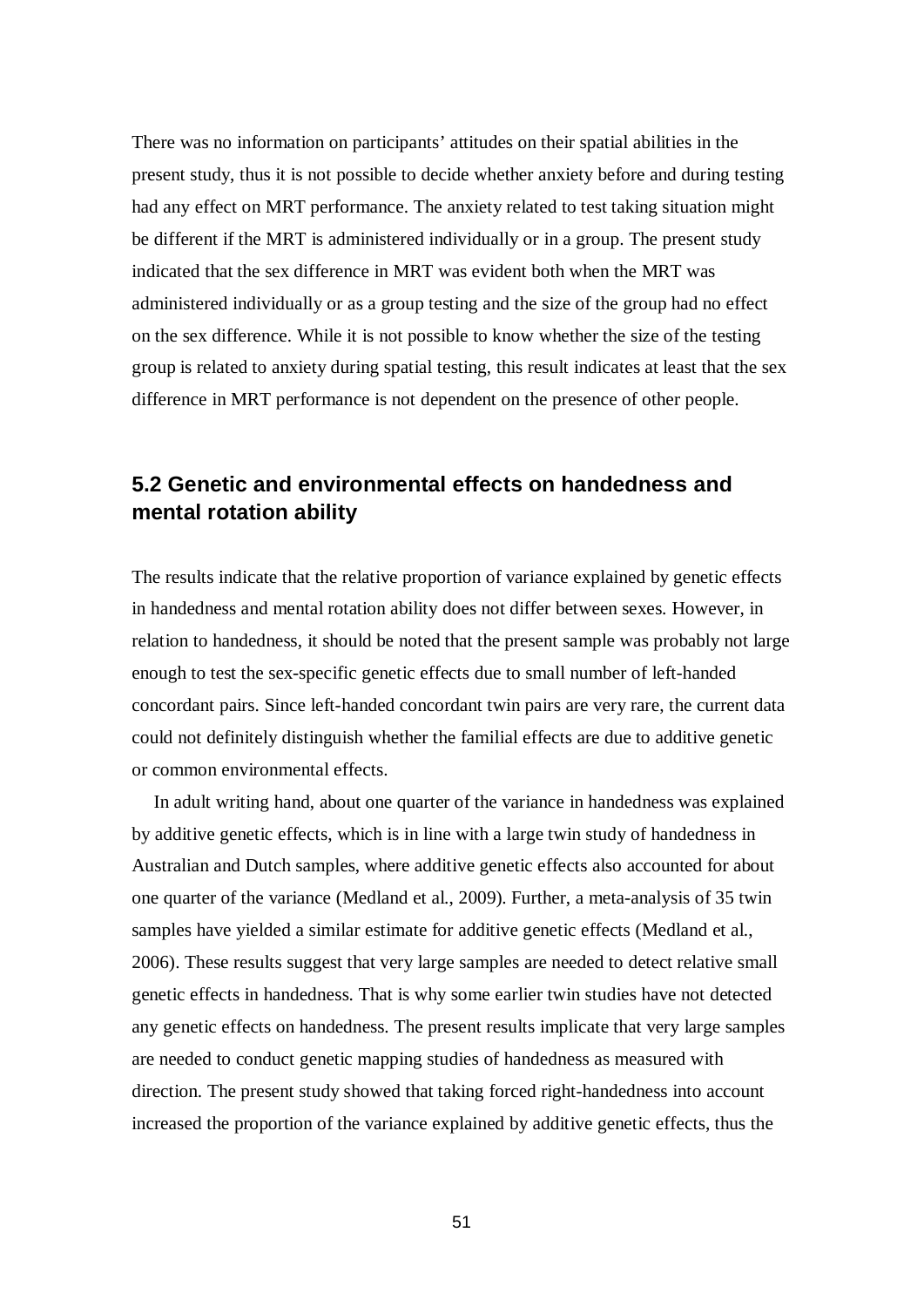There was no information on participants' attitudes on their spatial abilities in the present study, thus it is not possible to decide whether anxiety before and during testing had any effect on MRT performance. The anxiety related to test taking situation might be different if the MRT is administered individually or in a group. The present study indicated that the sex difference in MRT was evident both when the MRT was administered individually or as a group testing and the size of the group had no effect on the sex difference. While it is not possible to know whether the size of the testing group is related to anxiety during spatial testing, this result indicates at least that the sex difference in MRT performance is not dependent on the presence of other people.

## 5.2 Genetic and environmental effects on handedness and mental rotation ability

The results indicate that the relative proportion of variance explained by genetic effects in handedness and mental rotation ability does not differ between sexes. However, in relation to handedness, it should be noted that the present sample was probably not large enough to test the sex-specific genetic effects due to small number of left-handed concordant pairs. Since left-handed concordant twin pairs are very rare, the current data could not definitely distinguish whether the familial effects are due to additive genetic or common environmental effects.

In adult writing hand, about one quarter of the variance in handedness was explained by additive genetic effects, which is in line with a large twin study of handedness in Australian and Dutch samples, where additive genetic effects also accounted for about one quarter of the variance (Medland et al., 2009). Further, a meta-analysis of 35 twin samples have yielded a similar estimate for additive genetic effects (Medland et al., 2006). These results suggest that very large samples are needed to detect relative small genetic effects in handedness. That is why some earlier twin studies have not detected any genetic effects on handedness. The present results implicate that very large samples are needed to conduct genetic mapping studies of handedness as measured with direction. The present study showed that taking forced right-handedness into account increased the proportion of the variance explained by additive genetic effects, thus the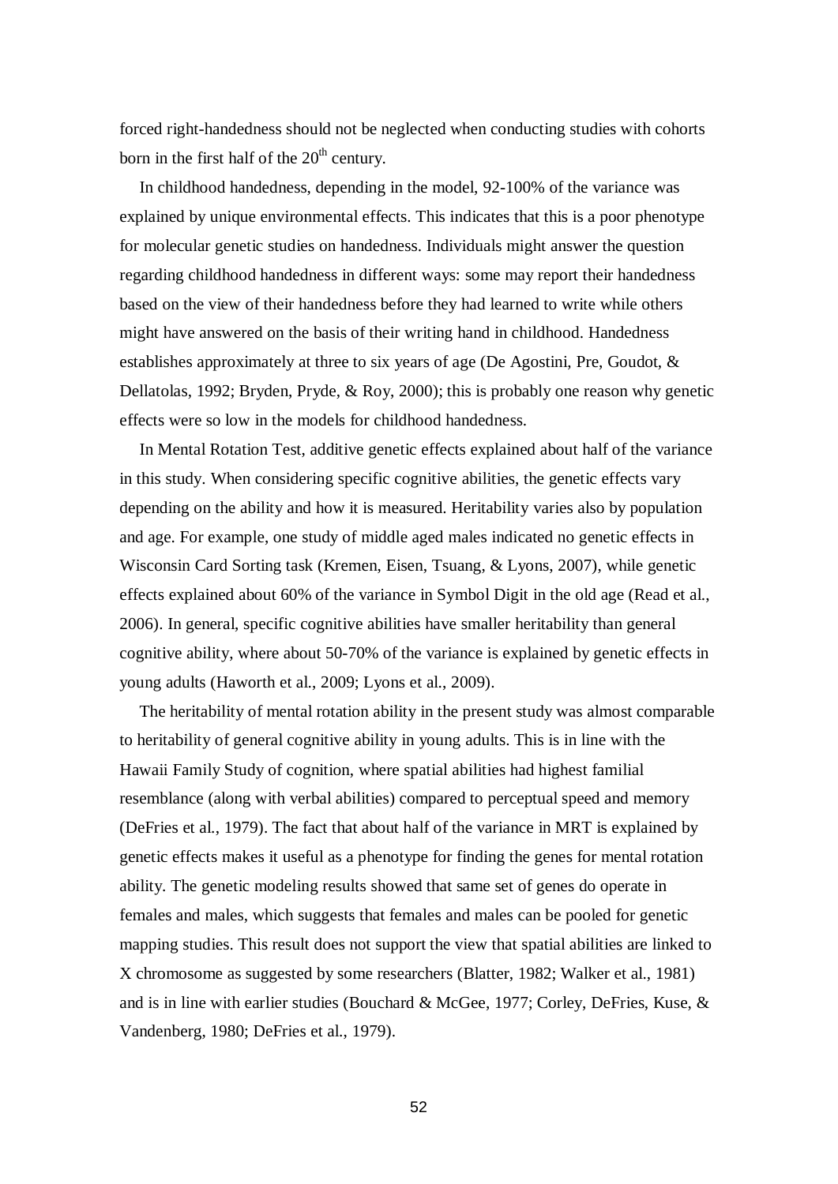forced right-handedness should not be neglected when conducting studies with cohorts born in the first half of the $20^{th}$ century.

In childhood handedness, depending in the model, 92-100% of the variance was explained by unique environmental effects. This indicates that this is a poor phenotype for molecular genetic studies on handedness. Individuals might answer the question regarding childhood handedness in different ways: some may report their handedness based on the view of their handedness before they had learned to write while others might have answered on the basis of their writing hand in childhood. Handedness establishes approximately at three to six years of age (De Agostini, Pre, Goudot, & Dellatolas, 1992; Bryden, Pryde, & Roy, 2000); this is probably one reason why genetic effects were so low in the models for childhood handedness.

In Mental Rotation Test, additive genetic effects explained about half of the variance in this study. When considering specific cognitive abilities, the genetic effects vary depending on the ability and how it is measured. Heritability varies also by population and age. For example, one study of middle aged males indicated no genetic effects in Wisconsin Card Sorting task (Kremen, Eisen, Tsuang, & Lyons, 2007), while genetic effects explained about 60% of the variance in Symbol Digit in the old age (Read et al., 2006). In general, specific cognitive abilities have smaller heritability than general cognitive ability, where about 50-70% of the variance is explained by genetic effects in young adults (Haworth et al., 2009; Lyons et al., 2009).

The heritability of mental rotation ability in the present study was almost comparable to heritability of general cognitive ability in young adults. This is in line with the Hawaii Family Study of cognition, where spatial abilities had highest familial resemblance (along with verbal abilities) compared to perceptual speed and memory (DeFries et al., 1979). The fact that about half of the variance in MRT is explained by genetic effects makes it useful as a phenotype for finding the genes for mental rotation ability. The genetic modeling results showed that same set of genes do operate in females and males, which suggests that females and males can be pooled for genetic mapping studies. This result does not support the view that spatial abilities are linked to X chromosome as suggested by some researchers (Blatter, 1982; Walker et al., 1981) and is in line with earlier studies (Bouchard & McGee, 1977; Corley, DeFries, Kuse, & Vandenberg, 1980; DeFries et al., 1979).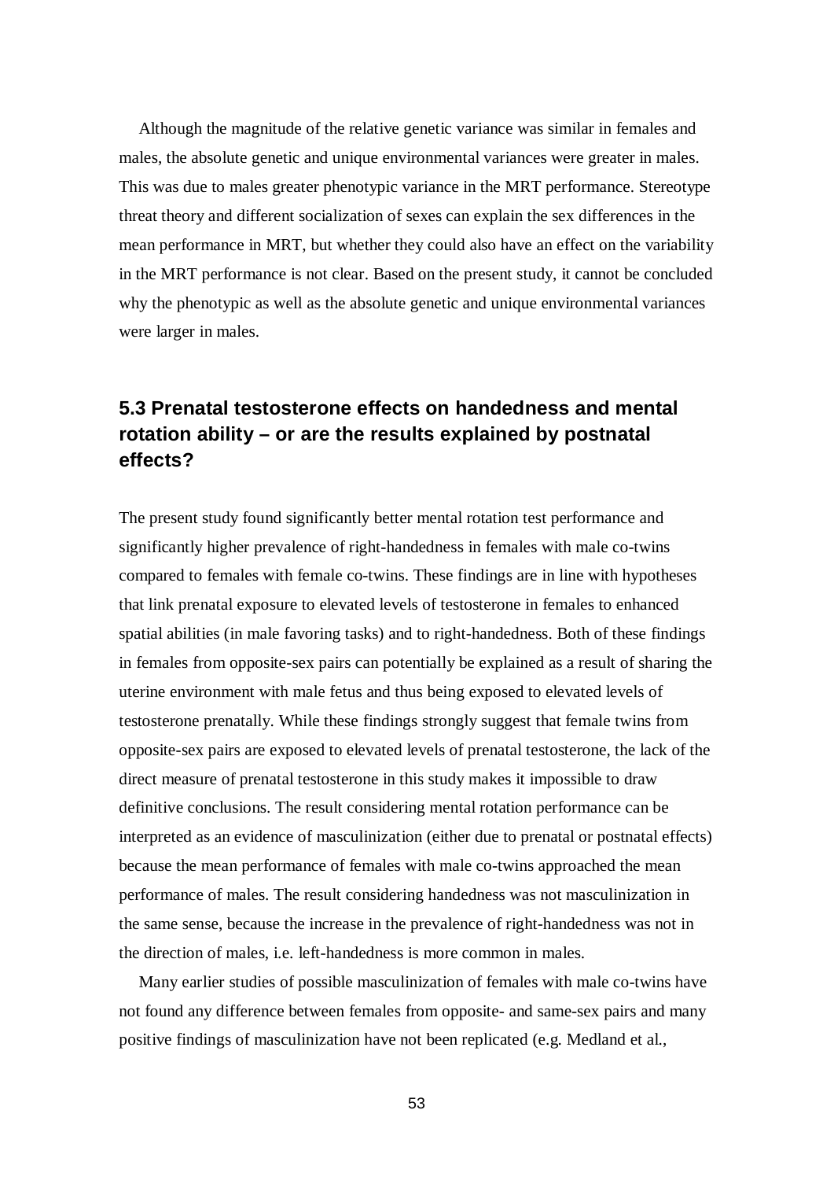Although the magnitude of the relative genetic variance was similar in females and males, the absolute genetic and unique environmental variances were greater in males. This was due to males greater phenotypic variance in the MRT performance. Stereotype threat theory and different socialization of sexes can explain the sex differences in the mean performance in MRT, but whether they could also have an effect on the variability in the MRT performance is not clear. Based on the present study, it cannot be concluded why the phenotypic as well as the absolute genetic and unique environmental variances were larger in males.

## 5.3 Prenatal testosterone effects on handedness and mental rotation ability – or are the results explained by postnatal effects?

The present study found significantly better mental rotation test performance and significantly higher prevalence of right-handedness in females with male co-twins compared to females with female co-twins. These findings are in line with hypotheses that link prenatal exposure to elevated levels of testosterone in females to enhanced spatial abilities (in male favoring tasks) and to right-handedness. Both of these findings in females from opposite-sex pairs can potentially be explained as a result of sharing the uterine environment with male fetus and thus being exposed to elevated levels of testosterone prenatally. While these findings strongly suggest that female twins from opposite-sex pairs are exposed to elevated levels of prenatal testosterone, the lack of the direct measure of prenatal testosterone in this study makes it impossible to draw definitive conclusions. The result considering mental rotation performance can be interpreted as an evidence of masculinization (either due to prenatal or postnatal effects) because the mean performance of females with male co-twins approached the mean performance of males. The result considering handedness was not masculinization in the same sense, because the increase in the prevalence of right-handedness was not in the direction of males, i.e. left-handedness is more common in males.

Many earlier studies of possible masculinization of females with male co-twins have not found any difference between females from opposite- and same-sex pairs and many positive findings of masculinization have not been replicated (e.g. Medland et al.,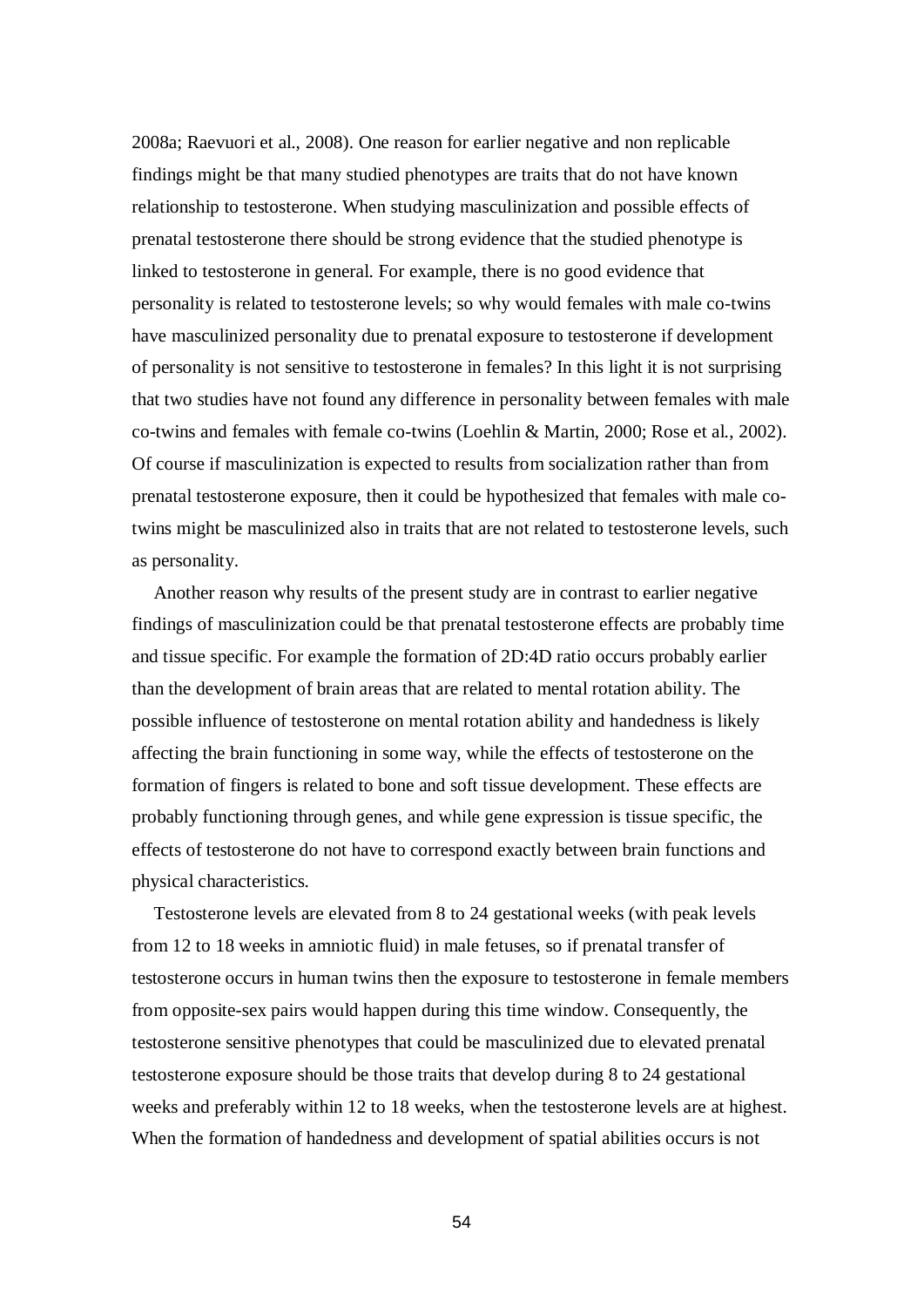2008a; Raevuori et al., 2008). One reason for earlier negative and non replicable findings might be that many studied phenotypes are traits that do not have known relationship to testosterone. When studying masculinization and possible effects of prenatal testosterone there should be strong evidence that the studied phenotype is linked to testosterone in general. For example, there is no good evidence that personality is related to testosterone levels; so why would females with male co-twins have masculinized personality due to prenatal exposure to testosterone if development of personality is not sensitive to testosterone in females? In this light it is not surprising that two studies have not found any difference in personality between females with male co-twins and females with female co-twins (Loehlin & Martin, 2000; Rose et al., 2002). Of course if masculinization is expected to results from socialization rather than from prenatal testosterone exposure, then it could be hypothesized that females with male co-twins might be masculinized also in traits that are not related to testosterone levels, such as personality.

Another reason why results of the present study are in contrast to earlier negative findings of masculinization could be that prenatal testosterone effects are probably time and tissue specific. For example the formation of 2D:4D ratio occurs probably earlier than the development of brain areas that are related to mental rotation ability. The possible influence of testosterone on mental rotation ability and handedness is likely affecting the brain functioning in some way, while the effects of testosterone on the formation of fingers is related to bone and soft tissue development. These effects are probably functioning through genes, and while gene expression is tissue specific, the effects of testosterone do not have to correspond exactly between brain functions and physical characteristics.

Testosterone levels are elevated from 8 to 24 gestational weeks (with peak levels from 12 to 18 weeks in amniotic fluid) in male fetuses, so if prenatal transfer of testosterone occurs in human twins then the exposure to testosterone in female members from opposite-sex pairs would happen during this time window. Consequently, the testosterone sensitive phenotypes that could be masculinized due to elevated prenatal testosterone exposure should be those traits that develop during 8 to 24 gestational weeks and preferably within 12 to 18 weeks, when the testosterone levels are at highest. When the formation of handedness and development of spatial abilities occurs is not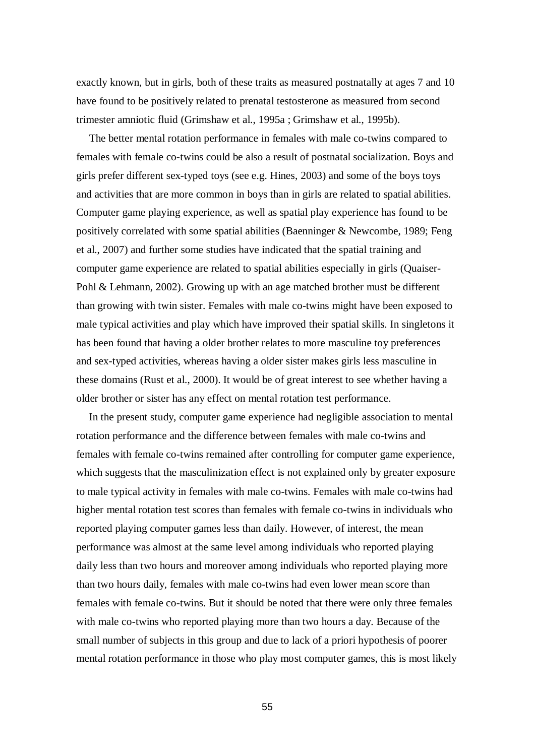exactly known, but in girls, both of these traits as measured postnatally at ages 7 and 10 have found to be positively related to prenatal testosterone as measured from second trimester amniotic fluid (Grimshaw et al., 1995a ; Grimshaw et al., 1995b).

The better mental rotation performance in females with male co-twins compared to females with female co-twins could be also a result of postnatal socialization. Boys and girls prefer different sex-typed toys (see e.g. Hines, 2003) and some of the boys toys and activities that are more common in boys than in girls are related to spatial abilities. Computer game playing experience, as well as spatial play experience has found to be positively correlated with some spatial abilities (Baenninger & Newcombe, 1989; Feng et al., 2007) and further some studies have indicated that the spatial training and computer game experience are related to spatial abilities especially in girls (Quaiser-Pohl & Lehmann, 2002). Growing up with an age matched brother must be different than growing with twin sister. Females with male co-twins might have been exposed to male typical activities and play which have improved their spatial skills. In singletons it has been found that having a older brother relates to more masculine toy preferences and sex-typed activities, whereas having a older sister makes girls less masculine in these domains (Rust et al., 2000). It would be of great interest to see whether having a older brother or sister has any effect on mental rotation test performance.

In the present study, computer game experience had negligible association to mental rotation performance and the difference between females with male co-twins and females with female co-twins remained after controlling for computer game experience, which suggests that the masculinization effect is not explained only by greater exposure to male typical activity in females with male co-twins. Females with male co-twins had higher mental rotation test scores than females with female co-twins in individuals who reported playing computer games less than daily. However, of interest, the mean performance was almost at the same level among individuals who reported playing daily less than two hours and moreover among individuals who reported playing more than two hours daily, females with male co-twins had even lower mean score than females with female co-twins. But it should be noted that there were only three females with male co-twins who reported playing more than two hours a day. Because of the small number of subjects in this group and due to lack of a priori hypothesis of poorer mental rotation performance in those who play most computer games, this is most likely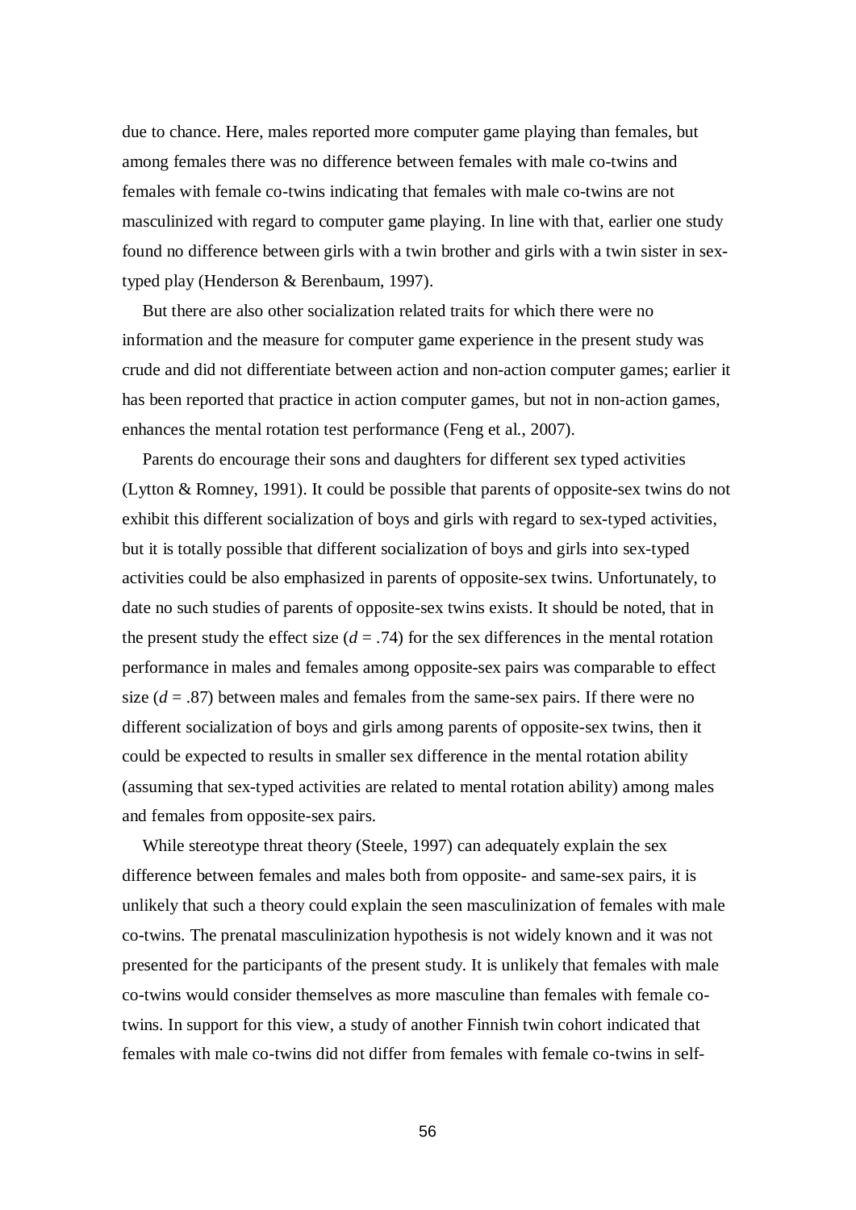due to chance. Here, males reported more computer game playing than females, but among females there was no difference between females with male co-twins and females with female co-twins indicating that females with male co-twins are not masculinized with regard to computer game playing. In line with that, earlier one study found no difference between girls with a twin brother and girls with a twin sister in sex-typed play (Henderson & Berenbaum, 1997).

But there are also other socialization related traits for which there were no information and the measure for computer game experience in the present study was crude and did not differentiate between action and non-action computer games; earlier it has been reported that practice in action computer games, but not in non-action games, enhances the mental rotation test performance (Feng et al., 2007).

Parents do encourage their sons and daughters for different sex typed activities (Lytton & Romney, 1991). It could be possible that parents of opposite-sex twins do not exhibit this different socialization of boys and girls with regard to sex-typed activities, but it is totally possible that different socialization of boys and girls into sex-typed activities could be also emphasized in parents of opposite-sex twins. Unfortunately, to date no such studies of parents of opposite-sex twins exists. It should be noted, that in the present study the effect size ($d$ = .74) for the sex differences in the mental rotation performance in males and females among opposite-sex pairs was comparable to effect size ($d$ = .87) between males and females from the same-sex pairs. If there were no different socialization of boys and girls among parents of opposite-sex twins, then it could be expected to results in smaller sex difference in the mental rotation ability (assuming that sex-typed activities are related to mental rotation ability) among males and females from opposite-sex pairs.

While stereotype threat theory (Steele, 1997) can adequately explain the sex difference between females and males both from opposite- and same-sex pairs, it is unlikely that such a theory could explain the seen masculinization of females with male co-twins. The prenatal masculinization hypothesis is not widely known and it was not presented for the participants of the present study. It is unlikely that females with male co-twins would consider themselves as more masculine than females with female co-twins. In support for this view, a study of another Finnish twin cohort indicated that females with male co-twins did not differ from females with female co-twins in self-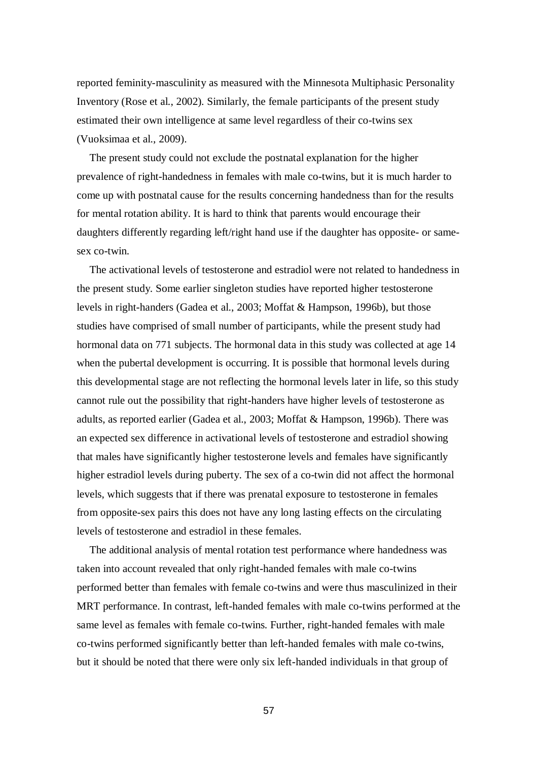reported feminity-masculinity as measured with the Minnesota Multiphasic Personality Inventory (Rose et al., 2002). Similarly, the female participants of the present study estimated their own intelligence at same level regardless of their co-twins sex (Vuoksimaa et al., 2009).

The present study could not exclude the postnatal explanation for the higher prevalence of right-handedness in females with male co-twins, but it is much harder to come up with postnatal cause for the results concerning handedness than for the results for mental rotation ability. It is hard to think that parents would encourage their daughters differently regarding left/right hand use if the daughter has opposite- or same-sex co-twin.

The activational levels of testosterone and estradiol were not related to handedness in the present study. Some earlier singleton studies have reported higher testosterone levels in right-handers (Gadea et al., 2003; Moffat & Hampson, 1996b), but those studies have comprised of small number of participants, while the present study had hormonal data on 771 subjects. The hormonal data in this study was collected at age 14 when the pubertal development is occurring. It is possible that hormonal levels during this developmental stage are not reflecting the hormonal levels later in life, so this study cannot rule out the possibility that right-handers have higher levels of testosterone as adults, as reported earlier (Gadea et al., 2003; Moffat & Hampson, 1996b). There was an expected sex difference in activational levels of testosterone and estradiol showing that males have significantly higher testosterone levels and females have significantly higher estradiol levels during puberty. The sex of a co-twin did not affect the hormonal levels, which suggests that if there was prenatal exposure to testosterone in females from opposite-sex pairs this does not have any long lasting effects on the circulating levels of testosterone and estradiol in these females.

The additional analysis of mental rotation test performance where handedness was taken into account revealed that only right-handed females with male co-twins performed better than females with female co-twins and were thus masculinized in their MRT performance. In contrast, left-handed females with male co-twins performed at the same level as females with female co-twins. Further, right-handed females with male co-twins performed significantly better than left-handed females with male co-twins, but it should be noted that there were only six left-handed individuals in that group of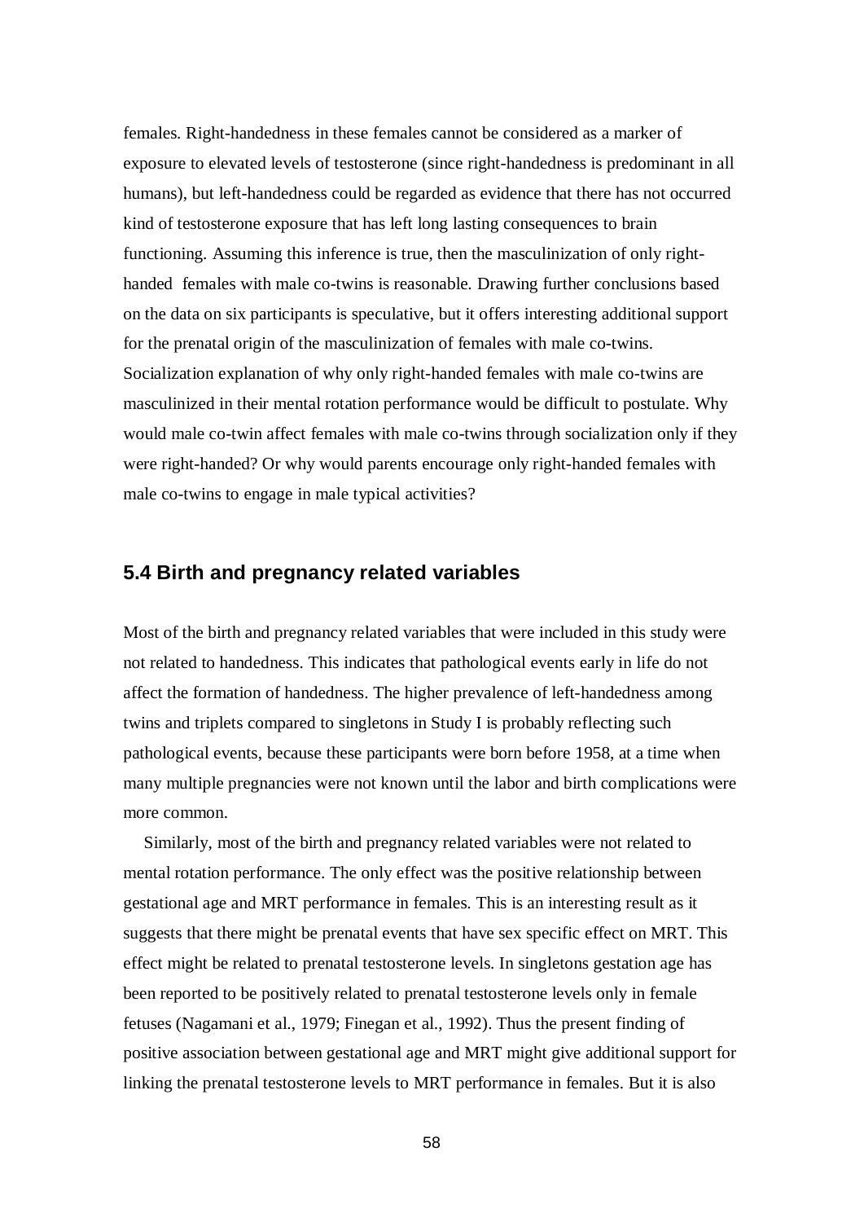females. Right-handedness in these females cannot be considered as a marker of exposure to elevated levels of testosterone (since right-handedness is predominant in all humans), but left-handedness could be regarded as evidence that there has not occurred kind of testosterone exposure that has left long lasting consequences to brain functioning. Assuming this inference is true, then the masculinization of only right-handed females with male co-twins is reasonable. Drawing further conclusions based on the data on six participants is speculative, but it offers interesting additional support for the prenatal origin of the masculinization of females with male co-twins. Socialization explanation of why only right-handed females with male co-twins are masculinized in their mental rotation performance would be difficult to postulate. Why would male co-twin affect females with male co-twins through socialization only if they were right-handed? Or why would parents encourage only right-handed females with male co-twins to engage in male typical activities?

## 5.4 Birth and pregnancy related variables

Most of the birth and pregnancy related variables that were included in this study were not related to handedness. This indicates that pathological events early in life do not affect the formation of handedness. The higher prevalence of left-handedness among twins and triplets compared to singletons in Study I is probably reflecting such pathological events, because these participants were born before 1958, at a time when many multiple pregnancies were not known until the labor and birth complications were more common.

Similarly, most of the birth and pregnancy related variables were not related to mental rotation performance. The only effect was the positive relationship between gestational age and MRT performance in females. This is an interesting result as it suggests that there might be prenatal events that have sex specific effect on MRT. This effect might be related to prenatal testosterone levels. In singletons gestation age has been reported to be positively related to prenatal testosterone levels only in female fetuses (Nagamani et al., 1979; Finegan et al., 1992). Thus the present finding of positive association between gestational age and MRT might give additional support for linking the prenatal testosterone levels to MRT performance in females. But it is also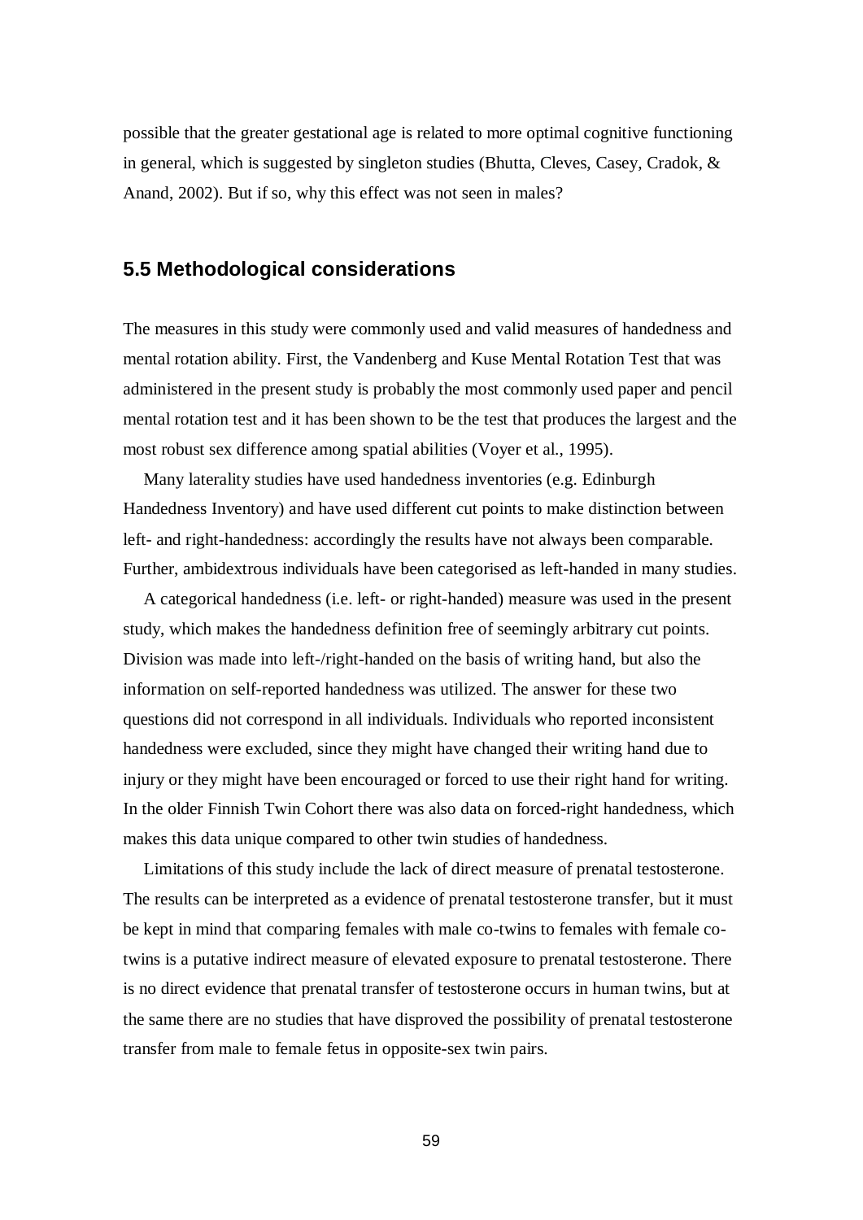possible that the greater gestational age is related to more optimal cognitive functioning in general, which is suggested by singleton studies (Bhutta, Cleves, Casey, Cradok, & Anand, 2002). But if so, why this effect was not seen in males?

## 5.5 Methodological considerations

The measures in this study were commonly used and valid measures of handedness and mental rotation ability. First, the Vandenberg and Kuse Mental Rotation Test that was administered in the present study is probably the most commonly used paper and pencil mental rotation test and it has been shown to be the test that produces the largest and the most robust sex difference among spatial abilities (Voyer et al., 1995).

Many laterality studies have used handedness inventories (e.g. Edinburgh Handedness Inventory) and have used different cut points to make distinction between left- and right-handedness: accordingly the results have not always been comparable. Further, ambidextrous individuals have been categorised as left-handed in many studies.

A categorical handedness (i.e. left- or right-handed) measure was used in the present study, which makes the handedness definition free of seemingly arbitrary cut points. Division was made into left-/right-handed on the basis of writing hand, but also the information on self-reported handedness was utilized. The answer for these two questions did not correspond in all individuals. Individuals who reported inconsistent handedness were excluded, since they might have changed their writing hand due to injury or they might have been encouraged or forced to use their right hand for writing. In the older Finnish Twin Cohort there was also data on forced-right handedness, which makes this data unique compared to other twin studies of handedness.

Limitations of this study include the lack of direct measure of prenatal testosterone. The results can be interpreted as a evidence of prenatal testosterone transfer, but it must be kept in mind that comparing females with male co-twins to females with female co-twins is a putative indirect measure of elevated exposure to prenatal testosterone. There is no direct evidence that prenatal transfer of testosterone occurs in human twins, but at the same there are no studies that have disproved the possibility of prenatal testosterone transfer from male to female fetus in opposite-sex twin pairs.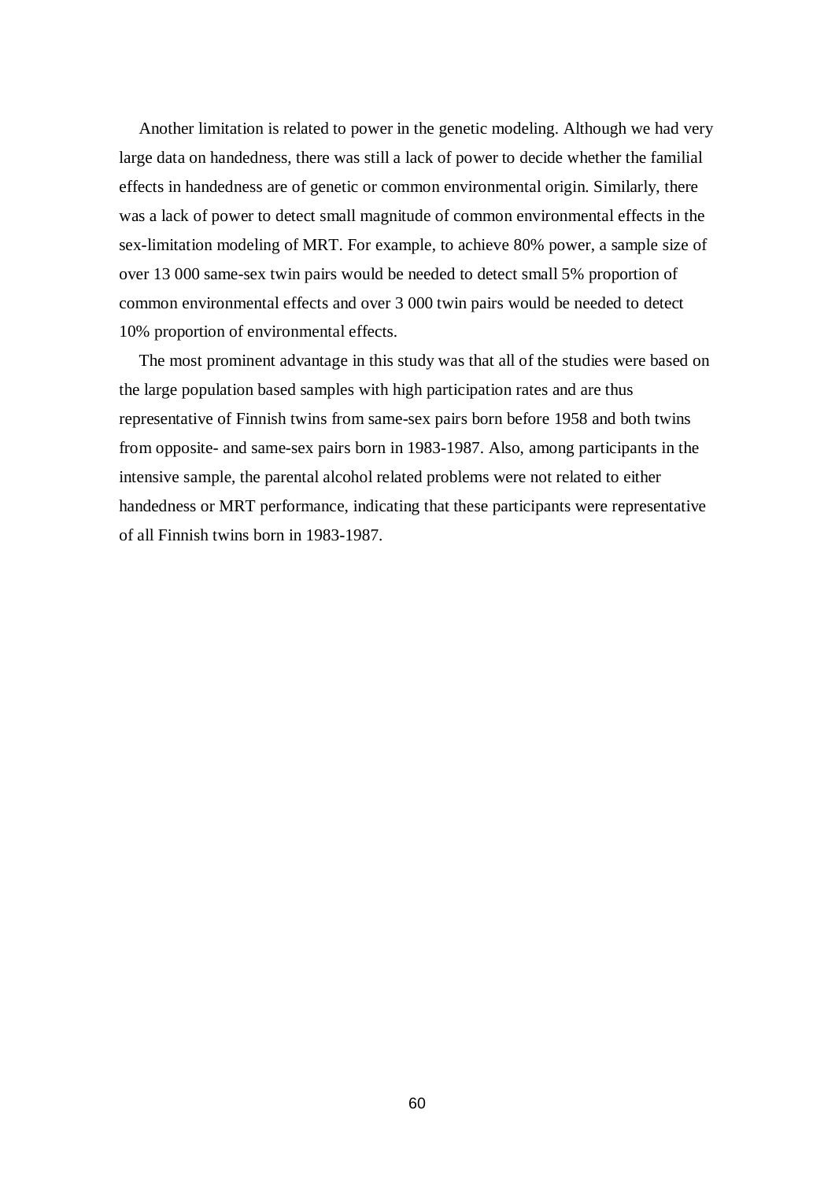Another limitation is related to power in the genetic modeling. Although we had very large data on handedness, there was still a lack of power to decide whether the familial effects in handedness are of genetic or common environmental origin. Similarly, there was a lack of power to detect small magnitude of common environmental effects in the sex-limitation modeling of MRT. For example, to achieve 80% power, a sample size of over 13 000 same-sex twin pairs would be needed to detect small 5% proportion of common environmental effects and over 3 000 twin pairs would be needed to detect 10% proportion of environmental effects.

The most prominent advantage in this study was that all of the studies were based on the large population based samples with high participation rates and are thus representative of Finnish twins from same-sex pairs born before 1958 and both twins from opposite- and same-sex pairs born in 1983-1987. Also, among participants in the intensive sample, the parental alcohol related problems were not related to either handedness or MRT performance, indicating that these participants were representative of all Finnish twins born in 1983-1987.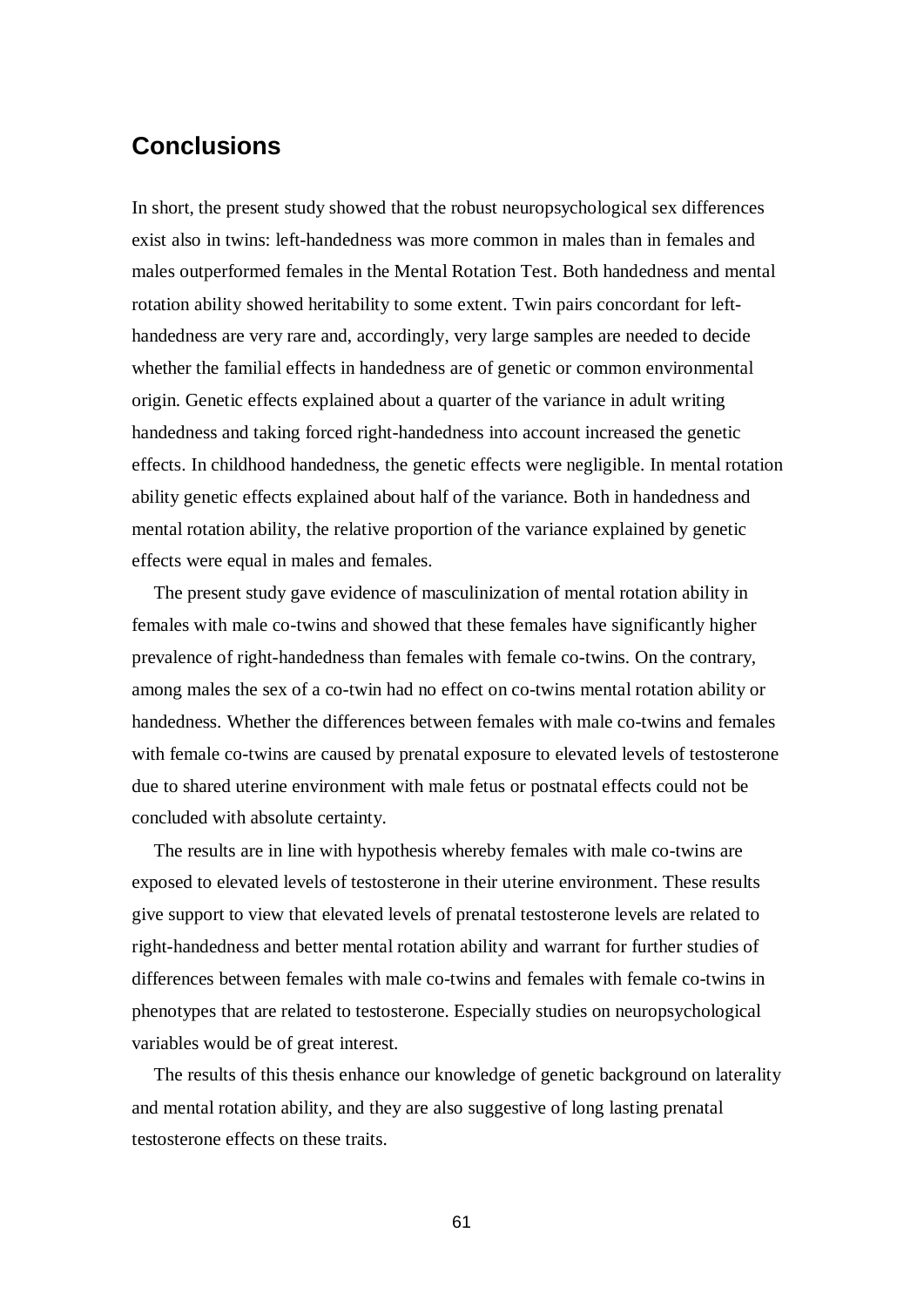## Conclusions

In short, the present study showed that the robust neuropsychological sex differences exist also in twins: left-handedness was more common in males than in females and males outperformed females in the Mental Rotation Test. Both handedness and mental rotation ability showed heritability to some extent. Twin pairs concordant for left-handedness are very rare and, accordingly, very large samples are needed to decide whether the familial effects in handedness are of genetic or common environmental origin. Genetic effects explained about a quarter of the variance in adult writing handedness and taking forced right-handedness into account increased the genetic effects. In childhood handedness, the genetic effects were negligible. In mental rotation ability genetic effects explained about half of the variance. Both in handedness and mental rotation ability, the relative proportion of the variance explained by genetic effects were equal in males and females.

The present study gave evidence of masculinization of mental rotation ability in females with male co-twins and showed that these females have significantly higher prevalence of right-handedness than females with female co-twins. On the contrary, among males the sex of a co-twin had no effect on co-twins mental rotation ability or handedness. Whether the differences between females with male co-twins and females with female co-twins are caused by prenatal exposure to elevated levels of testosterone due to shared uterine environment with male fetus or postnatal effects could not be concluded with absolute certainty.

The results are in line with hypothesis whereby females with male co-twins are exposed to elevated levels of testosterone in their uterine environment. These results give support to view that elevated levels of prenatal testosterone levels are related to right-handedness and better mental rotation ability and warrant for further studies of differences between females with male co-twins and females with female co-twins in phenotypes that are related to testosterone. Especially studies on neuropsychological variables would be of great interest.

The results of this thesis enhance our knowledge of genetic background on laterality and mental rotation ability, and they are also suggestive of long lasting prenatal testosterone effects on these traits.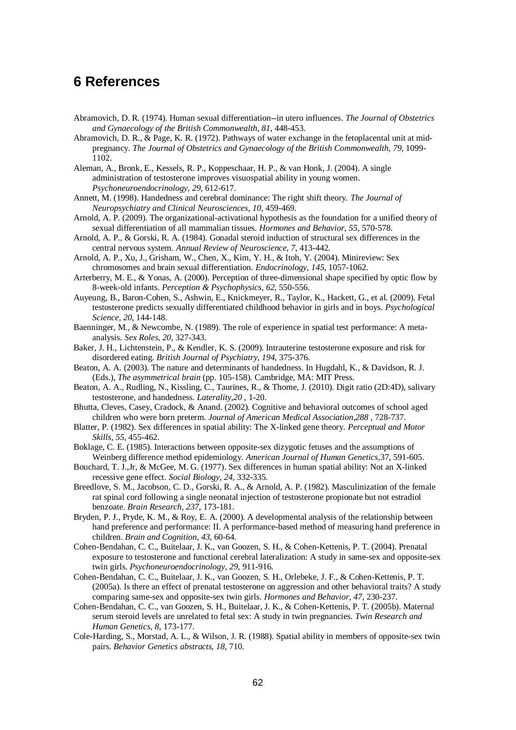# 6 References

Abramovich, D. R. (1974). Human sexual differentiation--in utero influences. *The Journal of Obstetrics and Gynaecology of the British Commonwealth, 81*, 448-453.

Abramovich, D. R., & Page, K. R. (1972). Pathways of water exchange in the fetoplacental unit at mid-pregnancy. *The Journal of Obstetrics and Gynaecology of the British Commonwealth, 79*, 1099-1102.

Aleman, A., Bronk, E., Kessels, R. P., Koppeschaar, H. P., & van Honk, J. (2004). A single administration of testosterone improves visuospatial ability in young women. *Psychoneuroendocrinology, 29*, 612-617.

Annett, M. (1998). Handedness and cerebral dominance: The right shift theory. *The Journal of Neuropsychiatry and Clinical Neurosciences, 10*, 459-469.

Arnold, A. P. (2009). The organizational-activational hypothesis as the foundation for a unified theory of sexual differentiation of all mammalian tissues. *Hormones and Behavior, 55*, 570-578.

Arnold, A. P., & Gorski, R. A. (1984). Gonadal steroid induction of structural sex differences in the central nervous system. *Annual Review of Neuroscience, 7*, 413-442.

Arnold, A. P., Xu, J., Grisham, W., Chen, X., Kim, Y. H., & Itoh, Y. (2004). Minireview: Sex chromosomes and brain sexual differentiation. *Endocrinology, 145*, 1057-1062.

Arterberry, M. E., & Yonas, A. (2000). Perception of three-dimensional shape specified by optic flow by 8-week-old infants. *Perception & Psychophysics, 62*, 550-556.

Auyeung, B., Baron-Cohen, S., Ashwin, E., Knickmeyer, R., Taylor, K., Hackett, G., et al. (2009). Fetal testosterone predicts sexually differentiated childhood behavior in girls and in boys. *Psychological Science, 20*, 144-148.

Baenninger, M., & Newcombe, N. (1989). The role of experience in spatial test performance: A meta-analysis. *Sex Roles, 20*, 327-343.

Baker, J. H., Lichtenstein, P., & Kendler, K. S. (2009). Intrauterine testosterone exposure and risk for disordered eating. *British Journal of Psychiatry, 194*, 375-376.

Beaton, A. A. (2003). The nature and determinants of handedness. In Hugdahl, K., & Davidson, R. J. (Eds.), *The asymmetrical brain* (pp. 105-158). Cambridge, MA: MIT Press.

Beaton, A. A., Rudling, N., Kissling, C., Taurines, R., & Thome, J. (2010). Digit ratio (2D:4D), salivary testosterone, and handedness. *Laterality,20* , 1-20.

Bhutta, Cleves, Casey, Cradock, & Anand. (2002). Cognitive and behavioral outcomes of school aged children who were born preterm. *Journal of American Medical Association,288* , 728-737.

Blatter, P. (1982). Sex differences in spatial ability: The X-linked gene theory. *Perceptual and Motor Skills, 55*, 455-462.

Boklage, C. E. (1985). Interactions between opposite-sex dizygotic fetuses and the assumptions of Weinberg difference method epidemiology. *American Journal of Human Genetics,*37, 591-605.

Bouchard, T. J.,Jr, & McGee, M. G. (1977). Sex differences in human spatial ability: Not an X-linked recessive gene effect. *Social Biology, 24*, 332-335.

Breedlove, S. M., Jacobson, C. D., Gorski, R. A., & Arnold, A. P. (1982). Masculinization of the female rat spinal cord following a single neonatal injection of testosterone propionate but not estradiol benzoate. *Brain Research, 237*, 173-181.

Bryden, P. J., Pryde, K. M., & Roy, E. A. (2000). A developmental analysis of the relationship between hand preference and performance: II. A performance-based method of measuring hand preference in children. *Brain and Cognition, 43*, 60-64.

Cohen-Bendahan, C. C., Buitelaar, J. K., van Goozen, S. H., & Cohen-Kettenis, P. T. (2004). Prenatal exposure to testosterone and functional cerebral lateralization: A study in same-sex and opposite-sex twin girls. *Psychoneuroendocrinology, 29*, 911-916.

Cohen-Bendahan, C. C., Buitelaar, J. K., van Goozen, S. H., Orlebeke, J. F., & Cohen-Kettenis, P. T. (2005a). Is there an effect of prenatal testosterone on aggression and other behavioral traits? A study comparing same-sex and opposite-sex twin girls. *Hormones and Behavior, 47*, 230-237.

Cohen-Bendahan, C. C., van Goozen, S. H., Buitelaar, J. K., & Cohen-Kettenis, P. T. (2005b). Maternal serum steroid levels are unrelated to fetal sex: A study in twin pregnancies. *Twin Research and Human Genetics, 8*, 173-177.

Cole-Harding, S., Morstad, A. L., & Wilson, J. R. (1988). Spatial ability in members of opposite-sex twin pairs. *Behavior Genetics abstracts, 18*, 710.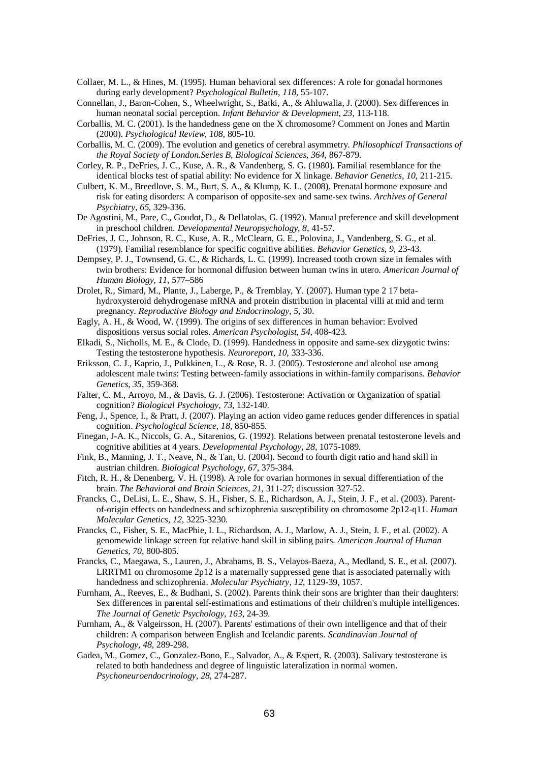Collaer, M. L., & Hines, M. (1995). Human behavioral sex differences: A role for gonadal hormones during early development? *Psychological Bulletin, 118*, 55-107.

Connellan, J., Baron-Cohen, S., Wheelwright, S., Batki, A., & Ahluwalia, J. (2000). Sex differences in human neonatal social perception. *Infant Behavior & Development, 23*, 113-118.

Corballis, M. C. (2001). Is the handedness gene on the X chromosome? Comment on Jones and Martin (2000). *Psychological Review, 108*, 805-10.

Corballis, M. C. (2009). The evolution and genetics of cerebral asymmetry. *Philosophical Transactions of the Royal Society of London.Series B, Biological Sciences, 364*, 867-879.

Corley, R. P., DeFries, J. C., Kuse, A. R., & Vandenberg, S. G. (1980). Familial resemblance for the identical blocks test of spatial ability: No evidence for X linkage. *Behavior Genetics, 10*, 211-215.

Culbert, K. M., Breedlove, S. M., Burt, S. A., & Klump, K. L. (2008). Prenatal hormone exposure and risk for eating disorders: A comparison of opposite-sex and same-sex twins. *Archives of General Psychiatry, 65*, 329-336.

De Agostini, M., Pare, C., Goudot, D., & Dellatolas, G. (1992). Manual preference and skill development in preschool children. *Developmental Neuropsychology, 8*, 41-57.

DeFries, J. C., Johnson, R. C., Kuse, A. R., McClearn, G. E., Polovina, J., Vandenberg, S. G., et al. (1979). Familial resemblance for specific cognitive abilities. *Behavior Genetics, 9*, 23-43.

Dempsey, P. J., Townsend, G. C., & Richards, L. C. (1999). Increased tooth crown size in females with twin brothers: Evidence for hormonal diffusion between human twins in utero. *American Journal of Human Biology, 11*, 577–586

Drolet, R., Simard, M., Plante, J., Laberge, P., & Tremblay, Y. (2007). Human type 2 17 beta-hydroxysteroid dehydrogenase mRNA and protein distribution in placental villi at mid and term pregnancy. *Reproductive Biology and Endocrinology, 5*, 30.

Eagly, A. H., & Wood, W. (1999). The origins of sex differences in human behavior: Evolved dispositions versus social roles. *American Psychologist, 54*, 408-423.

Elkadi, S., Nicholls, M. E., & Clode, D. (1999). Handedness in opposite and same-sex dizygotic twins: Testing the testosterone hypothesis. *Neuroreport, 10*, 333-336.

Eriksson, C. J., Kaprio, J., Pulkkinen, L., & Rose, R. J. (2005). Testosterone and alcohol use among adolescent male twins: Testing between-family associations in within-family comparisons. *Behavior Genetics, 35*, 359-368.

Falter, C. M., Arroyo, M., & Davis, G. J. (2006). Testosterone: Activation or Organization of spatial cognition? *Biological Psychology, 73*, 132-140.

Feng, J., Spence, I., & Pratt, J. (2007). Playing an action video game reduces gender differences in spatial cognition. *Psychological Science, 18*, 850-855.

Finegan, J-A. K., Niccols, G. A., Sitarenios, G. (1992). Relations between prenatal testosterone levels and cognitive abilities at 4 years. *Developmental Psychology, 28*, 1075-1089.

Fink, B., Manning, J. T., Neave, N., & Tan, U. (2004). Second to fourth digit ratio and hand skill in austrian children. *Biological Psychology, 67*, 375-384.

Fitch, R. H., & Denenberg, V. H. (1998). A role for ovarian hormones in sexual differentiation of the brain. *The Behavioral and Brain Sciences, 21*, 311-27; discussion 327-52.

Francks, C., DeLisi, L. E., Shaw, S. H., Fisher, S. E., Richardson, A. J., Stein, J. F., et al. (2003). Parent-of-origin effects on handedness and schizophrenia susceptibility on chromosome 2p12-q11. *Human Molecular Genetics, 12*, 3225-3230.

Francks, C., Fisher, S. E., MacPhie, I. L., Richardson, A. J., Marlow, A. J., Stein, J. F., et al. (2002). A genomewide linkage screen for relative hand skill in sibling pairs. *American Journal of Human Genetics, 70*, 800-805.

Francks, C., Maegawa, S., Lauren, J., Abrahams, B. S., Velayos-Baeza, A., Medland, S. E., et al. (2007). LRRTM1 on chromosome 2p12 is a maternally suppressed gene that is associated paternally with handedness and schizophrenia. *Molecular Psychiatry, 12*, 1129-39, 1057.

Furnham, A., Reeves, E., & Budhani, S. (2002). Parents think their sons are brighter than their daughters: Sex differences in parental self-estimations and estimations of their children's multiple intelligences. *The Journal of Genetic Psychology, 163*, 24-39.

Furnham, A., & Valgeirsson, H. (2007). Parents' estimations of their own intelligence and that of their children: A comparison between English and Icelandic parents. *Scandinavian Journal of Psychology, 48*, 289-298.

Gadea, M., Gomez, C., Gonzalez-Bono, E., Salvador, A., & Espert, R. (2003). Salivary testosterone is related to both handedness and degree of linguistic lateralization in normal women. *Psychoneuroendocrinology, 28*, 274-287.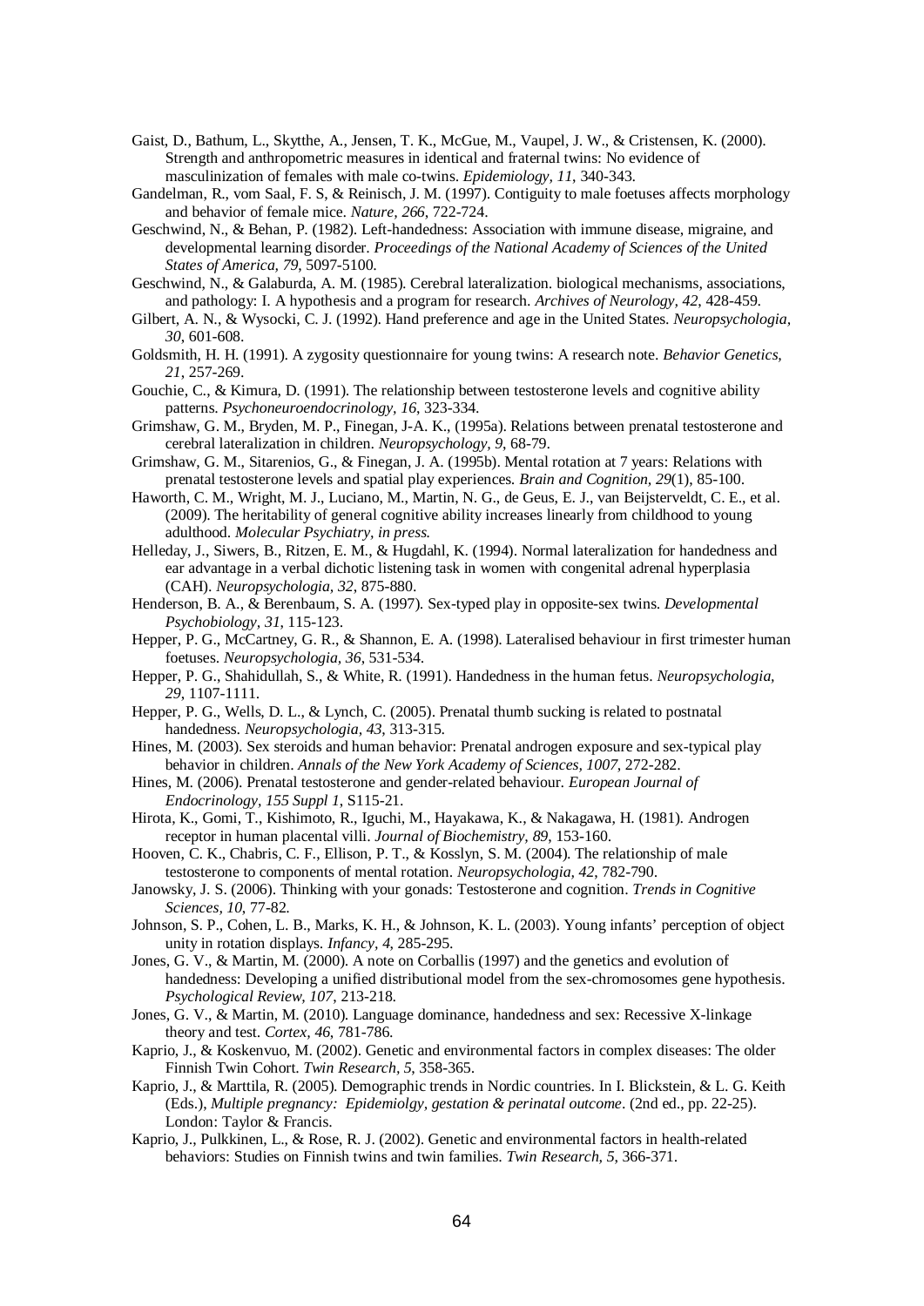Gaist, D., Bathum, L., Skytthe, A., Jensen, T. K., McGue, M., Vaupel, J. W., & Cristensen, K. (2000). Strength and anthropometric measures in identical and fraternal twins: No evidence of masculinization of females with male co-twins. *Epidemiology, 11*, 340-343.

Gandelman, R., vom Saal, F. S, & Reinisch, J. M. (1997). Contiguity to male foetuses affects morphology and behavior of female mice. *Nature, 266*, 722-724.

Geschwind, N., & Behan, P. (1982). Left-handedness: Association with immune disease, migraine, and developmental learning disorder. *Proceedings of the National Academy of Sciences of the United States of America, 79*, 5097-5100.

Geschwind, N., & Galaburda, A. M. (1985). Cerebral lateralization. biological mechanisms, associations, and pathology: I. A hypothesis and a program for research. *Archives of Neurology, 42*, 428-459.

Gilbert, A. N., & Wysocki, C. J. (1992). Hand preference and age in the United States. *Neuropsychologia, 30*, 601-608.

Goldsmith, H. H. (1991). A zygosity questionnaire for young twins: A research note. *Behavior Genetics, 21*, 257-269.

Gouchie, C., & Kimura, D. (1991). The relationship between testosterone levels and cognitive ability patterns. *Psychoneuroendocrinology, 16*, 323-334.

Grimshaw, G. M., Bryden, M. P., Finegan, J-A. K., (1995a). Relations between prenatal testosterone and cerebral lateralization in children. *Neuropsychology, 9*, 68-79.

Grimshaw, G. M., Sitarenios, G., & Finegan, J. A. (1995b). Mental rotation at 7 years: Relations with prenatal testosterone levels and spatial play experiences. *Brain and Cognition, 29*(1), 85-100.

Haworth, C. M., Wright, M. J., Luciano, M., Martin, N. G., de Geus, E. J., van Beijsterveldt, C. E., et al. (2009). The heritability of general cognitive ability increases linearly from childhood to young adulthood. *Molecular Psychiatry, in press.*

Helleday, J., Siwers, B., Ritzen, E. M., & Hugdahl, K. (1994). Normal lateralization for handedness and ear advantage in a verbal dichotic listening task in women with congenital adrenal hyperplasia (CAH). *Neuropsychologia, 32*, 875-880.

Henderson, B. A., & Berenbaum, S. A. (1997). Sex-typed play in opposite-sex twins. *Developmental Psychobiology, 31*, 115-123.

Hepper, P. G., McCartney, G. R., & Shannon, E. A. (1998). Lateralised behaviour in first trimester human foetuses. *Neuropsychologia, 36*, 531-534.

Hepper, P. G., Shahidullah, S., & White, R. (1991). Handedness in the human fetus. *Neuropsychologia, 29*, 1107-1111.

Hepper, P. G., Wells, D. L., & Lynch, C. (2005). Prenatal thumb sucking is related to postnatal handedness. *Neuropsychologia, 43*, 313-315.

Hines, M. (2003). Sex steroids and human behavior: Prenatal androgen exposure and sex-typical play behavior in children. *Annals of the New York Academy of Sciences, 1007*, 272-282.

Hines, M. (2006). Prenatal testosterone and gender-related behaviour. *European Journal of Endocrinology, 155 Suppl 1*, S115-21.

Hirota, K., Gomi, T., Kishimoto, R., Iguchi, M., Hayakawa, K., & Nakagawa, H. (1981). Androgen receptor in human placental villi. *Journal of Biochemistry, 89*, 153-160.

Hooven, C. K., Chabris, C. F., Ellison, P. T., & Kosslyn, S. M. (2004). The relationship of male testosterone to components of mental rotation. *Neuropsychologia, 42*, 782-790.

Janowsky, J. S. (2006). Thinking with your gonads: Testosterone and cognition. *Trends in Cognitive Sciences, 10*, 77-82.

Johnson, S. P., Cohen, L. B., Marks, K. H., & Johnson, K. L. (2003). Young infants' perception of object unity in rotation displays. *Infancy, 4*, 285-295.

Jones, G. V., & Martin, M. (2000). A note on Corballis (1997) and the genetics and evolution of handedness: Developing a unified distributional model from the sex-chromosomes gene hypothesis. *Psychological Review, 107*, 213-218.

Jones, G. V., & Martin, M. (2010). Language dominance, handedness and sex: Recessive X-linkage theory and test. *Cortex, 46*, 781-786.

Kaprio, J., & Koskenvuo, M. (2002). Genetic and environmental factors in complex diseases: The older Finnish Twin Cohort. *Twin Research, 5*, 358-365.

Kaprio, J., & Marttila, R. (2005). Demographic trends in Nordic countries. In I. Blickstein, & L. G. Keith (Eds.), *Multiple pregnancy: Epidemiolgy, gestation & perinatal outcome*. (2nd ed., pp. 22-25). London: Taylor & Francis.

Kaprio, J., Pulkkinen, L., & Rose, R. J. (2002). Genetic and environmental factors in health-related behaviors: Studies on Finnish twins and twin families. *Twin Research, 5*, 366-371.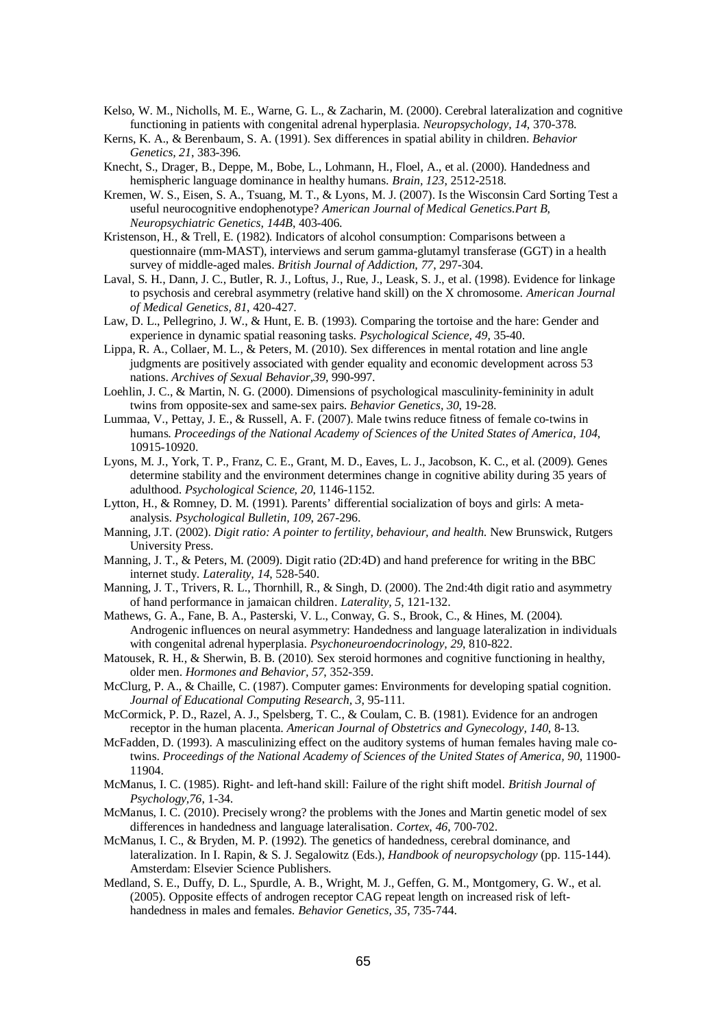Kelso, W. M., Nicholls, M. E., Warne, G. L., & Zacharin, M. (2000). Cerebral lateralization and cognitive functioning in patients with congenital adrenal hyperplasia. *Neuropsychology, 14*, 370-378.

Kerns, K. A., & Berenbaum, S. A. (1991). Sex differences in spatial ability in children. *Behavior Genetics, 21*, 383-396.

Knecht, S., Drager, B., Deppe, M., Bobe, L., Lohmann, H., Floel, A., et al. (2000). Handedness and hemispheric language dominance in healthy humans. *Brain, 123*, 2512-2518.

Kremen, W. S., Eisen, S. A., Tsuang, M. T., & Lyons, M. J. (2007). Is the Wisconsin Card Sorting Test a useful neurocognitive endophenotype? *American Journal of Medical Genetics.Part B, Neuropsychiatric Genetics, 144B*, 403-406.

Kristenson, H., & Trell, E. (1982). Indicators of alcohol consumption: Comparisons between a questionnaire (mm-MAST), interviews and serum gamma-glutamyl transferase (GGT) in a health survey of middle-aged males. *British Journal of Addiction, 77*, 297-304.

Laval, S. H., Dann, J. C., Butler, R. J., Loftus, J., Rue, J., Leask, S. J., et al. (1998). Evidence for linkage to psychosis and cerebral asymmetry (relative hand skill) on the X chromosome. *American Journal of Medical Genetics, 81*, 420-427.

Law, D. L., Pellegrino, J. W., & Hunt, E. B. (1993). Comparing the tortoise and the hare: Gender and experience in dynamic spatial reasoning tasks. *Psychological Science, 49*, 35-40.

Lippa, R. A., Collaer, M. L., & Peters, M. (2010). Sex differences in mental rotation and line angle judgments are positively associated with gender equality and economic development across 53 nations. *Archives of Sexual Behavior,39*, 990-997.

Loehlin, J. C., & Martin, N. G. (2000). Dimensions of psychological masculinity-femininity in adult twins from opposite-sex and same-sex pairs. *Behavior Genetics, 30*, 19-28.

Lummaa, V., Pettay, J. E., & Russell, A. F. (2007). Male twins reduce fitness of female co-twins in humans. *Proceedings of the National Academy of Sciences of the United States of America, 104*, 10915-10920.

Lyons, M. J., York, T. P., Franz, C. E., Grant, M. D., Eaves, L. J., Jacobson, K. C., et al. (2009). Genes determine stability and the environment determines change in cognitive ability during 35 years of adulthood. *Psychological Science, 20*, 1146-1152.

Lytton, H., & Romney, D. M. (1991). Parents' differential socialization of boys and girls: A meta-analysis. *Psychological Bulletin, 109*, 267-296.

Manning, J.T. (2002). *Digit ratio: A pointer to fertility, behaviour, and health.* New Brunswick, Rutgers University Press.

Manning, J. T., & Peters, M. (2009). Digit ratio (2D:4D) and hand preference for writing in the BBC internet study. *Laterality, 14*, 528-540.

Manning, J. T., Trivers, R. L., Thornhill, R., & Singh, D. (2000). The 2nd:4th digit ratio and asymmetry of hand performance in jamaican children. *Laterality, 5*, 121-132.

Mathews, G. A., Fane, B. A., Pasterski, V. L., Conway, G. S., Brook, C., & Hines, M. (2004). Androgenic influences on neural asymmetry: Handedness and language lateralization in individuals with congenital adrenal hyperplasia. *Psychoneuroendocrinology, 29*, 810-822.

Matousek, R. H., & Sherwin, B. B. (2010). Sex steroid hormones and cognitive functioning in healthy, older men. *Hormones and Behavior, 57*, 352-359.

McClurg, P. A., & Chaille, C. (1987). Computer games: Environments for developing spatial cognition. *Journal of Educational Computing Research, 3*, 95-111.

McCormick, P. D., Razel, A. J., Spelsberg, T. C., & Coulam, C. B. (1981). Evidence for an androgen receptor in the human placenta. *American Journal of Obstetrics and Gynecology, 140*, 8-13.

McFadden, D. (1993). A masculinizing effect on the auditory systems of human females having male co-twins. *Proceedings of the National Academy of Sciences of the United States of America, 90*, 11900-11904.

McManus, I. C. (1985). Right- and left-hand skill: Failure of the right shift model. *British Journal of Psychology,76*, 1-34.

McManus, I. C. (2010). Precisely wrong? the problems with the Jones and Martin genetic model of sex differences in handedness and language lateralisation. *Cortex, 46*, 700-702.

McManus, I. C., & Bryden, M. P. (1992). The genetics of handedness, cerebral dominance, and lateralization. In I. Rapin, & S. J. Segalowitz (Eds.), *Handbook of neuropsychology* (pp. 115-144). Amsterdam: Elsevier Science Publishers.

Medland, S. E., Duffy, D. L., Spurdle, A. B., Wright, M. J., Geffen, G. M., Montgomery, G. W., et al. (2005). Opposite effects of androgen receptor CAG repeat length on increased risk of left-handedness in males and females. *Behavior Genetics, 35*, 735-744.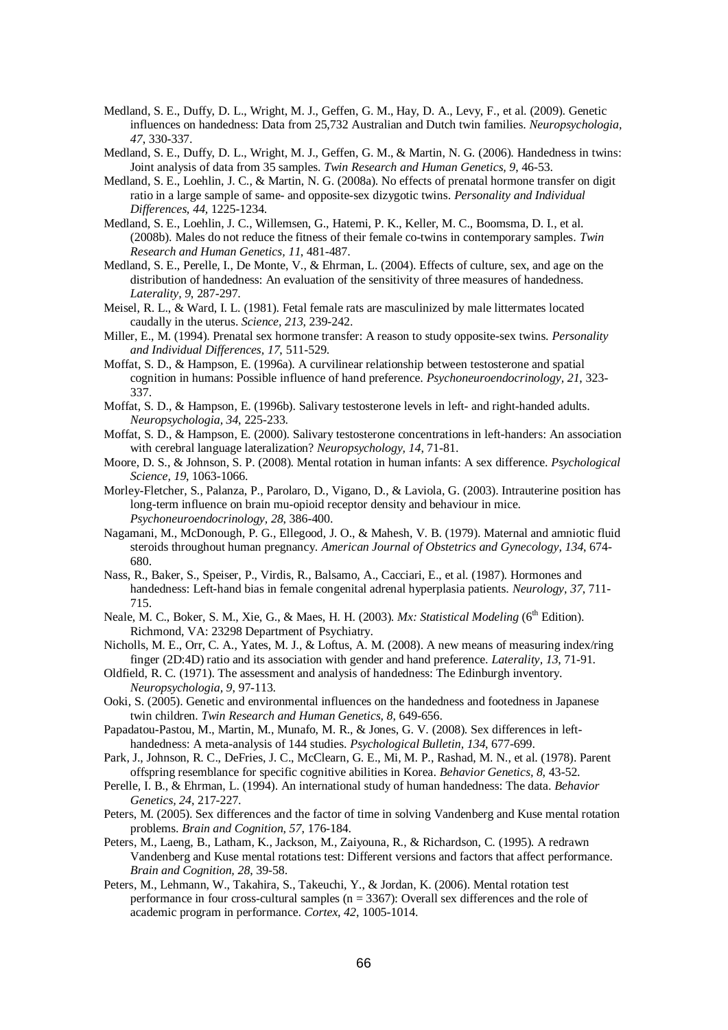Medland, S. E., Duffy, D. L., Wright, M. J., Geffen, G. M., Hay, D. A., Levy, F., et al. (2009). Genetic influences on handedness: Data from 25,732 Australian and Dutch twin families. *Neuropsychologia, 47*, 330-337.

Medland, S. E., Duffy, D. L., Wright, M. J., Geffen, G. M., & Martin, N. G. (2006). Handedness in twins: Joint analysis of data from 35 samples. *Twin Research and Human Genetics, 9*, 46-53.

Medland, S. E., Loehlin, J. C., & Martin, N. G. (2008a). No effects of prenatal hormone transfer on digit ratio in a large sample of same- and opposite-sex dizygotic twins. *Personality and Individual Differences, 44*, 1225-1234.

Medland, S. E., Loehlin, J. C., Willemsen, G., Hatemi, P. K., Keller, M. C., Boomsma, D. I., et al. (2008b). Males do not reduce the fitness of their female co-twins in contemporary samples. *Twin Research and Human Genetics, 11*, 481-487.

Medland, S. E., Perelle, I., De Monte, V., & Ehrman, L. (2004). Effects of culture, sex, and age on the distribution of handedness: An evaluation of the sensitivity of three measures of handedness. *Laterality, 9*, 287-297.

Meisel, R. L., & Ward, I. L. (1981). Fetal female rats are masculinized by male littermates located caudally in the uterus. *Science, 213*, 239-242.

Miller, E., M. (1994). Prenatal sex hormone transfer: A reason to study opposite-sex twins. *Personality and Individual Differences, 17*, 511-529.

Moffat, S. D., & Hampson, E. (1996a). A curvilinear relationship between testosterone and spatial cognition in humans: Possible influence of hand preference. *Psychoneuroendocrinology, 21*, 323-337.

Moffat, S. D., & Hampson, E. (1996b). Salivary testosterone levels in left- and right-handed adults. *Neuropsychologia, 34*, 225-233.

Moffat, S. D., & Hampson, E. (2000). Salivary testosterone concentrations in left-handers: An association with cerebral language lateralization? *Neuropsychology, 14*, 71-81.

Moore, D. S., & Johnson, S. P. (2008). Mental rotation in human infants: A sex difference. *Psychological Science, 19*, 1063-1066.

Morley-Fletcher, S., Palanza, P., Parolaro, D., Vigano, D., & Laviola, G. (2003). Intrauterine position has long-term influence on brain mu-opioid receptor density and behaviour in mice. *Psychoneuroendocrinology, 28*, 386-400.

Nagamani, M., McDonough, P. G., Ellegood, J. O., & Mahesh, V. B. (1979). Maternal and amniotic fluid steroids throughout human pregnancy. *American Journal of Obstetrics and Gynecology, 134*, 674-680.

Nass, R., Baker, S., Speiser, P., Virdis, R., Balsamo, A., Cacciari, E., et al. (1987). Hormones and handedness: Left-hand bias in female congenital adrenal hyperplasia patients. *Neurology, 37*, 711-715.

Neale, M. C., Boker, S. M., Xie, G., & Maes, H. H. (2003). *Mx: Statistical Modeling* (6th Edition). Richmond, VA: 23298 Department of Psychiatry.

Nicholls, M. E., Orr, C. A., Yates, M. J., & Loftus, A. M. (2008). A new means of measuring index/ring finger (2D:4D) ratio and its association with gender and hand preference. *Laterality, 13*, 71-91.

Oldfield, R. C. (1971). The assessment and analysis of handedness: The Edinburgh inventory. *Neuropsychologia, 9*, 97-113.

Ooki, S. (2005). Genetic and environmental influences on the handedness and footedness in Japanese twin children. *Twin Research and Human Genetics, 8*, 649-656.

Papadatou-Pastou, M., Martin, M., Munafo, M. R., & Jones, G. V. (2008). Sex differences in left-handedness: A meta-analysis of 144 studies. *Psychological Bulletin, 134*, 677-699.

Park, J., Johnson, R. C., DeFries, J. C., McClearn, G. E., Mi, M. P., Rashad, M. N., et al. (1978). Parent offspring resemblance for specific cognitive abilities in Korea. *Behavior Genetics, 8*, 43-52.

Perelle, I. B., & Ehrman, L. (1994). An international study of human handedness: The data. *Behavior Genetics, 24*, 217-227.

Peters, M. (2005). Sex differences and the factor of time in solving Vandenberg and Kuse mental rotation problems. *Brain and Cognition, 57*, 176-184.

Peters, M., Laeng, B., Latham, K., Jackson, M., Zaiyouna, R., & Richardson, C. (1995). A redrawn Vandenberg and Kuse mental rotations test: Different versions and factors that affect performance. *Brain and Cognition, 28*, 39-58.

Peters, M., Lehmann, W., Takahira, S., Takeuchi, Y., & Jordan, K. (2006). Mental rotation test performance in four cross-cultural samples ($n = 3367$): Overall sex differences and the role of academic program in performance. *Cortex, 42*, 1005-1014.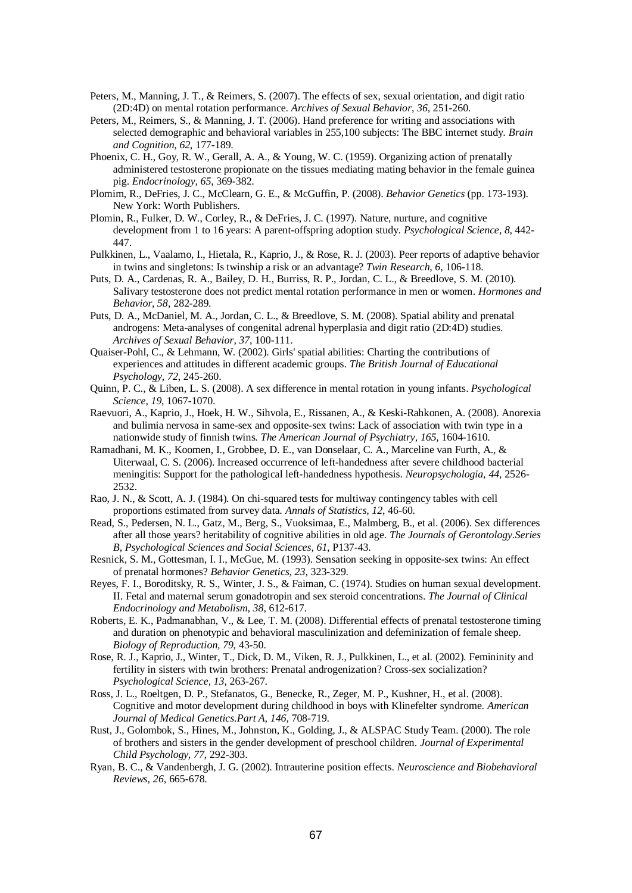Peters, M., Manning, J. T., & Reimers, S. (2007). The effects of sex, sexual orientation, and digit ratio (2D:4D) on mental rotation performance. *Archives of Sexual Behavior, 36*, 251-260.

Peters, M., Reimers, S., & Manning, J. T. (2006). Hand preference for writing and associations with selected demographic and behavioral variables in 255,100 subjects: The BBC internet study. *Brain and Cognition, 62*, 177-189.

Phoenix, C. H., Goy, R. W., Gerall, A. A., & Young, W. C. (1959). Organizing action of prenatally administered testosterone propionate on the tissues mediating mating behavior in the female guinea pig. *Endocrinology, 65*, 369-382.

Plomim, R., DeFries, J. C., McClearn, G. E., & McGuffin, P. (2008). *Behavior Genetics* (pp. 173-193). New York: Worth Publishers.

Plomin, R., Fulker, D. W., Corley, R., & DeFries, J. C. (1997). Nature, nurture, and cognitive development from 1 to 16 years: A parent-offspring adoption study. *Psychological Science, 8*, 442-447.

Pulkkinen, L., Vaalamo, I., Hietala, R., Kaprio, J., & Rose, R. J. (2003). Peer reports of adaptive behavior in twins and singletons: Is twinship a risk or an advantage? *Twin Research, 6*, 106-118.

Puts, D. A., Cardenas, R. A., Bailey, D. H., Burriss, R. P., Jordan, C. L., & Breedlove, S. M. (2010). Salivary testosterone does not predict mental rotation performance in men or women. *Hormones and Behavior, 58*, 282-289.

Puts, D. A., McDaniel, M. A., Jordan, C. L., & Breedlove, S. M. (2008). Spatial ability and prenatal androgens: Meta-analyses of congenital adrenal hyperplasia and digit ratio (2D:4D) studies. *Archives of Sexual Behavior, 37*, 100-111.

Quaiser-Pohl, C., & Lehmann, W. (2002). Girls' spatial abilities: Charting the contributions of experiences and attitudes in different academic groups. *The British Journal of Educational Psychology, 72*, 245-260.

Quinn, P. C., & Liben, L. S. (2008). A sex difference in mental rotation in young infants. *Psychological Science, 19*, 1067-1070.

Raevuori, A., Kaprio, J., Hoek, H. W., Sihvola, E., Rissanen, A., & Keski-Rahkonen, A. (2008). Anorexia and bulimia nervosa in same-sex and opposite-sex twins: Lack of association with twin type in a nationwide study of finnish twins. *The American Journal of Psychiatry, 165*, 1604-1610.

Ramadhani, M. K., Koomen, I., Grobbee, D. E., van Donselaar, C. A., Marceline van Furth, A., & Uiterwaal, C. S. (2006). Increased occurrence of left-handedness after severe childhood bacterial meningitis: Support for the pathological left-handedness hypothesis. *Neuropsychologia, 44*, 2526-2532.

Rao, J. N., & Scott, A. J. (1984). On chi-squared tests for multiway contingency tables with cell proportions estimated from survey data. *Annals of Statistics, 12*, 46-60.

Read, S., Pedersen, N. L., Gatz, M., Berg, S., Vuoksimaa, E., Malmberg, B., et al. (2006). Sex differences after all those years? heritability of cognitive abilities in old age. *The Journals of Gerontology.Series B, Psychological Sciences and Social Sciences, 61*, P137-43.

Resnick, S. M., Gottesman, I. I., McGue, M. (1993). Sensation seeking in opposite-sex twins: An effect of prenatal hormones? *Behavior Genetics, 23*, 323-329.

Reyes, F. I., Boroditsky, R. S., Winter, J. S., & Faiman, C. (1974). Studies on human sexual development. II. Fetal and maternal serum gonadotropin and sex steroid concentrations. *The Journal of Clinical Endocrinology and Metabolism, 38*, 612-617.

Roberts, E. K., Padmanabhan, V., & Lee, T. M. (2008). Differential effects of prenatal testosterone timing and duration on phenotypic and behavioral masculinization and defeminization of female sheep. *Biology of Reproduction, 79*, 43-50.

Rose, R. J., Kaprio, J., Winter, T., Dick, D. M., Viken, R. J., Pulkkinen, L., et al. (2002). Femininity and fertility in sisters with twin brothers: Prenatal androgenization? Cross-sex socialization? *Psychological Science, 13*, 263-267.

Ross, J. L., Roeltgen, D. P., Stefanatos, G., Benecke, R., Zeger, M. P., Kushner, H., et al. (2008). Cognitive and motor development during childhood in boys with Klinefelter syndrome. *American Journal of Medical Genetics.Part A, 146*, 708-719.

Rust, J., Golombok, S., Hines, M., Johnston, K., Golding, J., & ALSPAC Study Team. (2000). The role of brothers and sisters in the gender development of preschool children. *Journal of Experimental Child Psychology, 77*, 292-303.

Ryan, B. C., & Vandenbergh, J. G. (2002). Intrauterine position effects. *Neuroscience and Biobehavioral Reviews, 26*, 665-678.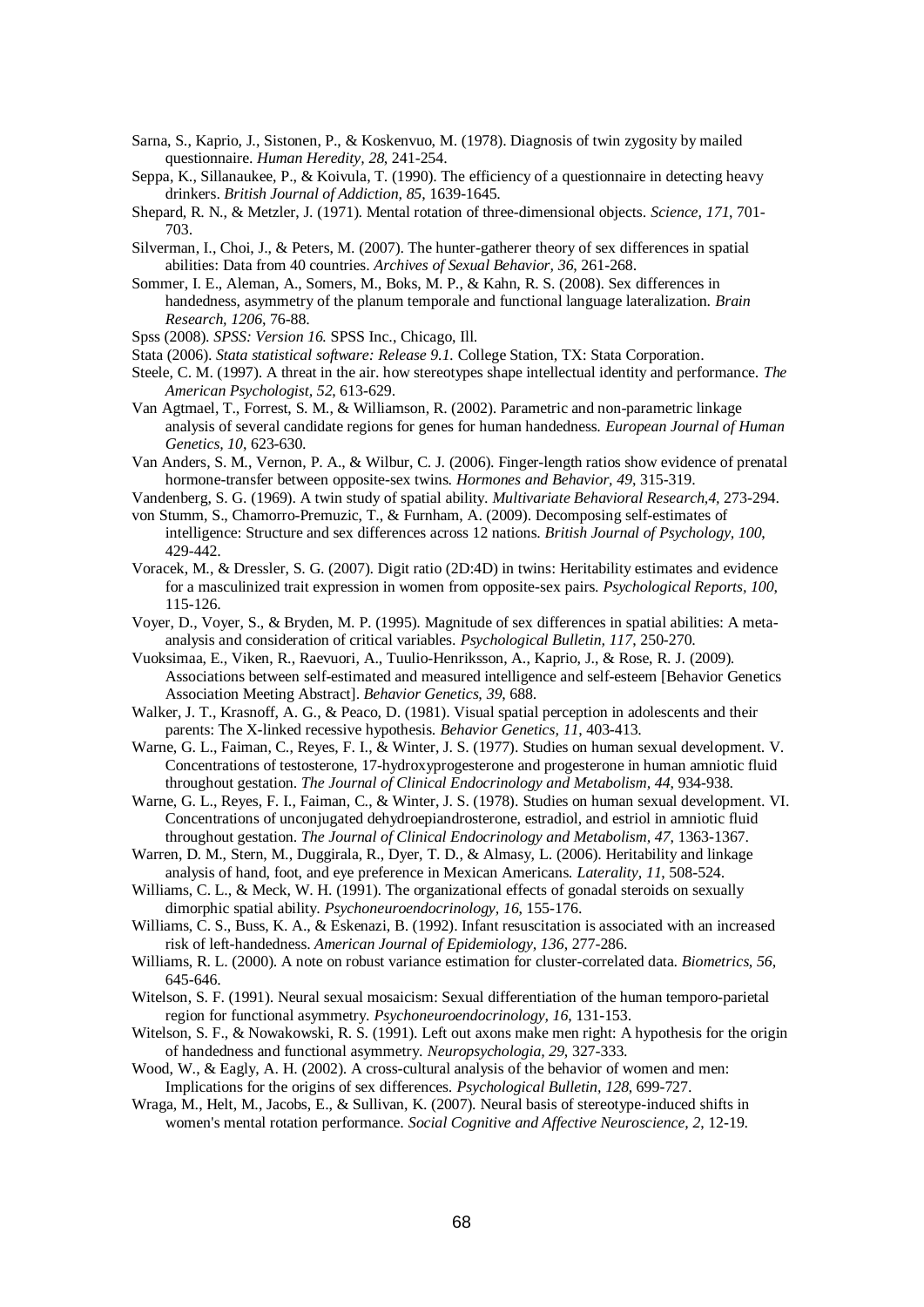Sarna, S., Kaprio, J., Sistonen, P., & Koskenvuo, M. (1978). Diagnosis of twin zygosity by mailed questionnaire. *Human Heredity, 28*, 241-254.

Seppa, K., Sillanaukee, P., & Koivula, T. (1990). The efficiency of a questionnaire in detecting heavy drinkers. *British Journal of Addiction, 85*, 1639-1645.

Shepard, R. N., & Metzler, J. (1971). Mental rotation of three-dimensional objects. *Science, 171*, 701-703.

Silverman, I., Choi, J., & Peters, M. (2007). The hunter-gatherer theory of sex differences in spatial abilities: Data from 40 countries. *Archives of Sexual Behavior, 36*, 261-268.

Sommer, I. E., Aleman, A., Somers, M., Boks, M. P., & Kahn, R. S. (2008). Sex differences in handedness, asymmetry of the planum temporale and functional language lateralization. *Brain Research, 1206*, 76-88.

Spss (2008). *SPSS: Version 16.* SPSS Inc., Chicago, Ill.

Stata (2006). *Stata statistical software: Release 9.1.* College Station, TX: Stata Corporation.

Steele, C. M. (1997). A threat in the air. how stereotypes shape intellectual identity and performance. *The American Psychologist, 52*, 613-629.

Van Agtmael, T., Forrest, S. M., & Williamson, R. (2002). Parametric and non-parametric linkage analysis of several candidate regions for genes for human handedness. *European Journal of Human Genetics, 10*, 623-630.

Van Anders, S. M., Vernon, P. A., & Wilbur, C. J. (2006). Finger-length ratios show evidence of prenatal hormone-transfer between opposite-sex twins. *Hormones and Behavior, 49*, 315-319.

Vandenberg, S. G. (1969). A twin study of spatial ability. *Multivariate Behavioral Research,4*, 273-294.

von Stumm, S., Chamorro-Premuzic, T., & Furnham, A. (2009). Decomposing self-estimates of intelligence: Structure and sex differences across 12 nations. *British Journal of Psychology, 100*, 429-442.

Voracek, M., & Dressler, S. G. (2007). Digit ratio (2D:4D) in twins: Heritability estimates and evidence for a masculinized trait expression in women from opposite-sex pairs. *Psychological Reports, 100*, 115-126.

Voyer, D., Voyer, S., & Bryden, M. P. (1995). Magnitude of sex differences in spatial abilities: A meta-analysis and consideration of critical variables. *Psychological Bulletin, 117*, 250-270.

Vuoksimaa, E., Viken, R., Raevuori, A., Tuulio-Henriksson, A., Kaprio, J., & Rose, R. J. (2009). Associations between self-estimated and measured intelligence and self-esteem [Behavior Genetics Association Meeting Abstract]. *Behavior Genetics, 39*, 688.

Walker, J. T., Krasnoff, A. G., & Peaco, D. (1981). Visual spatial perception in adolescents and their parents: The X-linked recessive hypothesis. *Behavior Genetics, 11*, 403-413.

Warne, G. L., Faiman, C., Reyes, F. I., & Winter, J. S. (1977). Studies on human sexual development. V. Concentrations of testosterone, 17-hydroxyprogesterone and progesterone in human amniotic fluid throughout gestation. *The Journal of Clinical Endocrinology and Metabolism, 44*, 934-938.

Warne, G. L., Reyes, F. I., Faiman, C., & Winter, J. S. (1978). Studies on human sexual development. VI. Concentrations of unconjugated dehydroepiandrosterone, estradiol, and estriol in amniotic fluid throughout gestation. *The Journal of Clinical Endocrinology and Metabolism, 47*, 1363-1367.

Warren, D. M., Stern, M., Duggirala, R., Dyer, T. D., & Almasy, L. (2006). Heritability and linkage analysis of hand, foot, and eye preference in Mexican Americans. *Laterality, 11*, 508-524.

Williams, C. L., & Meck, W. H. (1991). The organizational effects of gonadal steroids on sexually dimorphic spatial ability. *Psychoneuroendocrinology, 16*, 155-176.

Williams, C. S., Buss, K. A., & Eskenazi, B. (1992). Infant resuscitation is associated with an increased risk of left-handedness. *American Journal of Epidemiology, 136*, 277-286.

Williams, R. L. (2000). A note on robust variance estimation for cluster-correlated data. *Biometrics, 56*, 645-646.

Witelson, S. F. (1991). Neural sexual mosaicism: Sexual differentiation of the human temporo-parietal region for functional asymmetry. *Psychoneuroendocrinology, 16*, 131-153.

Witelson, S. F., & Nowakowski, R. S. (1991). Left out axons make men right: A hypothesis for the origin of handedness and functional asymmetry. *Neuropsychologia, 29*, 327-333.

Wood, W., & Eagly, A. H. (2002). A cross-cultural analysis of the behavior of women and men: Implications for the origins of sex differences. *Psychological Bulletin, 128*, 699-727.

Wraga, M., Helt, M., Jacobs, E., & Sullivan, K. (2007). Neural basis of stereotype-induced shifts in women's mental rotation performance. *Social Cognitive and Affective Neuroscience, 2*, 12-19.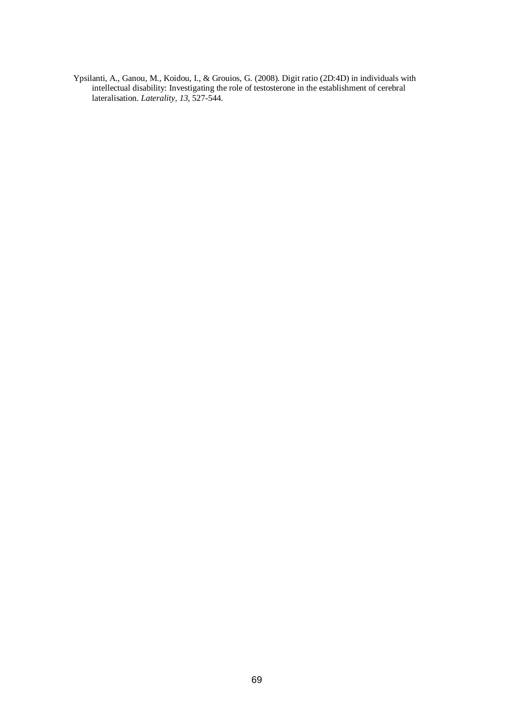Ypsilanti, A., Ganou, M., Koidou, I., & Grouios, G. (2008). Digit ratio (2D:4D) in individuals with intellectual disability: Investigating the role of testosterone in the establishment of cerebral lateralisation. *Laterality, 13*, 527-544.